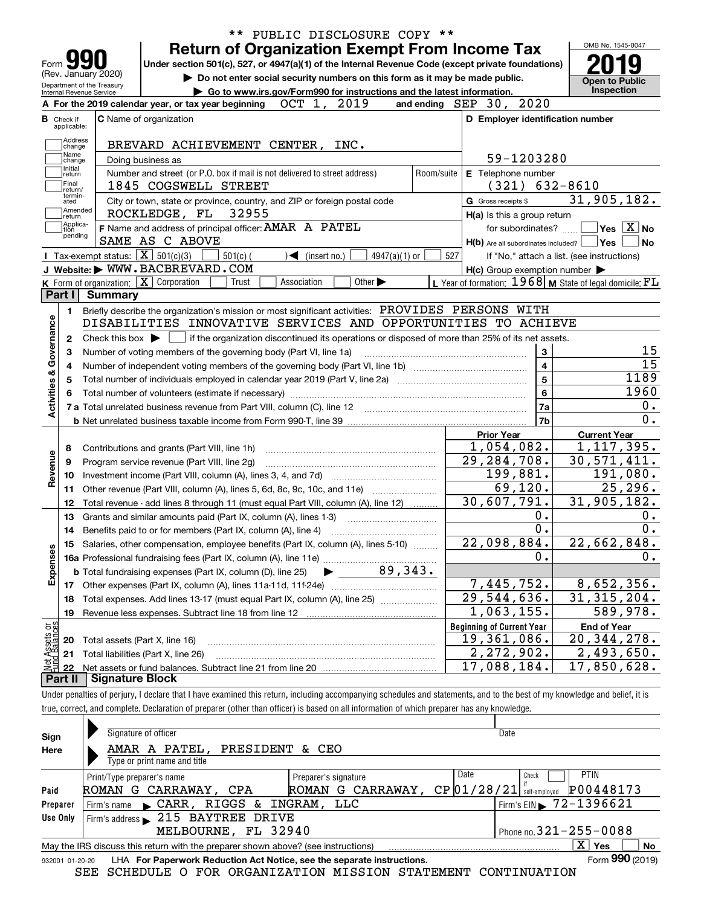\*\* PUBLIC DISCLOSURE COPY \*\*

# Form 990 — Return of Organization Exempt From Income Tax

(Rev. January 2020)

Department of the Treasury
Internal Revenue Service

Under section 501(c), 527, or 4947(a)(1) of the Internal Revenue Code (except private foundations)

▶ Do not enter social security numbers on this form as it may be made public.

▶ Go to www.irs.gov/Form990 for instructions and the latest information.

OMB No. 1545-0047

**2019**

**Open to Public Inspection**

**A** For the 2019 calendar year, or tax year beginning OCT 1, 2019 and ending SEP 30, 2020

**B** Check if applicable: Address change, Name change, Initial return, Final return/terminated, Amended return, Application pending

**C** Name of organization: BREVARD ACHIEVEMENT CENTER, INC.

Doing business as

Number and street (or P.O. box if mail is not delivered to street address): 1845 COGSWELL STREET — Room/suite

City or town, state or province, country, and ZIP or foreign postal code: ROCKLEDGE, FL 32955

**D** Employer identification number: 59-1203280

**E** Telephone number: (321) 632-8610

**G** Gross receipts $ 31,905,182.

**F** Name and address of principal officer: AMAR A PATEL, SAME AS C ABOVE

**H(a)** Is this a group return for subordinates? ☐ Yes ☒ No

**H(b)** Are all subordinates included? ☐ Yes ☐ No — If "No," attach a list. (see instructions)

**H(c)** Group exemption number ▶

**I** Tax-exempt status: ☒ 501(c)(3) ☐ 501(c) ( ) ◀ (insert no.) ☐ 4947(a)(1) or ☐ 527

**J** Website: ▶ WWW.BACBREVARD.COM

**K** Form of organization: ☒ Corporation ☐ Trust ☐ Association ☐ Other ▶

**L** Year of formation: 1968 **M** State of legal domicile: FL

## Part I Summary

**Activities & Governance**

1 Briefly describe the organization's mission or most significant activities: PROVIDES PERSONS WITH DISABILITIES INNOVATIVE SERVICES AND OPPORTUNITIES TO ACHIEVE

2 Check this box ▶ ☐ if the organization discontinued its operations or disposed of more than 25% of its net assets.

| | | | |
|---|---|---|---|
| 3 | Number of voting members of the governing body (Part VI, line 1a) | 3 | 15 |
| 4 | Number of independent voting members of the governing body (Part VI, line 1b) | 4 | 15 |
| 5 | Total number of individuals employed in calendar year 2019 (Part V, line 2a) | 5 | 1189 |
| 6 | Total number of volunteers (estimate if necessary) | 6 | 1960 |
| 7a | Total unrelated business revenue from Part VIII, column (C), line 12 | 7a | 0. |
| b | Net unrelated business taxable income from Form 990-T, line 39 | 7b | 0. |

| | | Prior Year | Current Year |
|---|---|---|---|
| **Revenue** | | | |
| 8 | Contributions and grants (Part VIII, line 1h) | 1,054,082. | 1,117,395. |
| 9 | Program service revenue (Part VIII, line 2g) | 29,284,708. | 30,571,411. |
| 10 | Investment income (Part VIII, column (A), lines 3, 4, and 7d) | 199,881. | 191,080. |
| 11 | Other revenue (Part VIII, column (A), lines 5, 6d, 8c, 9c, 10c, and 11e) | 69,120. | 25,296. |
| 12 | Total revenue - add lines 8 through 11 (must equal Part VIII, column (A), line 12) | 30,607,791. | 31,905,182. |
| **Expenses** | | | |
| 13 | Grants and similar amounts paid (Part IX, column (A), lines 1-3) | 0. | 0. |
| 14 | Benefits paid to or for members (Part IX, column (A), line 4) | 0. | 0. |
| 15 | Salaries, other compensation, employee benefits (Part IX, column (A), lines 5-10) | 22,098,884. | 22,662,848. |
| 16a | Professional fundraising fees (Part IX, column (A), line 11e) | 0. | 0. |
| b | Total fundraising expenses (Part IX, column (D), line 25) ▶ 89,343. | | |
| 17 | Other expenses (Part IX, column (A), lines 11a-11d, 11f-24e) | 7,445,752. | 8,652,356. |
| 18 | Total expenses. Add lines 13-17 (must equal Part IX, column (A), line 25) | 29,544,636. | 31,315,204. |
| 19 | Revenue less expenses. Subtract line 18 from line 12 | 1,063,155. | 589,978. |

| **Net Assets or Fund Balances** | | Beginning of Current Year | End of Year |
|---|---|---|---|
| 20 | Total assets (Part X, line 16) | 19,361,086. | 20,344,278. |
| 21 | Total liabilities (Part X, line 26) | 2,272,902. | 2,493,650. |
| 22 | Net assets or fund balances. Subtract line 21 from line 20 | 17,088,184. | 17,850,628. |

## Part II Signature Block

Under penalties of perjury, I declare that I have examined this return, including accompanying schedules and statements, and to the best of my knowledge and belief, it is true, correct, and complete. Declaration of preparer (other than officer) is based on all information of which preparer has any knowledge.

**Sign Here**

Signature of officer — Date

AMAR A PATEL, PRESIDENT & CEO
Type or print name and title

**Paid Preparer Use Only**

| Print/Type preparer's name | Preparer's signature | Date | Check ☐ if self-employed | PTIN |
|---|---|---|---|---|
| ROMAN G CARRAWAY, CPA | ROMAN G CARRAWAY, CP | 01/28/21 | | P00448173 |

Firm's name ▶ CARR, RIGGS & INGRAM, LLC — Firm's EIN ▶ 72-1396621

Firm's address ▶ 215 BAYTREE DRIVE, MELBOURNE, FL 32940 — Phone no. 321-255-0088

May the IRS discuss this return with the preparer shown above? (see instructions) ☒ Yes ☐ No

932001 01-20-20 LHA **For Paperwork Reduction Act Notice, see the separate instructions.** Form **990** (2019)

SEE SCHEDULE O FOR ORGANIZATION MISSION STATEMENT CONTINUATION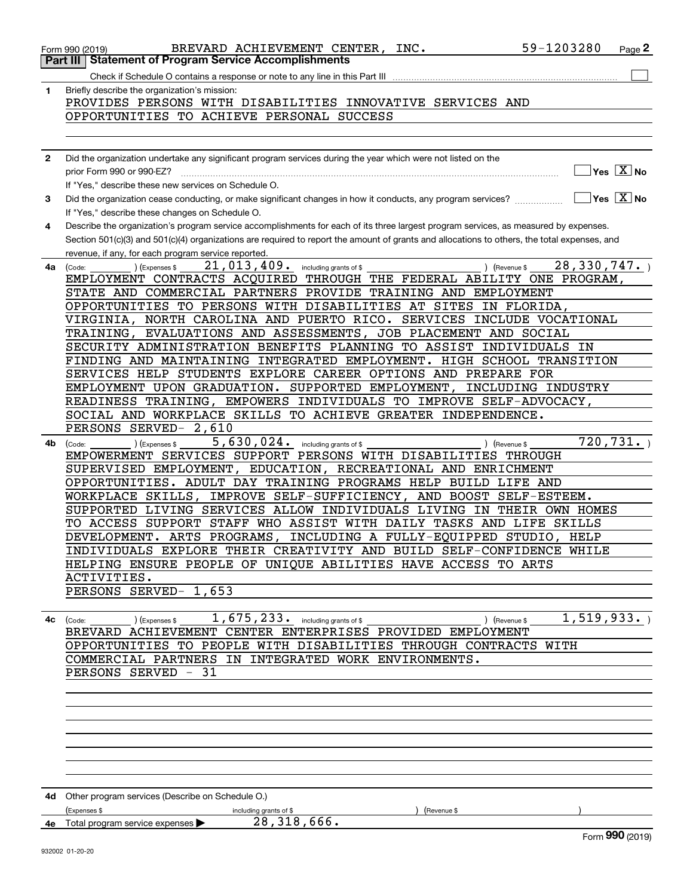Form 990 (2019) BREVARD ACHIEVEMENT CENTER, INC. 59-1203280 Page **2**

## Part III Statement of Program Service Accomplishments

Check if Schedule O contains a response or note to any line in this Part III ☐

**1** Briefly describe the organization's mission:

PROVIDES PERSONS WITH DISABILITIES INNOVATIVE SERVICES AND OPPORTUNITIES TO ACHIEVE PERSONAL SUCCESS

**2** Did the organization undertake any significant program services during the year which were not listed on the prior Form 990 or 990-EZ? ☐ Yes ☒ No

If "Yes," describe these new services on Schedule O.

**3** Did the organization cease conducting, or make significant changes in how it conducts, any program services? ☐ Yes ☒ No

If "Yes," describe these changes on Schedule O.

**4** Describe the organization's program service accomplishments for each of its three largest program services, as measured by expenses. Section 501(c)(3) and 501(c)(4) organizations are required to report the amount of grants and allocations to others, the total expenses, and revenue, if any, for each program service reported.

**4a** (Code: ) (Expenses $ 21,013,409. including grants of $ ) (Revenue $ 28,330,747. )

EMPLOYMENT CONTRACTS ACQUIRED THROUGH THE FEDERAL ABILITY ONE PROGRAM, STATE AND COMMERCIAL PARTNERS PROVIDE TRAINING AND EMPLOYMENT OPPORTUNITIES TO PERSONS WITH DISABILITIES AT SITES IN FLORIDA, VIRGINIA, NORTH CAROLINA AND PUERTO RICO. SERVICES INCLUDE VOCATIONAL TRAINING, EVALUATIONS AND ASSESSMENTS, JOB PLACEMENT AND SOCIAL SECURITY ADMINISTRATION BENEFITS PLANNING TO ASSIST INDIVIDUALS IN FINDING AND MAINTAINING INTEGRATED EMPLOYMENT. HIGH SCHOOL TRANSITION SERVICES HELP STUDENTS EXPLORE CAREER OPTIONS AND PREPARE FOR EMPLOYMENT UPON GRADUATION. SUPPORTED EMPLOYMENT, INCLUDING INDUSTRY READINESS TRAINING, EMPOWERS INDIVIDUALS TO IMPROVE SELF-ADVOCACY, SOCIAL AND WORKPLACE SKILLS TO ACHIEVE GREATER INDEPENDENCE.
PERSONS SERVED- 2,610

**4b** (Code: ) (Expenses $ 5,630,024. including grants of $ ) (Revenue $ 720,731. )

EMPOWERMENT SERVICES SUPPORT PERSONS WITH DISABILITIES THROUGH SUPERVISED EMPLOYMENT, EDUCATION, RECREATIONAL AND ENRICHMENT OPPORTUNITIES. ADULT DAY TRAINING PROGRAMS HELP BUILD LIFE AND WORKPLACE SKILLS, IMPROVE SELF-SUFFICIENCY, AND BOOST SELF-ESTEEM. SUPPORTED LIVING SERVICES ALLOW INDIVIDUALS LIVING IN THEIR OWN HOMES TO ACCESS SUPPORT STAFF WHO ASSIST WITH DAILY TASKS AND LIFE SKILLS DEVELOPMENT. ARTS PROGRAMS, INCLUDING A FULLY-EQUIPPED STUDIO, HELP INDIVIDUALS EXPLORE THEIR CREATIVITY AND BUILD SELF-CONFIDENCE WHILE HELPING ENSURE PEOPLE OF UNIQUE ABILITIES HAVE ACCESS TO ARTS ACTIVITIES.
PERSONS SERVED- 1,653

**4c** (Code: ) (Expenses $ 1,675,233. including grants of $ ) (Revenue $ 1,519,933. )

BREVARD ACHIEVEMENT CENTER ENTERPRISES PROVIDED EMPLOYMENT OPPORTUNITIES TO PEOPLE WITH DISABILITIES THROUGH CONTRACTS WITH COMMERCIAL PARTNERS IN INTEGRATED WORK ENVIRONMENTS.
PERSONS SERVED - 31

**4d** Other program services (Describe on Schedule O.)

(Expenses $ including grants of $ ) (Revenue $ )

**4e** Total program service expenses ▶ 28,318,666.

Form **990** (2019)

932002 01-20-20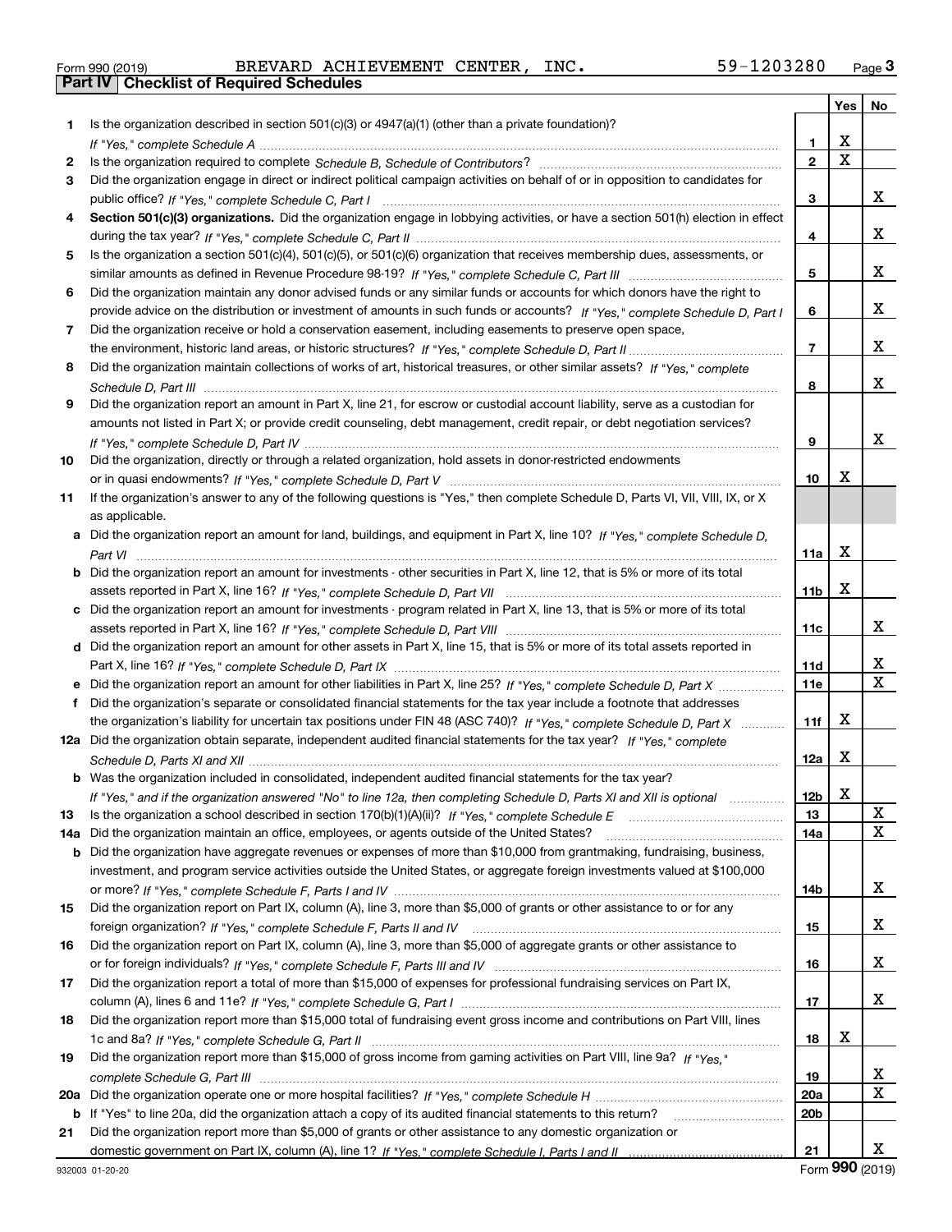Form 990 (2019) BREVARD ACHIEVEMENT CENTER, INC. 59-1203280 Page **3**

## Part IV Checklist of Required Schedules

| | | | Yes | No |
|---|---|---|---|---|
| **1** | Is the organization described in section 501(c)(3) or 4947(a)(1) (other than a private foundation)? *If "Yes," complete Schedule A* | **1** | X | |
| **2** | Is the organization required to complete *Schedule B, Schedule of Contributors*? | **2** | X | |
| **3** | Did the organization engage in direct or indirect political campaign activities on behalf of or in opposition to candidates for public office? *If "Yes," complete Schedule C, Part I* | **3** | | X |
| **4** | **Section 501(c)(3) organizations.** Did the organization engage in lobbying activities, or have a section 501(h) election in effect during the tax year? *If "Yes," complete Schedule C, Part II* | **4** | | X |
| **5** | Is the organization a section 501(c)(4), 501(c)(5), or 501(c)(6) organization that receives membership dues, assessments, or similar amounts as defined in Revenue Procedure 98-19? *If "Yes," complete Schedule C, Part III* | **5** | | X |
| **6** | Did the organization maintain any donor advised funds or any similar funds or accounts for which donors have the right to provide advice on the distribution or investment of amounts in such funds or accounts? *If "Yes," complete Schedule D, Part I* | **6** | | X |
| **7** | Did the organization receive or hold a conservation easement, including easements to preserve open space, the environment, historic land areas, or historic structures? *If "Yes," complete Schedule D, Part II* | **7** | | X |
| **8** | Did the organization maintain collections of works of art, historical treasures, or other similar assets? *If "Yes," complete Schedule D, Part III* | **8** | | X |
| **9** | Did the organization report an amount in Part X, line 21, for escrow or custodial account liability, serve as a custodian for amounts not listed in Part X; or provide credit counseling, debt management, credit repair, or debt negotiation services? *If "Yes," complete Schedule D, Part IV* | **9** | | X |
| **10** | Did the organization, directly or through a related organization, hold assets in donor-restricted endowments or in quasi endowments? *If "Yes," complete Schedule D, Part V* | **10** | X | |
| **11** | If the organization's answer to any of the following questions is "Yes," then complete Schedule D, Parts VI, VII, VIII, IX, or X as applicable. | | | |
| **a** | Did the organization report an amount for land, buildings, and equipment in Part X, line 10? *If "Yes," complete Schedule D, Part VI* | **11a** | X | |
| **b** | Did the organization report an amount for investments - other securities in Part X, line 12, that is 5% or more of its total assets reported in Part X, line 16? *If "Yes," complete Schedule D, Part VII* | **11b** | X | |
| **c** | Did the organization report an amount for investments - program related in Part X, line 13, that is 5% or more of its total assets reported in Part X, line 16? *If "Yes," complete Schedule D, Part VIII* | **11c** | | X |
| **d** | Did the organization report an amount for other assets in Part X, line 15, that is 5% or more of its total assets reported in Part X, line 16? *If "Yes," complete Schedule D, Part IX* | **11d** | | X |
| **e** | Did the organization report an amount for other liabilities in Part X, line 25? *If "Yes," complete Schedule D, Part X* | **11e** | | X |
| **f** | Did the organization's separate or consolidated financial statements for the tax year include a footnote that addresses the organization's liability for uncertain tax positions under FIN 48 (ASC 740)? *If "Yes," complete Schedule D, Part X* | **11f** | X | |
| **12a** | Did the organization obtain separate, independent audited financial statements for the tax year? *If "Yes," complete Schedule D, Parts XI and XII* | **12a** | X | |
| **b** | Was the organization included in consolidated, independent audited financial statements for the tax year? *If "Yes," and if the organization answered "No" to line 12a, then completing Schedule D, Parts XI and XII is optional* | **12b** | X | |
| **13** | Is the organization a school described in section 170(b)(1)(A)(ii)? *If "Yes," complete Schedule E* | **13** | | X |
| **14a** | Did the organization maintain an office, employees, or agents outside of the United States? | **14a** | | X |
| **b** | Did the organization have aggregate revenues or expenses of more than $10,000 from grantmaking, fundraising, business, investment, and program service activities outside the United States, or aggregate foreign investments valued at $100,000 or more? *If "Yes," complete Schedule F, Parts I and IV* | **14b** | | X |
| **15** | Did the organization report on Part IX, column (A), line 3, more than $5,000 of grants or other assistance to or for any foreign organization? *If "Yes," complete Schedule F, Parts II and IV* | **15** | | X |
| **16** | Did the organization report on Part IX, column (A), line 3, more than $5,000 of aggregate grants or other assistance to or for foreign individuals? *If "Yes," complete Schedule F, Parts III and IV* | **16** | | X |
| **17** | Did the organization report a total of more than $15,000 of expenses for professional fundraising services on Part IX, column (A), lines 6 and 11e? *If "Yes," complete Schedule G, Part I* | **17** | | X |
| **18** | Did the organization report more than $15,000 total of fundraising event gross income and contributions on Part VIII, lines 1c and 8a? *If "Yes," complete Schedule G, Part II* | **18** | X | |
| **19** | Did the organization report more than $15,000 of gross income from gaming activities on Part VIII, line 9a? *If "Yes," complete Schedule G, Part III* | **19** | | X |
| **20a** | Did the organization operate one or more hospital facilities? *If "Yes," complete Schedule H* | **20a** | | X |
| **b** | If "Yes" to line 20a, did the organization attach a copy of its audited financial statements to this return? | **20b** | | |
| **21** | Did the organization report more than $5,000 of grants or other assistance to any domestic organization or domestic government on Part IX, column (A), line 1? *If "Yes," complete Schedule I, Parts I and II* | **21** | | X |

932003 01-20-20 Form **990** (2019)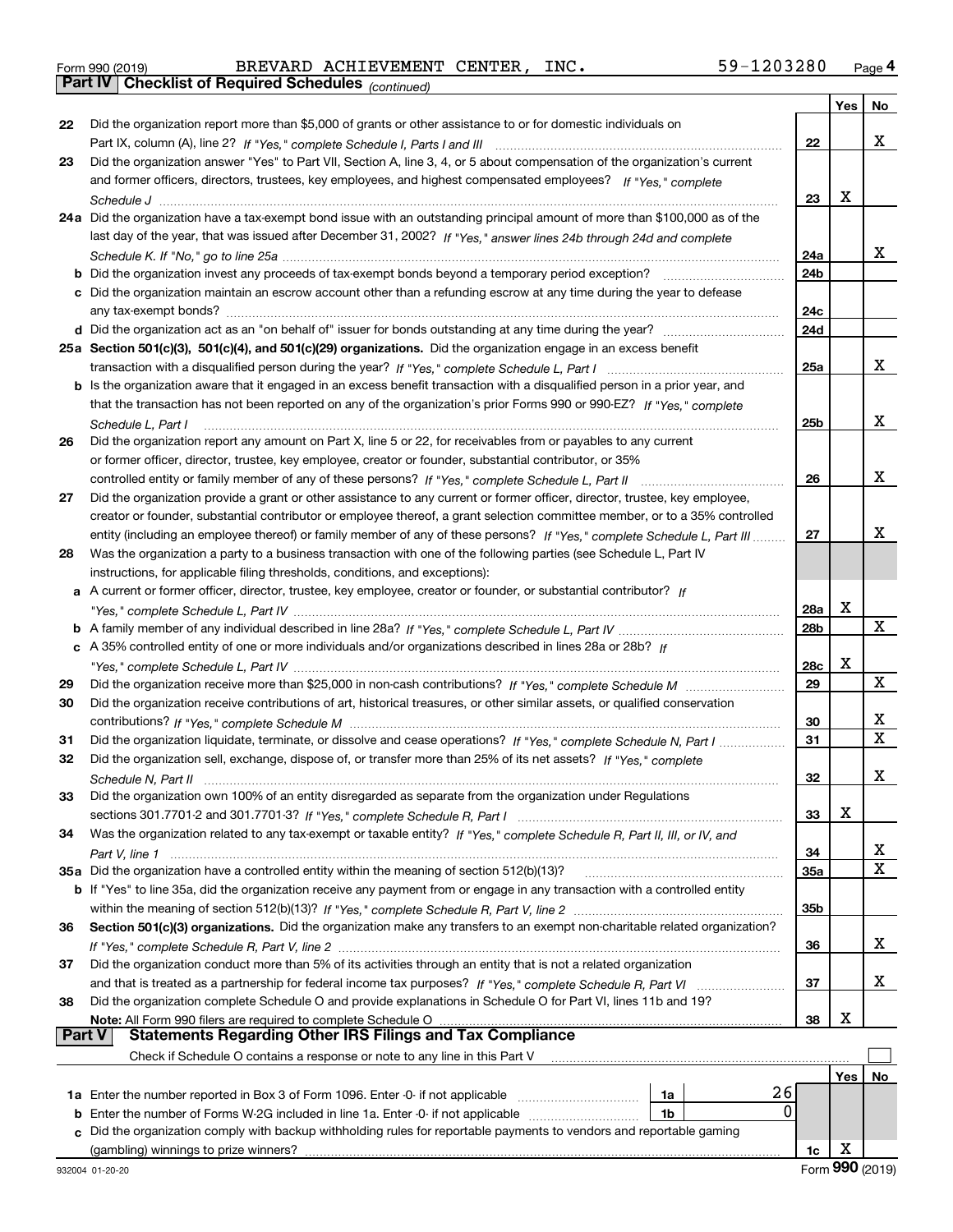Form 990 (2019) BREVARD ACHIEVEMENT CENTER, INC. 59-1203280 Page 4

## Part IV Checklist of Required Schedules *(continued)*

| | | | Yes | No |
|---|---|---|---|---|
| 22 | Did the organization report more than $5,000 of grants or other assistance to or for domestic individuals on Part IX, column (A), line 2? *If "Yes," complete Schedule I, Parts I and III* | 22 | | X |
| 23 | Did the organization answer "Yes" to Part VII, Section A, line 3, 4, or 5 about compensation of the organization's current and former officers, directors, trustees, key employees, and highest compensated employees? *If "Yes," complete Schedule J* | 23 | X | |
| 24a | Did the organization have a tax-exempt bond issue with an outstanding principal amount of more than $100,000 as of the last day of the year, that was issued after December 31, 2002? *If "Yes," answer lines 24b through 24d and complete Schedule K. If "No," go to line 25a* | 24a | | X |
| b | Did the organization invest any proceeds of tax-exempt bonds beyond a temporary period exception? | 24b | | |
| c | Did the organization maintain an escrow account other than a refunding escrow at any time during the year to defease any tax-exempt bonds? | 24c | | |
| d | Did the organization act as an "on behalf of" issuer for bonds outstanding at any time during the year? | 24d | | |
| 25a | **Section 501(c)(3), 501(c)(4), and 501(c)(29) organizations.** Did the organization engage in an excess benefit transaction with a disqualified person during the year? *If "Yes," complete Schedule L, Part I* | 25a | | X |
| b | Is the organization aware that it engaged in an excess benefit transaction with a disqualified person in a prior year, and that the transaction has not been reported on any of the organization's prior Forms 990 or 990-EZ? *If "Yes," complete Schedule L, Part I* | 25b | | X |
| 26 | Did the organization report any amount on Part X, line 5 or 22, for receivables from or payables to any current or former officer, director, trustee, key employee, creator or founder, substantial contributor, or 35% controlled entity or family member of any of these persons? *If "Yes," complete Schedule L, Part II* | 26 | | X |
| 27 | Did the organization provide a grant or other assistance to any current or former officer, director, trustee, key employee, creator or founder, substantial contributor or employee thereof, a grant selection committee member, or to a 35% controlled entity (including an employee thereof) or family member of any of these persons? *If "Yes," complete Schedule L, Part III* | 27 | | X |
| 28 | Was the organization a party to a business transaction with one of the following parties (see Schedule L, Part IV instructions, for applicable filing thresholds, conditions, and exceptions): | | | |
| a | A current or former officer, director, trustee, key employee, creator or founder, or substantial contributor? *If "Yes," complete Schedule L, Part IV* | 28a | X | |
| b | A family member of any individual described in line 28a? *If "Yes," complete Schedule L, Part IV* | 28b | | X |
| c | A 35% controlled entity of one or more individuals and/or organizations described in lines 28a or 28b? *If "Yes," complete Schedule L, Part IV* | 28c | X | |
| 29 | Did the organization receive more than $25,000 in non-cash contributions? *If "Yes," complete Schedule M* | 29 | | X |
| 30 | Did the organization receive contributions of art, historical treasures, or other similar assets, or qualified conservation contributions? *If "Yes," complete Schedule M* | 30 | | X |
| 31 | Did the organization liquidate, terminate, or dissolve and cease operations? *If "Yes," complete Schedule N, Part I* | 31 | | X |
| 32 | Did the organization sell, exchange, dispose of, or transfer more than 25% of its net assets? *If "Yes," complete Schedule N, Part II* | 32 | | X |
| 33 | Did the organization own 100% of an entity disregarded as separate from the organization under Regulations sections 301.7701-2 and 301.7701-3? *If "Yes," complete Schedule R, Part I* | 33 | X | |
| 34 | Was the organization related to any tax-exempt or taxable entity? *If "Yes," complete Schedule R, Part II, III, or IV, and Part V, line 1* | 34 | | X |
| 35a | Did the organization have a controlled entity within the meaning of section 512(b)(13)? | 35a | | X |
| b | If "Yes" to line 35a, did the organization receive any payment from or engage in any transaction with a controlled entity within the meaning of section 512(b)(13)? *If "Yes," complete Schedule R, Part V, line 2* | 35b | | |
| 36 | **Section 501(c)(3) organizations.** Did the organization make any transfers to an exempt non-charitable related organization? *If "Yes," complete Schedule R, Part V, line 2* | 36 | | X |
| 37 | Did the organization conduct more than 5% of its activities through an entity that is not a related organization and that is treated as a partnership for federal income tax purposes? *If "Yes," complete Schedule R, Part VI* | 37 | | X |
| 38 | Did the organization complete Schedule O and provide explanations in Schedule O for Part VI, lines 11b and 19? **Note:** All Form 990 filers are required to complete Schedule O | 38 | X | |

## Part V Statements Regarding Other IRS Filings and Tax Compliance

Check if Schedule O contains a response or note to any line in this Part V ☐

| | | | | | Yes | No |
|---|---|---|---|---|---|---|
| 1a | Enter the number reported in Box 3 of Form 1096. Enter -0- if not applicable | 1a | 26 | | | |
| b | Enter the number of Forms W-2G included in line 1a. Enter -0- if not applicable | 1b | 0 | | | |
| c | Did the organization comply with backup withholding rules for reportable payments to vendors and reportable gaming (gambling) winnings to prize winners? | | | 1c | X | |

932004 01-20-20 Form **990** (2019)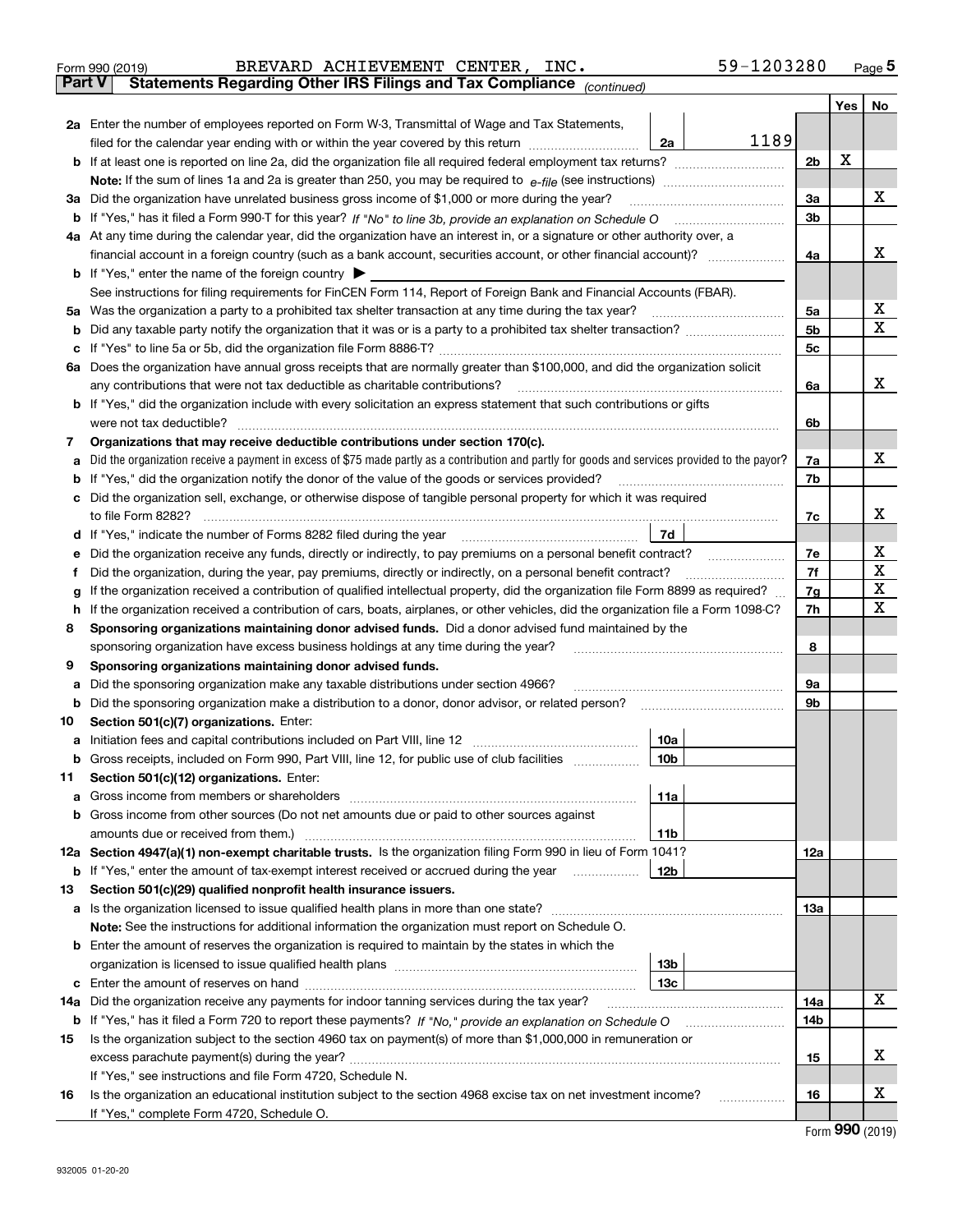Form 990 (2019) BREVARD ACHIEVEMENT CENTER, INC. 59-1203280

## Part V Statements Regarding Other IRS Filings and Tax Compliance *(continued)*

| | | | | | Yes | No |
|---|---|---|---|---|---|---|
| **2a** | Enter the number of employees reported on Form W-3, Transmittal of Wage and Tax Statements, filed for the calendar year ending with or within the year covered by this return | 2a | 1189 | | | |
| **b** | If at least one is reported on line 2a, did the organization file all required federal employment tax returns? | | | 2b | X | |
| | **Note:** If the sum of lines 1a and 2a is greater than 250, you may be required to *e-file* (see instructions) | | | | | |
| **3a** | Did the organization have unrelated business gross income of $1,000 or more during the year? | | | 3a | | X |
| **b** | If "Yes," has it filed a Form 990-T for this year? *If "No" to line 3b, provide an explanation on Schedule O* | | | 3b | | |
| **4a** | At any time during the calendar year, did the organization have an interest in, or a signature or other authority over, a financial account in a foreign country (such as a bank account, securities account, or other financial account)? | | | 4a | | X |
| **b** | If "Yes," enter the name of the foreign country ▶ | | | | | |
| | See instructions for filing requirements for FinCEN Form 114, Report of Foreign Bank and Financial Accounts (FBAR). | | | | | |
| **5a** | Was the organization a party to a prohibited tax shelter transaction at any time during the tax year? | | | 5a | | X |
| **b** | Did any taxable party notify the organization that it was or is a party to a prohibited tax shelter transaction? | | | 5b | | X |
| **c** | If "Yes" to line 5a or 5b, did the organization file Form 8886-T? | | | 5c | | |
| **6a** | Does the organization have annual gross receipts that are normally greater than $100,000, and did the organization solicit any contributions that were not tax deductible as charitable contributions? | | | 6a | | X |
| **b** | If "Yes," did the organization include with every solicitation an express statement that such contributions or gifts were not tax deductible? | | | 6b | | |
| **7** | **Organizations that may receive deductible contributions under section 170(c).** | | | | | |
| **a** | Did the organization receive a payment in excess of $75 made partly as a contribution and partly for goods and services provided to the payor? | | | 7a | | X |
| **b** | If "Yes," did the organization notify the donor of the value of the goods or services provided? | | | 7b | | |
| **c** | Did the organization sell, exchange, or otherwise dispose of tangible personal property for which it was required to file Form 8282? | | | 7c | | X |
| **d** | If "Yes," indicate the number of Forms 8282 filed during the year | 7d | | | | |
| **e** | Did the organization receive any funds, directly or indirectly, to pay premiums on a personal benefit contract? | | | 7e | | X |
| **f** | Did the organization, during the year, pay premiums, directly or indirectly, on a personal benefit contract? | | | 7f | | X |
| **g** | If the organization received a contribution of qualified intellectual property, did the organization file Form 8899 as required? | | | 7g | | X |
| **h** | If the organization received a contribution of cars, boats, airplanes, or other vehicles, did the organization file a Form 1098-C? | | | 7h | | X |
| **8** | **Sponsoring organizations maintaining donor advised funds.** Did a donor advised fund maintained by the sponsoring organization have excess business holdings at any time during the year? | | | 8 | | |
| **9** | **Sponsoring organizations maintaining donor advised funds.** | | | | | |
| **a** | Did the sponsoring organization make any taxable distributions under section 4966? | | | 9a | | |
| **b** | Did the sponsoring organization make a distribution to a donor, donor advisor, or related person? | | | 9b | | |
| **10** | **Section 501(c)(7) organizations.** Enter: | | | | | |
| **a** | Initiation fees and capital contributions included on Part VIII, line 12 | 10a | | | | |
| **b** | Gross receipts, included on Form 990, Part VIII, line 12, for public use of club facilities | 10b | | | | |
| **11** | **Section 501(c)(12) organizations.** Enter: | | | | | |
| **a** | Gross income from members or shareholders | 11a | | | | |
| **b** | Gross income from other sources (Do not net amounts due or paid to other sources against amounts due or received from them.) | 11b | | | | |
| **12a** | **Section 4947(a)(1) non-exempt charitable trusts.** Is the organization filing Form 990 in lieu of Form 1041? | | | 12a | | |
| **b** | If "Yes," enter the amount of tax-exempt interest received or accrued during the year | 12b | | | | |
| **13** | **Section 501(c)(29) qualified nonprofit health insurance issuers.** | | | | | |
| **a** | Is the organization licensed to issue qualified health plans in more than one state? | | | 13a | | |
| | **Note:** See the instructions for additional information the organization must report on Schedule O. | | | | | |
| **b** | Enter the amount of reserves the organization is required to maintain by the states in which the organization is licensed to issue qualified health plans | 13b | | | | |
| **c** | Enter the amount of reserves on hand | 13c | | | | |
| **14a** | Did the organization receive any payments for indoor tanning services during the tax year? | | | 14a | | X |
| **b** | If "Yes," has it filed a Form 720 to report these payments? *If "No," provide an explanation on Schedule O* | | | 14b | | |
| **15** | Is the organization subject to the section 4960 tax on payment(s) of more than $1,000,000 in remuneration or excess parachute payment(s) during the year? | | | 15 | | X |
| | If "Yes," see instructions and file Form 4720, Schedule N. | | | | | |
| **16** | Is the organization an educational institution subject to the section 4968 excise tax on net investment income? | | | 16 | | X |
| | If "Yes," complete Form 4720, Schedule O. | | | | | |

Form **990** (2019)

932005 01-20-20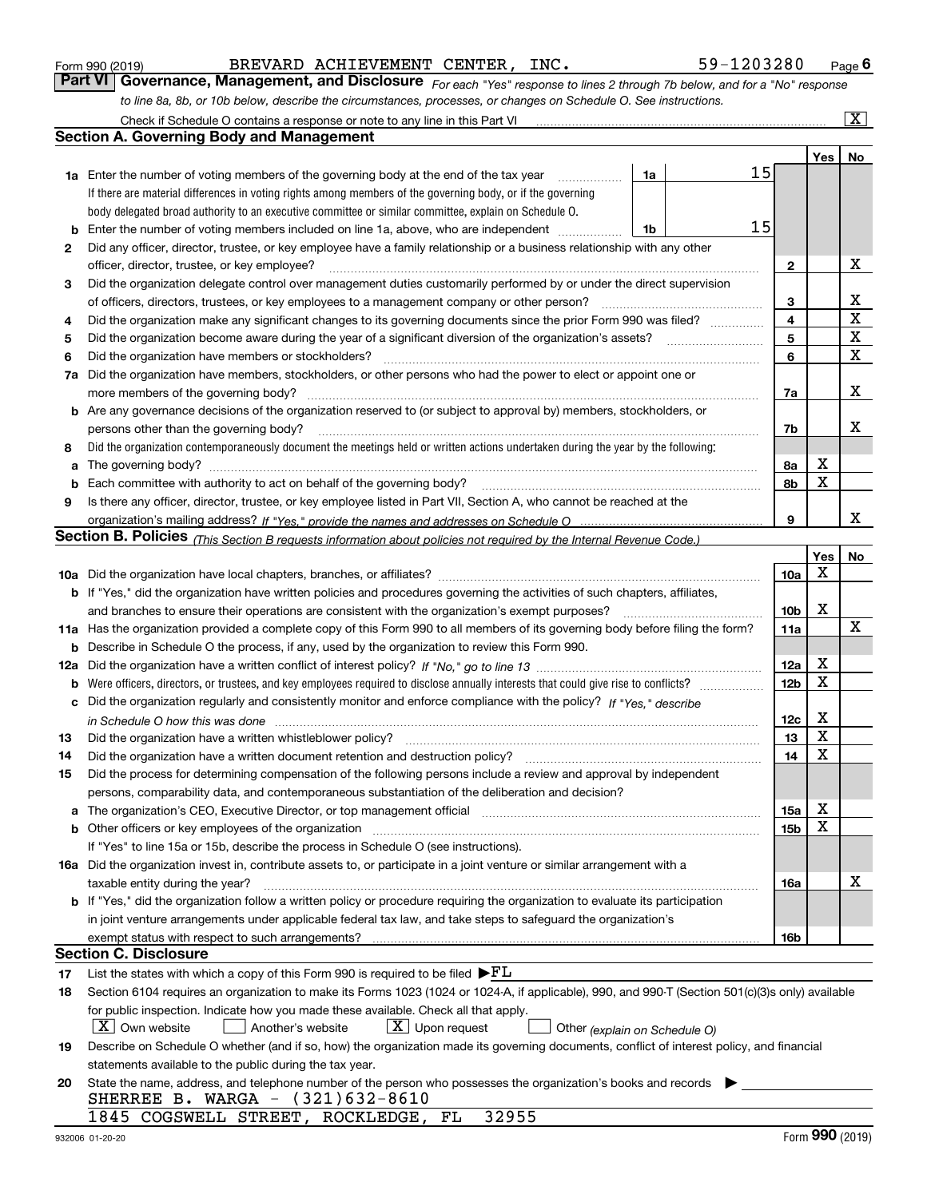Form 990 (2019) BREVARD ACHIEVEMENT CENTER, INC. 59-1203280 Page 6

## Part VI Governance, Management, and Disclosure

*For each "Yes" response to lines 2 through 7b below, and for a "No" response to line 8a, 8b, or 10b below, describe the circumstances, processes, or changes on Schedule O. See instructions.*

Check if Schedule O contains a response or note to any line in this Part VI ... [X]

### Section A. Governing Body and Management

| | | | | Yes | No |
|---|---|---|---|---|---|
| **1a** | Enter the number of voting members of the governing body at the end of the tax year. If there are material differences in voting rights among members of the governing body, or if the governing body delegated broad authority to an executive committee or similar committee, explain on Schedule O. | 1a | 15 | | |
| **b** | Enter the number of voting members included on line 1a, above, who are independent | 1b | 15 | | |
| **2** | Did any officer, director, trustee, or key employee have a family relationship or a business relationship with any other officer, director, trustee, or key employee? | 2 | | | X |
| **3** | Did the organization delegate control over management duties customarily performed by or under the direct supervision of officers, directors, trustees, or key employees to a management company or other person? | 3 | | | X |
| **4** | Did the organization make any significant changes to its governing documents since the prior Form 990 was filed? | 4 | | | X |
| **5** | Did the organization become aware during the year of a significant diversion of the organization's assets? | 5 | | | X |
| **6** | Did the organization have members or stockholders? | 6 | | | X |
| **7a** | Did the organization have members, stockholders, or other persons who had the power to elect or appoint one or more members of the governing body? | 7a | | | X |
| **b** | Are any governance decisions of the organization reserved to (or subject to approval by) members, stockholders, or persons other than the governing body? | 7b | | | X |
| **8** | Did the organization contemporaneously document the meetings held or written actions undertaken during the year by the following: | | | | |
| **a** | The governing body? | 8a | | X | |
| **b** | Each committee with authority to act on behalf of the governing body? | 8b | | X | |
| **9** | Is there any officer, director, trustee, or key employee listed in Part VII, Section A, who cannot be reached at the organization's mailing address? *If "Yes," provide the names and addresses on Schedule O* | 9 | | | X |

### Section B. Policies *(This Section B requests information about policies not required by the Internal Revenue Code.)*

| | | | Yes | No |
|---|---|---|---|---|
| **10a** | Did the organization have local chapters, branches, or affiliates? | 10a | X | |
| **b** | If "Yes," did the organization have written policies and procedures governing the activities of such chapters, affiliates, and branches to ensure their operations are consistent with the organization's exempt purposes? | 10b | X | |
| **11a** | Has the organization provided a complete copy of this Form 990 to all members of its governing body before filing the form? | 11a | | X |
| **b** | Describe in Schedule O the process, if any, used by the organization to review this Form 990. | | | |
| **12a** | Did the organization have a written conflict of interest policy? *If "No," go to line 13* | 12a | X | |
| **b** | Were officers, directors, or trustees, and key employees required to disclose annually interests that could give rise to conflicts? | 12b | X | |
| **c** | Did the organization regularly and consistently monitor and enforce compliance with the policy? *If "Yes," describe in Schedule O how this was done* | 12c | X | |
| **13** | Did the organization have a written whistleblower policy? | 13 | X | |
| **14** | Did the organization have a written document retention and destruction policy? | 14 | X | |
| **15** | Did the process for determining compensation of the following persons include a review and approval by independent persons, comparability data, and contemporaneous substantiation of the deliberation and decision? | | | |
| **a** | The organization's CEO, Executive Director, or top management official | 15a | X | |
| **b** | Other officers or key employees of the organization | 15b | X | |
| | If "Yes" to line 15a or 15b, describe the process in Schedule O (see instructions). | | | |
| **16a** | Did the organization invest in, contribute assets to, or participate in a joint venture or similar arrangement with a taxable entity during the year? | 16a | | X |
| **b** | If "Yes," did the organization follow a written policy or procedure requiring the organization to evaluate its participation in joint venture arrangements under applicable federal tax law, and take steps to safeguard the organization's exempt status with respect to such arrangements? | 16b | | |

### Section C. Disclosure

**17** List the states with which a copy of this Form 990 is required to be filed ▶FL

**18** Section 6104 requires an organization to make its Forms 1023 (1024 or 1024-A, if applicable), 990, and 990-T (Section 501(c)(3)s only) available for public inspection. Indicate how you made these available. Check all that apply.

[X] Own website [ ] Another's website [X] Upon request [ ] Other *(explain on Schedule O)*

**19** Describe on Schedule O whether (and if so, how) the organization made its governing documents, conflict of interest policy, and financial statements available to the public during the tax year.

**20** State the name, address, and telephone number of the person who possesses the organization's books and records ▶

SHERREE B. WARGA - (321)632-8610
1845 COGSWELL STREET, ROCKLEDGE, FL 32955

932006 01-20-20 Form **990** (2019)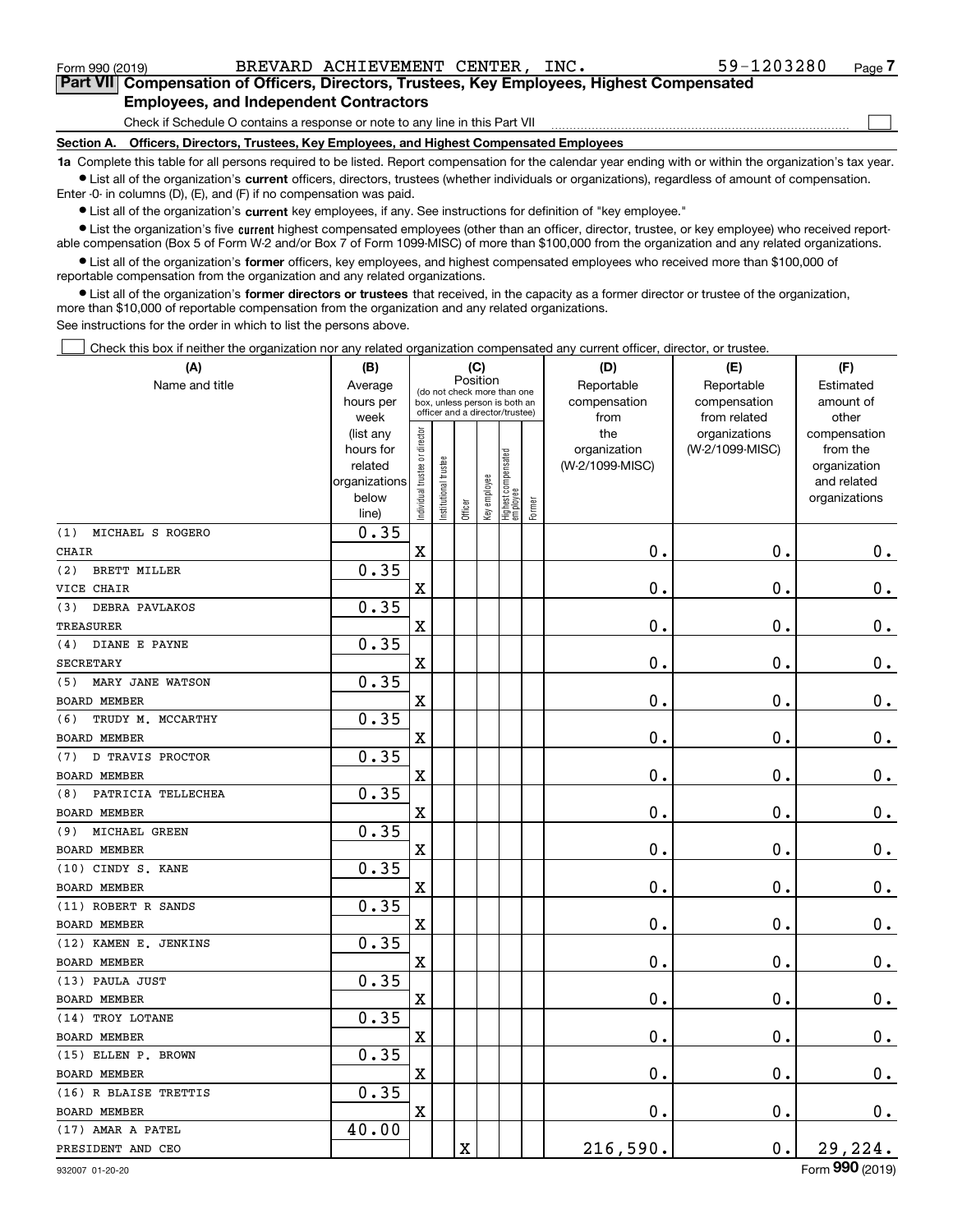Form 990 (2019) BREVARD ACHIEVEMENT CENTER, INC. 59-1203280

## Part VII Compensation of Officers, Directors, Trustees, Key Employees, Highest Compensated Employees, and Independent Contractors

Check if Schedule O contains a response or note to any line in this Part VII ☐

### Section A. Officers, Directors, Trustees, Key Employees, and Highest Compensated Employees

**1a** Complete this table for all persons required to be listed. Report compensation for the calendar year ending with or within the organization's tax year.

- List all of the organization's **current** officers, directors, trustees (whether individuals or organizations), regardless of amount of compensation. Enter -0- in columns (D), (E), and (F) if no compensation was paid.
- List all of the organization's **current** key employees, if any. See instructions for definition of "key employee."
- List the organization's five **current** highest compensated employees (other than an officer, director, trustee, or key employee) who received reportable compensation (Box 5 of Form W-2 and/or Box 7 of Form 1099-MISC) of more than $100,000 from the organization and any related organizations.
- List all of the organization's **former** officers, key employees, and highest compensated employees who received more than $100,000 of reportable compensation from the organization and any related organizations.
- List all of the organization's **former directors or trustees** that received, in the capacity as a former director or trustee of the organization, more than $10,000 of reportable compensation from the organization and any related organizations.

See instructions for the order in which to list the persons above.

☐ Check this box if neither the organization nor any related organization compensated any current officer, director, or trustee.

| (A) Name and title | (B) Average hours per week (list any hours for related organizations below line) | (C) Position: Individual trustee or director | Institutional trustee | Officer | Key employee | Highest compensated employee | Former | (D) Reportable compensation from the organization (W-2/1099-MISC) | (E) Reportable compensation from related organizations (W-2/1099-MISC) | (F) Estimated amount of other compensation from the organization and related organizations |
|---|---|---|---|---|---|---|---|---|---|---|
| (1) MICHAEL S ROGERO<br>CHAIR | 0.35 | X | | | | | | 0. | 0. | 0. |
| (2) BRETT MILLER<br>VICE CHAIR | 0.35 | X | | | | | | 0. | 0. | 0. |
| (3) DEBRA PAVLAKOS<br>TREASURER | 0.35 | X | | | | | | 0. | 0. | 0. |
| (4) DIANE E PAYNE<br>SECRETARY | 0.35 | X | | | | | | 0. | 0. | 0. |
| (5) MARY JANE WATSON<br>BOARD MEMBER | 0.35 | X | | | | | | 0. | 0. | 0. |
| (6) TRUDY M. MCCARTHY<br>BOARD MEMBER | 0.35 | X | | | | | | 0. | 0. | 0. |
| (7) D TRAVIS PROCTOR<br>BOARD MEMBER | 0.35 | X | | | | | | 0. | 0. | 0. |
| (8) PATRICIA TELLECHEA<br>BOARD MEMBER | 0.35 | X | | | | | | 0. | 0. | 0. |
| (9) MICHAEL GREEN<br>BOARD MEMBER | 0.35 | X | | | | | | 0. | 0. | 0. |
| (10) CINDY S. KANE<br>BOARD MEMBER | 0.35 | X | | | | | | 0. | 0. | 0. |
| (11) ROBERT R SANDS<br>BOARD MEMBER | 0.35 | X | | | | | | 0. | 0. | 0. |
| (12) KAMEN E. JENKINS<br>BOARD MEMBER | 0.35 | X | | | | | | 0. | 0. | 0. |
| (13) PAULA JUST<br>BOARD MEMBER | 0.35 | X | | | | | | 0. | 0. | 0. |
| (14) TROY LOTANE<br>BOARD MEMBER | 0.35 | X | | | | | | 0. | 0. | 0. |
| (15) ELLEN P. BROWN<br>BOARD MEMBER | 0.35 | X | | | | | | 0. | 0. | 0. |
| (16) R BLAISE TRETTIS<br>BOARD MEMBER | 0.35 | X | | | | | | 0. | 0. | 0. |
| (17) AMAR A PATEL<br>PRESIDENT AND CEO | 40.00 | | | X | | | | 216,590. | 0. | 29,224. |

932007 01-20-20 Form 990 (2019)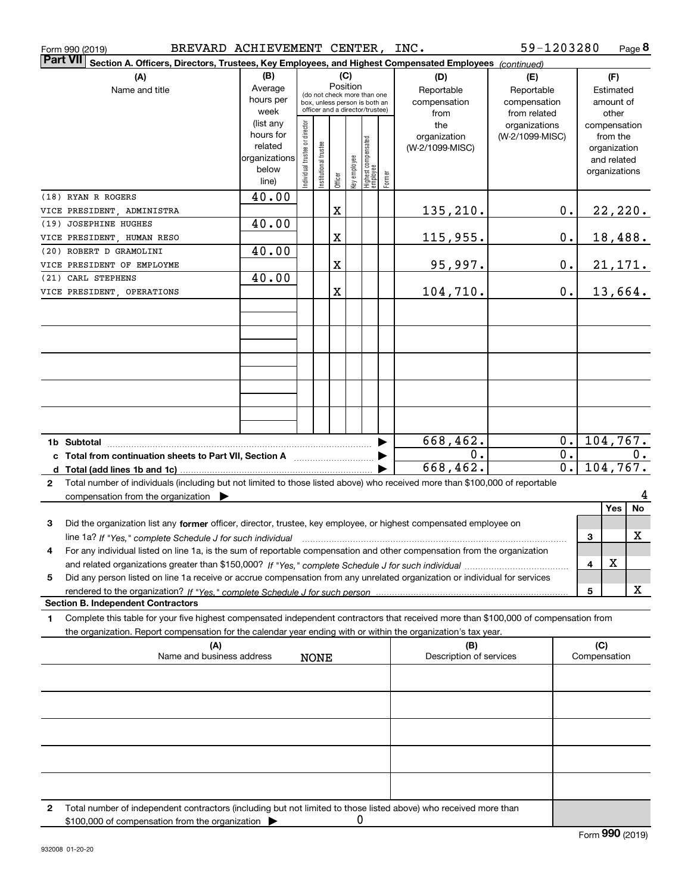Form 990 (2019) BREVARD ACHIEVEMENT CENTER, INC. 59-1203280 Page 8

**Part VII** Section A. Officers, Directors, Trustees, Key Employees, and Highest Compensated Employees *(continued)*

| (A) Name and title | (B) Average hours per week (list any hours for related organizations below line) | (C) Position: Individual trustee or director | Institutional trustee | Officer | Key employee | Highest compensated employee | Former | (D) Reportable compensation from the organization (W-2/1099-MISC) | (E) Reportable compensation from related organizations (W-2/1099-MISC) | (F) Estimated amount of other compensation from the organization and related organizations |
|---|---|---|---|---|---|---|---|---|---|---|
| (18) RYAN R ROGERS<br>VICE PRESIDENT, ADMINISTRA | 40.00 | | | X | | | | 135,210. | 0. | 22,220. |
| (19) JOSEPHINE HUGHES<br>VICE PRESIDENT, HUMAN RESO | 40.00 | | | X | | | | 115,955. | 0. | 18,488. |
| (20) ROBERT D GRAMOLINI<br>VICE PRESIDENT OF EMPLOYME | 40.00 | | | X | | | | 95,997. | 0. | 21,171. |
| (21) CARL STEPHENS<br>VICE PRESIDENT, OPERATIONS | 40.00 | | | X | | | | 104,710. | 0. | 13,664. |
| **1b Subtotal** | | | | | | | | 668,462. | 0. | 104,767. |
| **c Total from continuation sheets to Part VII, Section A** | | | | | | | | 0. | 0. | 0. |
| **d Total (add lines 1b and 1c)** | | | | | | | | 668,462. | 0. | 104,767. |

**2** Total number of individuals (including but not limited to those listed above) who received more than $100,000 of reportable compensation from the organization ▶ 4

| | | Yes | No |
|---|---|---|---|
| **3** Did the organization list any **former** officer, director, trustee, key employee, or highest compensated employee on line 1a? *If "Yes," complete Schedule J for such individual* | 3 | | X |
| **4** For any individual listed on line 1a, is the sum of reportable compensation and other compensation from the organization and related organizations greater than $150,000? *If "Yes," complete Schedule J for such individual* | 4 | X | |
| **5** Did any person listed on line 1a receive or accrue compensation from any unrelated organization or individual for services rendered to the organization? *If "Yes," complete Schedule J for such person* | 5 | | X |

**Section B. Independent Contractors**

**1** Complete this table for your five highest compensated independent contractors that received more than $100,000 of compensation from the organization. Report compensation for the calendar year ending with or within the organization's tax year.

| (A) Name and business address | (B) Description of services | (C) Compensation |
|---|---|---|
| NONE | | |
| | | |
| | | |
| | | |
| | | |

**2** Total number of independent contractors (including but not limited to those listed above) who received more than $100,000 of compensation from the organization ▶ 0

Form **990** (2019)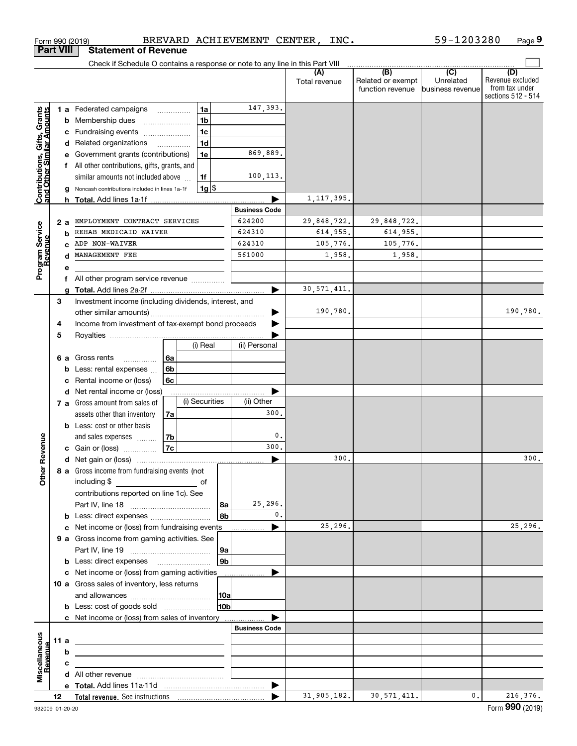Form 990 (2019) BREVARD ACHIEVEMENT CENTER, INC. 59-1203280 Page 9

## Part VIII Statement of Revenue

Check if Schedule O contains a response or note to any line in this Part VIII

| | | | | (A) Total revenue | (B) Related or exempt function revenue | (C) Unrelated business revenue | (D) Revenue excluded from tax under sections 512 - 514 |
|---|---|---|---|---|---|---|---|
| **Contributions, Gifts, Grants and Other Similar Amounts** | 1 a Federated campaigns | 1a | 147,393. | | | | |
| | b Membership dues | 1b | | | | | |
| | c Fundraising events | 1c | | | | | |
| | d Related organizations | 1d | | | | | |
| | e Government grants (contributions) | 1e | 869,889. | | | | |
| | f All other contributions, gifts, grants, and similar amounts not included above | 1f | 100,113. | | | | |
| | g Noncash contributions included in lines 1a-1f | 1g | $ | | | | |
| | h **Total.** Add lines 1a-1f | | | 1,117,395. | | | |
| | | | **Business Code** | | | | |
| **Program Service Revenue** | 2 a EMPLOYMENT CONTRACT SERVICES | | 624200 | 29,848,722. | 29,848,722. | | |
| | b REHAB MEDICAID WAIVER | | 624310 | 614,955. | 614,955. | | |
| | c ADP NON-WAIVER | | 624310 | 105,776. | 105,776. | | |
| | d MANAGEMENT FEE | | 561000 | 1,958. | 1,958. | | |
| | e | | | | | | |
| | f All other program service revenue | | | | | | |
| | g **Total.** Add lines 2a-2f | | | 30,571,411. | | | |
| **Other Revenue** | 3 Investment income (including dividends, interest, and other similar amounts) | | | 190,780. | | | 190,780. |
| | 4 Income from investment of tax-exempt bond proceeds | | | | | | |
| | 5 Royalties | | | | | | |
| | | (i) Real | (ii) Personal | | | | |
| | 6 a Gross rents 6a | | | | | | |
| | b Less: rental expenses 6b | | | | | | |
| | c Rental income or (loss) 6c | | | | | | |
| | d Net rental income or (loss) | | | | | | |
| | | (i) Securities | (ii) Other | | | | |
| | 7 a Gross amount from sales of assets other than inventory 7a | | 300. | | | | |
| | b Less: cost or other basis and sales expenses 7b | | 0. | | | | |
| | c Gain or (loss) 7c | | 300. | | | | |
| | d Net gain or (loss) | | | 300. | | | 300. |
| | 8 a Gross income from fundraising events (not including $ of contributions reported on line 1c). See Part IV, line 18 | 8a | 25,296. | | | | |
| | b Less: direct expenses | 8b | 0. | | | | |
| | c Net income or (loss) from fundraising events | | | 25,296. | | | 25,296. |
| | 9 a Gross income from gaming activities. See Part IV, line 19 | 9a | | | | | |
| | b Less: direct expenses | 9b | | | | | |
| | c Net income or (loss) from gaming activities | | | | | | |
| | 10 a Gross sales of inventory, less returns and allowances | 10a | | | | | |
| | b Less: cost of goods sold | 10b | | | | | |
| | c Net income or (loss) from sales of inventory | | | | | | |
| | | | **Business Code** | | | | |
| **Miscellaneous Revenue** | 11 a | | | | | | |
| | b | | | | | | |
| | c | | | | | | |
| | d All other revenue | | | | | | |
| | e **Total.** Add lines 11a-11d | | | | | | |
| | 12 **Total revenue.** See instructions | | | 31,905,182. | 30,571,411. | 0. | 216,376. |

932009 01-20-20 Form **990** (2019)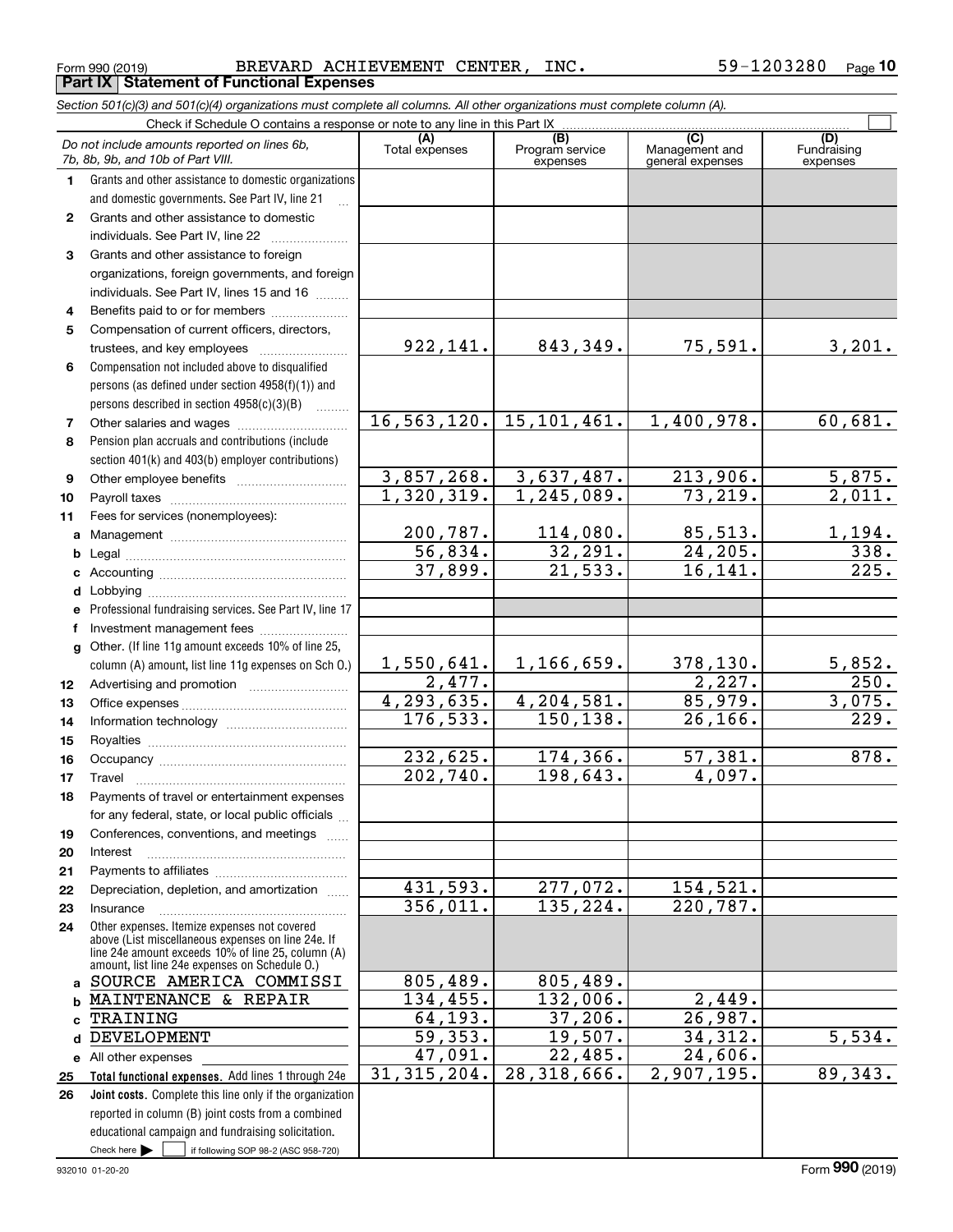Form 990 (2019) BREVARD ACHIEVEMENT CENTER, INC. 59-1203280 Page 10

**Part IX Statement of Functional Expenses**

*Section 501(c)(3) and 501(c)(4) organizations must complete all columns. All other organizations must complete column (A).*

Check if Schedule O contains a response or note to any line in this Part IX

| *Do not include amounts reported on lines 6b, 7b, 8b, 9b, and 10b of Part VIII.* | (A) Total expenses | (B) Program service expenses | (C) Management and general expenses | (D) Fundraising expenses |
|---|---|---|---|---|
| **1** Grants and other assistance to domestic organizations and domestic governments. See Part IV, line 21 | | | | |
| **2** Grants and other assistance to domestic individuals. See Part IV, line 22 | | | | |
| **3** Grants and other assistance to foreign organizations, foreign governments, and foreign individuals. See Part IV, lines 15 and 16 | | | | |
| **4** Benefits paid to or for members | | | | |
| **5** Compensation of current officers, directors, trustees, and key employees | 922,141. | 843,349. | 75,591. | 3,201. |
| **6** Compensation not included above to disqualified persons (as defined under section 4958(f)(1)) and persons described in section 4958(c)(3)(B) | | | | |
| **7** Other salaries and wages | 16,563,120. | 15,101,461. | 1,400,978. | 60,681. |
| **8** Pension plan accruals and contributions (include section 401(k) and 403(b) employer contributions) | | | | |
| **9** Other employee benefits | 3,857,268. | 3,637,487. | 213,906. | 5,875. |
| **10** Payroll taxes | 1,320,319. | 1,245,089. | 73,219. | 2,011. |
| **11** Fees for services (nonemployees): | | | | |
| **a** Management | 200,787. | 114,080. | 85,513. | 1,194. |
| **b** Legal | 56,834. | 32,291. | 24,205. | 338. |
| **c** Accounting | 37,899. | 21,533. | 16,141. | 225. |
| **d** Lobbying | | | | |
| **e** Professional fundraising services. See Part IV, line 17 | | | | |
| **f** Investment management fees | | | | |
| **g** Other. (If line 11g amount exceeds 10% of line 25, column (A) amount, list line 11g expenses on Sch O.) | 1,550,641. | 1,166,659. | 378,130. | 5,852. |
| **12** Advertising and promotion | 2,477. | | 2,227. | 250. |
| **13** Office expenses | 4,293,635. | 4,204,581. | 85,979. | 3,075. |
| **14** Information technology | 176,533. | 150,138. | 26,166. | 229. |
| **15** Royalties | | | | |
| **16** Occupancy | 232,625. | 174,366. | 57,381. | 878. |
| **17** Travel | 202,740. | 198,643. | 4,097. | |
| **18** Payments of travel or entertainment expenses for any federal, state, or local public officials | | | | |
| **19** Conferences, conventions, and meetings | | | | |
| **20** Interest | | | | |
| **21** Payments to affiliates | | | | |
| **22** Depreciation, depletion, and amortization | 431,593. | 277,072. | 154,521. | |
| **23** Insurance | 356,011. | 135,224. | 220,787. | |
| **24** Other expenses. Itemize expenses not covered above (List miscellaneous expenses on line 24e. If line 24e amount exceeds 10% of line 25, column (A) amount, list line 24e expenses on Schedule O.) | | | | |
| **a** SOURCE AMERICA COMMISSI | 805,489. | 805,489. | | |
| **b** MAINTENANCE & REPAIR | 134,455. | 132,006. | 2,449. | |
| **c** TRAINING | 64,193. | 37,206. | 26,987. | |
| **d** DEVELOPMENT | 59,353. | 19,507. | 34,312. | 5,534. |
| **e** All other expenses | 47,091. | 22,485. | 24,606. | |
| **25 Total functional expenses.** Add lines 1 through 24e | 31,315,204. | 28,318,666. | 2,907,195. | 89,343. |
| **26 Joint costs.** Complete this line only if the organization reported in column (B) joint costs from a combined educational campaign and fundraising solicitation. Check here ☐ if following SOP 98-2 (ASC 958-720) | | | | |

932010 01-20-20 Form **990** (2019)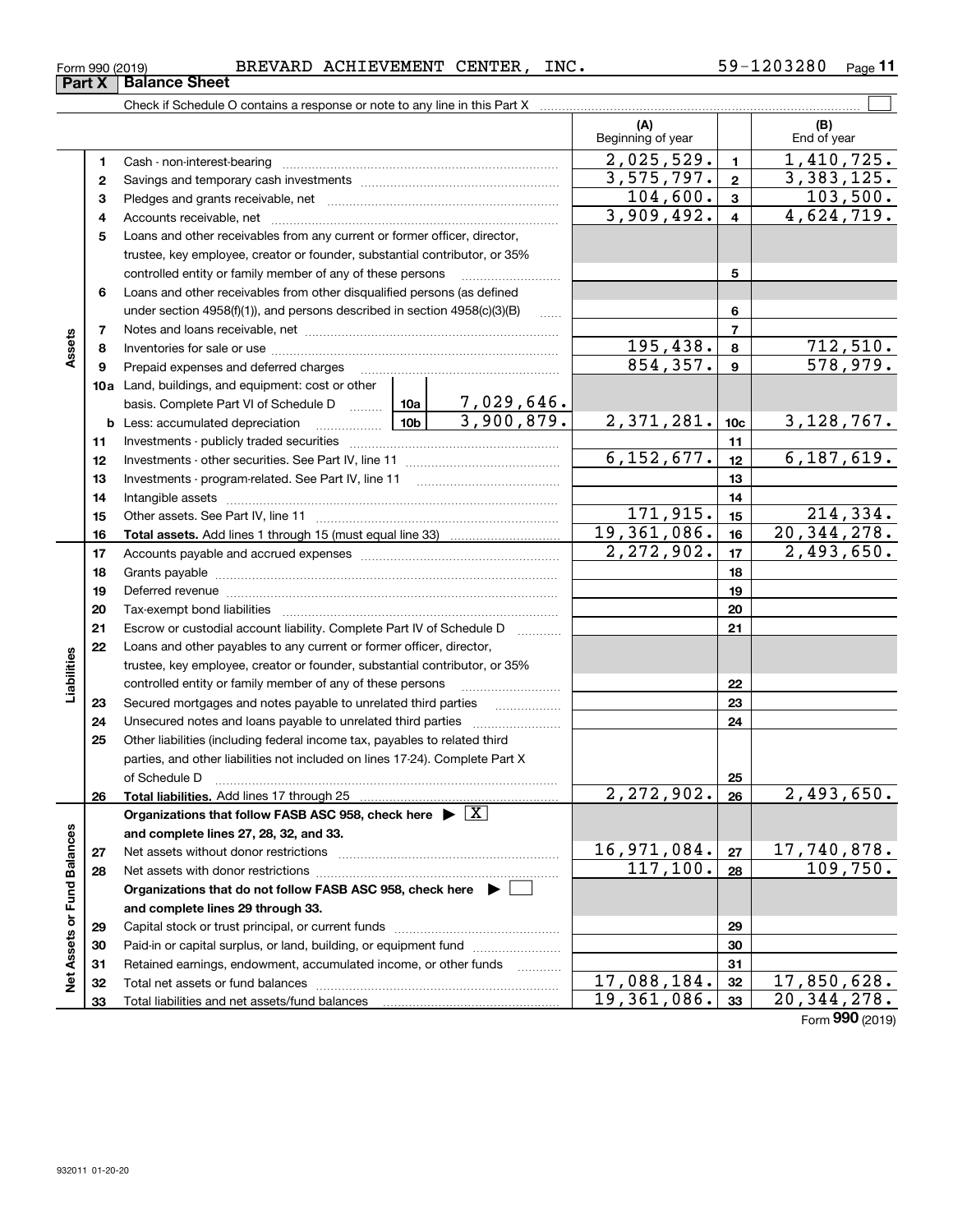Form 990 (2019) BREVARD ACHIEVEMENT CENTER, INC. 59-1203280

## Part X Balance Sheet

Check if Schedule O contains a response or note to any line in this Part X

| | | | | (A) Beginning of year | | (B) End of year |
|---|---|---|---|---|---|---|
| Assets | 1 | Cash - non-interest-bearing | | 2,025,529. | 1 | 1,410,725. |
| | 2 | Savings and temporary cash investments | | 3,575,797. | 2 | 3,383,125. |
| | 3 | Pledges and grants receivable, net | | 104,600. | 3 | 103,500. |
| | 4 | Accounts receivable, net | | 3,909,492. | 4 | 4,624,719. |
| | 5 | Loans and other receivables from any current or former officer, director, trustee, key employee, creator or founder, substantial contributor, or 35% controlled entity or family member of any of these persons | | | 5 | |
| | 6 | Loans and other receivables from other disqualified persons (as defined under section 4958(f)(1)), and persons described in section 4958(c)(3)(B) | | | 6 | |
| | 7 | Notes and loans receivable, net | | | 7 | |
| | 8 | Inventories for sale or use | | 195,438. | 8 | 712,510. |
| | 9 | Prepaid expenses and deferred charges | | 854,357. | 9 | 578,979. |
| | 10a | Land, buildings, and equipment: cost or other basis. Complete Part VI of Schedule D | 10a 7,029,646. | | | |
| | b | Less: accumulated depreciation | 10b 3,900,879. | 2,371,281. | 10c | 3,128,767. |
| | 11 | Investments - publicly traded securities | | | 11 | |
| | 12 | Investments - other securities. See Part IV, line 11 | | 6,152,677. | 12 | 6,187,619. |
| | 13 | Investments - program-related. See Part IV, line 11 | | | 13 | |
| | 14 | Intangible assets | | | 14 | |
| | 15 | Other assets. See Part IV, line 11 | | 171,915. | 15 | 214,334. |
| | 16 | **Total assets.** Add lines 1 through 15 (must equal line 33) | | 19,361,086. | 16 | 20,344,278. |
| Liabilities | 17 | Accounts payable and accrued expenses | | 2,272,902. | 17 | 2,493,650. |
| | 18 | Grants payable | | | 18 | |
| | 19 | Deferred revenue | | | 19 | |
| | 20 | Tax-exempt bond liabilities | | | 20 | |
| | 21 | Escrow or custodial account liability. Complete Part IV of Schedule D | | | 21 | |
| | 22 | Loans and other payables to any current or former officer, director, trustee, key employee, creator or founder, substantial contributor, or 35% controlled entity or family member of any of these persons | | | 22 | |
| | 23 | Secured mortgages and notes payable to unrelated third parties | | | 23 | |
| | 24 | Unsecured notes and loans payable to unrelated third parties | | | 24 | |
| | 25 | Other liabilities (including federal income tax, payables to related third parties, and other liabilities not included on lines 17-24). Complete Part X of Schedule D | | | 25 | |
| | 26 | **Total liabilities.** Add lines 17 through 25 | | 2,272,902. | 26 | 2,493,650. |
| Net Assets or Fund Balances | | **Organizations that follow FASB ASC 958, check here** ▶ [X] **and complete lines 27, 28, 32, and 33.** | | | | |
| | 27 | Net assets without donor restrictions | | 16,971,084. | 27 | 17,740,878. |
| | 28 | Net assets with donor restrictions | | 117,100. | 28 | 109,750. |
| | | **Organizations that do not follow FASB ASC 958, check here** ▶ [ ] **and complete lines 29 through 33.** | | | | |
| | 29 | Capital stock or trust principal, or current funds | | | 29 | |
| | 30 | Paid-in or capital surplus, or land, building, or equipment fund | | | 30 | |
| | 31 | Retained earnings, endowment, accumulated income, or other funds | | | 31 | |
| | 32 | Total net assets or fund balances | | 17,088,184. | 32 | 17,850,628. |
| | 33 | Total liabilities and net assets/fund balances | | 19,361,086. | 33 | 20,344,278. |

Form **990** (2019)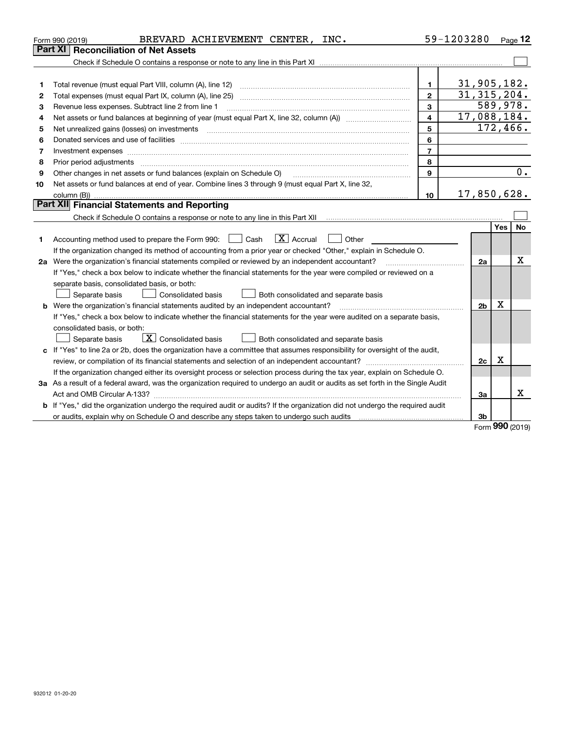Form 990 (2019) BREVARD ACHIEVEMENT CENTER, INC. 59-1203280

## Part XI Reconciliation of Net Assets

Check if Schedule O contains a response or note to any line in this Part XI ☐

| | | | |
|---|---|---|---|
| 1 | Total revenue (must equal Part VIII, column (A), line 12) | 1 | 31,905,182. |
| 2 | Total expenses (must equal Part IX, column (A), line 25) | 2 | 31,315,204. |
| 3 | Revenue less expenses. Subtract line 2 from line 1 | 3 | 589,978. |
| 4 | Net assets or fund balances at beginning of year (must equal Part X, line 32, column (A)) | 4 | 17,088,184. |
| 5 | Net unrealized gains (losses) on investments | 5 | 172,466. |
| 6 | Donated services and use of facilities | 6 | |
| 7 | Investment expenses | 7 | |
| 8 | Prior period adjustments | 8 | |
| 9 | Other changes in net assets or fund balances (explain on Schedule O) | 9 | 0. |
| 10 | Net assets or fund balances at end of year. Combine lines 3 through 9 (must equal Part X, line 32, column (B)) | 10 | 17,850,628. |

## Part XII Financial Statements and Reporting

Check if Schedule O contains a response or note to any line in this Part XII ☐

| | | | Yes | No |
|---|---|---|---|---|
| 1 | Accounting method used to prepare the Form 990: ☐ Cash ☒ Accrual ☐ Other<br>If the organization changed its method of accounting from a prior year or checked "Other," explain in Schedule O. | | | |
| 2a | Were the organization's financial statements compiled or reviewed by an independent accountant?<br>If "Yes," check a box below to indicate whether the financial statements for the year were compiled or reviewed on a separate basis, consolidated basis, or both:<br>☐ Separate basis ☐ Consolidated basis ☐ Both consolidated and separate basis | 2a | | X |
| b | Were the organization's financial statements audited by an independent accountant?<br>If "Yes," check a box below to indicate whether the financial statements for the year were audited on a separate basis, consolidated basis, or both:<br>☐ Separate basis ☒ Consolidated basis ☐ Both consolidated and separate basis | 2b | X | |
| c | If "Yes" to line 2a or 2b, does the organization have a committee that assumes responsibility for oversight of the audit, review, or compilation of its financial statements and selection of an independent accountant?<br>If the organization changed either its oversight process or selection process during the tax year, explain on Schedule O. | 2c | X | |
| 3a | As a result of a federal award, was the organization required to undergo an audit or audits as set forth in the Single Audit Act and OMB Circular A-133? | 3a | | X |
| b | If "Yes," did the organization undergo the required audit or audits? If the organization did not undergo the required audit or audits, explain why on Schedule O and describe any steps taken to undergo such audits | 3b | | |

Form **990** (2019)

932012 01-20-20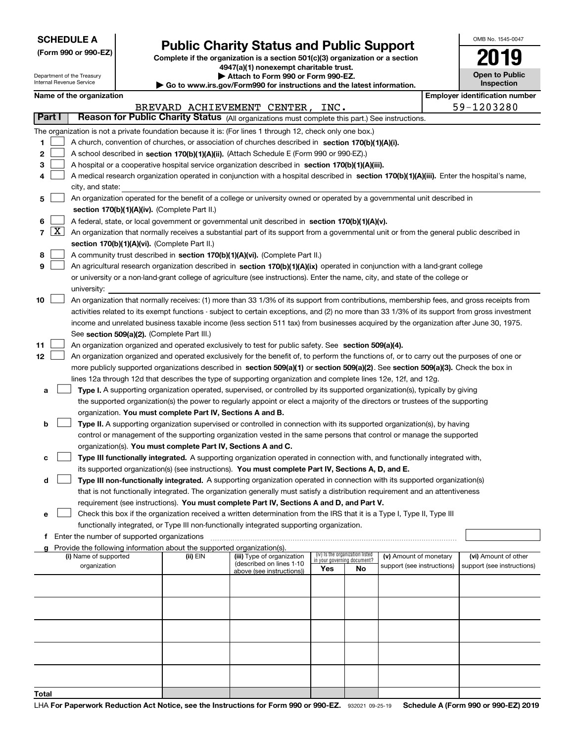**SCHEDULE A**
**(Form 990 or 990-EZ)**

Department of the Treasury
Internal Revenue Service

# Public Charity Status and Public Support

**Complete if the organization is a section 501(c)(3) organization or a section 4947(a)(1) nonexempt charitable trust.**
**▶ Attach to Form 990 or Form 990-EZ.**
**▶ Go to www.irs.gov/Form990 for instructions and the latest information.**

OMB No. 1545-0047
**2019**
**Open to Public Inspection**

**Name of the organization:** BREVARD ACHIEVEMENT CENTER, INC.
**Employer identification number:** 59-1203280

## Part I Reason for Public Charity Status (All organizations must complete this part.) See instructions.

The organization is not a private foundation because it is: (For lines 1 through 12, check only one box.)

1 [ ] A church, convention of churches, or association of churches described in **section 170(b)(1)(A)(i).**

2 [ ] A school described in **section 170(b)(1)(A)(ii).** (Attach Schedule E (Form 990 or 990-EZ).)

3 [ ] A hospital or a cooperative hospital service organization described in **section 170(b)(1)(A)(iii).**

4 [ ] A medical research organization operated in conjunction with a hospital described in **section 170(b)(1)(A)(iii).** Enter the hospital's name, city, and state:

5 [ ] An organization operated for the benefit of a college or university owned or operated by a governmental unit described in **section 170(b)(1)(A)(iv).** (Complete Part II.)

6 [ ] A federal, state, or local government or governmental unit described in **section 170(b)(1)(A)(v).**

7 [X] An organization that normally receives a substantial part of its support from a governmental unit or from the general public described in **section 170(b)(1)(A)(vi).** (Complete Part II.)

8 [ ] A community trust described in **section 170(b)(1)(A)(vi).** (Complete Part II.)

9 [ ] An agricultural research organization described in **section 170(b)(1)(A)(ix)** operated in conjunction with a land-grant college or university or a non-land-grant college of agriculture (see instructions). Enter the name, city, and state of the college or university:

10 [ ] An organization that normally receives: (1) more than 33 1/3% of its support from contributions, membership fees, and gross receipts from activities related to its exempt functions - subject to certain exceptions, and (2) no more than 33 1/3% of its support from gross investment income and unrelated business taxable income (less section 511 tax) from businesses acquired by the organization after June 30, 1975. See **section 509(a)(2).** (Complete Part III.)

11 [ ] An organization organized and operated exclusively to test for public safety. See **section 509(a)(4).**

12 [ ] An organization organized and operated exclusively for the benefit of, to perform the functions of, or to carry out the purposes of one or more publicly supported organizations described in **section 509(a)(1)** or **section 509(a)(2)**. See **section 509(a)(3).** Check the box in lines 12a through 12d that describes the type of supporting organization and complete lines 12e, 12f, and 12g.

a [ ] **Type I.** A supporting organization operated, supervised, or controlled by its supported organization(s), typically by giving the supported organization(s) the power to regularly appoint or elect a majority of the directors or trustees of the supporting organization. **You must complete Part IV, Sections A and B.**

b [ ] **Type II.** A supporting organization supervised or controlled in connection with its supported organization(s), by having control or management of the supporting organization vested in the same persons that control or manage the supported organization(s). **You must complete Part IV, Sections A and C.**

c [ ] **Type III functionally integrated.** A supporting organization operated in connection with, and functionally integrated with, its supported organization(s) (see instructions). **You must complete Part IV, Sections A, D, and E.**

d [ ] **Type III non-functionally integrated.** A supporting organization operated in connection with its supported organization(s) that is not functionally integrated. The organization generally must satisfy a distribution requirement and an attentiveness requirement (see instructions). **You must complete Part IV, Sections A and D, and Part V.**

e [ ] Check this box if the organization received a written determination from the IRS that it is a Type I, Type II, Type III functionally integrated, or Type III non-functionally integrated supporting organization.

f Enter the number of supported organizations

g Provide the following information about the supported organization(s).

| (i) Name of supported organization | (ii) EIN | (iii) Type of organization (described on lines 1-10 above (see instructions)) | (iv) Is the organization listed in your governing document? Yes | No | (v) Amount of monetary support (see instructions) | (vi) Amount of other support (see instructions) |
|---|---|---|---|---|---|---|
| | | | | | | |
| | | | | | | |
| | | | | | | |
| | | | | | | |
| | | | | | | |
| **Total** | | | | | | |

LHA **For Paperwork Reduction Act Notice, see the Instructions for Form 990 or 990-EZ.** 932021 09-25-19 **Schedule A (Form 990 or 990-EZ) 2019**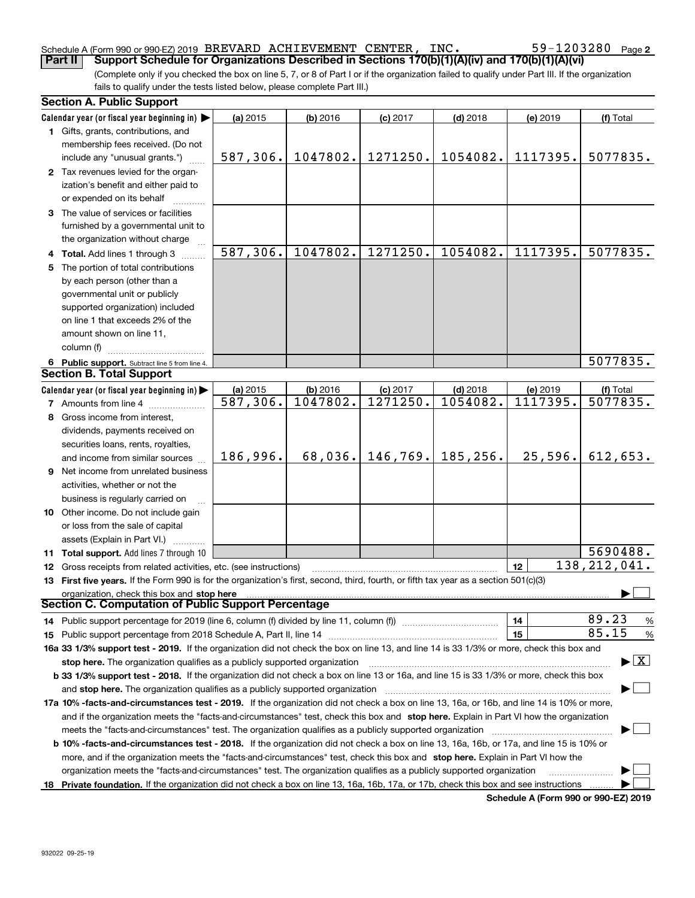Schedule A (Form 990 or 990-EZ) 2019 BREVARD ACHIEVEMENT CENTER, INC. 59-1203280 Page 2

**Part II** **Support Schedule for Organizations Described in Sections 170(b)(1)(A)(iv) and 170(b)(1)(A)(vi)**

(Complete only if you checked the box on line 5, 7, or 8 of Part I or if the organization failed to qualify under Part III. If the organization fails to qualify under the tests listed below, please complete Part III.)

## Section A. Public Support

| Calendar year (or fiscal year beginning in) ▶ | (a) 2015 | (b) 2016 | (c) 2017 | (d) 2018 | (e) 2019 | (f) Total |
|---|---|---|---|---|---|---|
| **1** Gifts, grants, contributions, and membership fees received. (Do not include any "unusual grants.") | 587,306. | 1047802. | 1271250. | 1054082. | 1117395. | 5077835. |
| **2** Tax revenues levied for the organization's benefit and either paid to or expended on its behalf | | | | | | |
| **3** The value of services or facilities furnished by a governmental unit to the organization without charge | | | | | | |
| **4 Total.** Add lines 1 through 3 | 587,306. | 1047802. | 1271250. | 1054082. | 1117395. | 5077835. |
| **5** The portion of total contributions by each person (other than a governmental unit or publicly supported organization) included on line 1 that exceeds 2% of the amount shown on line 11, column (f) | | | | | | |
| **6 Public support.** Subtract line 5 from line 4. | | | | | | 5077835. |

## Section B. Total Support

| Calendar year (or fiscal year beginning in) ▶ | (a) 2015 | (b) 2016 | (c) 2017 | (d) 2018 | (e) 2019 | (f) Total |
|---|---|---|---|---|---|---|
| **7** Amounts from line 4 | 587,306. | 1047802. | 1271250. | 1054082. | 1117395. | 5077835. |
| **8** Gross income from interest, dividends, payments received on securities loans, rents, royalties, and income from similar sources | 186,996. | 68,036. | 146,769. | 185,256. | 25,596. | 612,653. |
| **9** Net income from unrelated business activities, whether or not the business is regularly carried on | | | | | | |
| **10** Other income. Do not include gain or loss from the sale of capital assets (Explain in Part VI.) | | | | | | |
| **11 Total support.** Add lines 7 through 10 | | | | | | 5690488. |

**12** Gross receipts from related activities, etc. (see instructions) | **12** | 138,212,041.

**13 First five years.** If the Form 990 is for the organization's first, second, third, fourth, or fifth tax year as a section 501(c)(3) organization, check this box and **stop here** ▶ ☐

## Section C. Computation of Public Support Percentage

**14** Public support percentage for 2019 (line 6, column (f) divided by line 11, column (f)) | **14** | 89.23 %

**15** Public support percentage from 2018 Schedule A, Part II, line 14 | **15** | 85.15 %

**16a 33 1/3% support test - 2019.** If the organization did not check the box on line 13, and line 14 is 33 1/3% or more, check this box and **stop here.** The organization qualifies as a publicly supported organization ▶ ☒

**b 33 1/3% support test - 2018.** If the organization did not check a box on line 13 or 16a, and line 15 is 33 1/3% or more, check this box and **stop here.** The organization qualifies as a publicly supported organization ▶ ☐

**17a 10% -facts-and-circumstances test - 2019.** If the organization did not check a box on line 13, 16a, or 16b, and line 14 is 10% or more, and if the organization meets the "facts-and-circumstances" test, check this box and **stop here.** Explain in Part VI how the organization meets the "facts-and-circumstances" test. The organization qualifies as a publicly supported organization ▶ ☐

**b 10% -facts-and-circumstances test - 2018.** If the organization did not check a box on line 13, 16a, 16b, or 17a, and line 15 is 10% or more, and if the organization meets the "facts-and-circumstances" test, check this box and **stop here.** Explain in Part VI how the organization meets the "facts-and-circumstances" test. The organization qualifies as a publicly supported organization ▶ ☐

**18 Private foundation.** If the organization did not check a box on line 13, 16a, 16b, 17a, or 17b, check this box and see instructions ▶ ☐

**Schedule A (Form 990 or 990-EZ) 2019**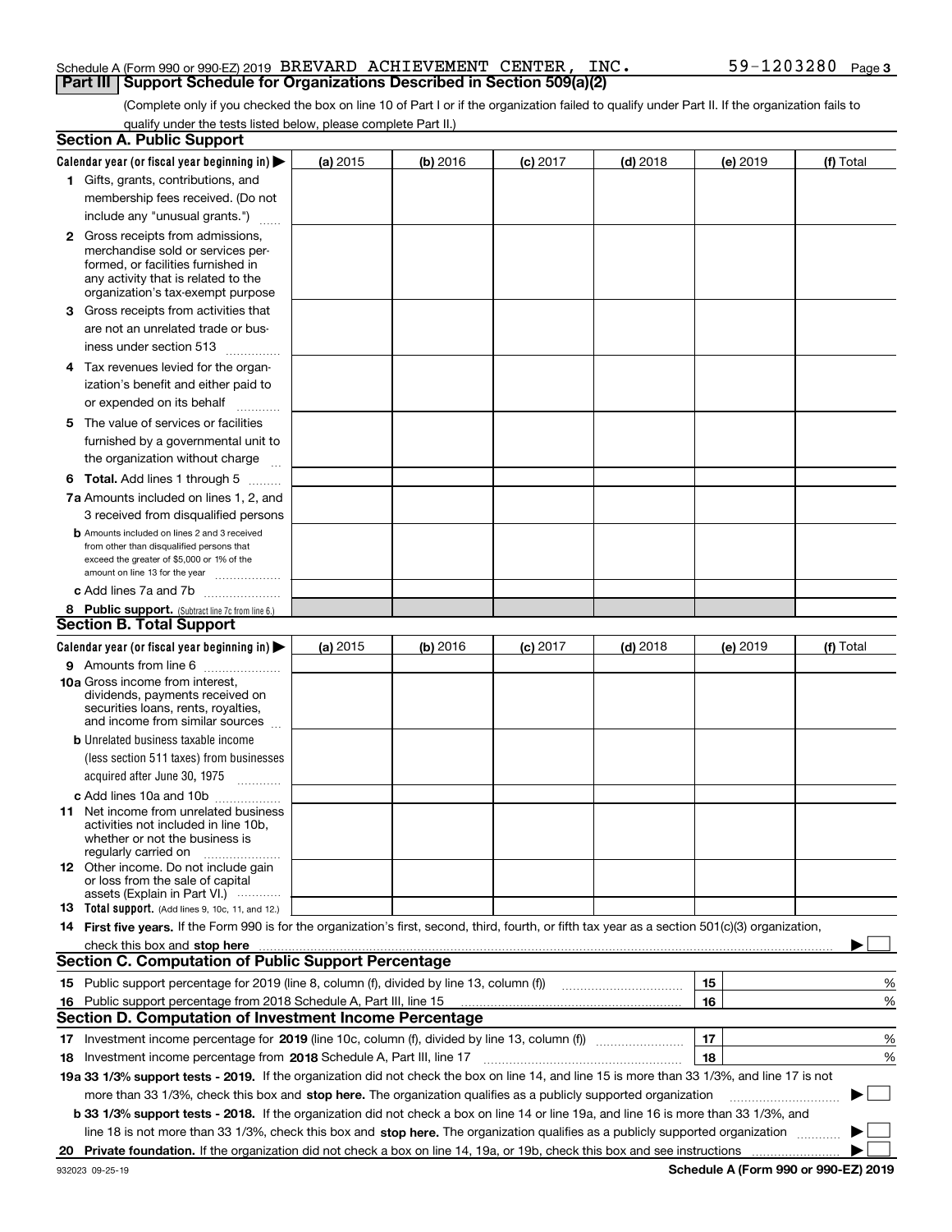Schedule A (Form 990 or 990-EZ) 2019 BREVARD ACHIEVEMENT CENTER, INC. 59-1203280 Page 3

**Part III Support Schedule for Organizations Described in Section 509(a)(2)**

(Complete only if you checked the box on line 10 of Part I or if the organization failed to qualify under Part II. If the organization fails to qualify under the tests listed below, please complete Part II.)

## Section A. Public Support

| Calendar year (or fiscal year beginning in) ▶ | (a) 2015 | (b) 2016 | (c) 2017 | (d) 2018 | (e) 2019 | (f) Total |
|---|---|---|---|---|---|---|
| **1** Gifts, grants, contributions, and membership fees received. (Do not include any "unusual grants.") | | | | | | |
| **2** Gross receipts from admissions, merchandise sold or services performed, or facilities furnished in any activity that is related to the organization's tax-exempt purpose | | | | | | |
| **3** Gross receipts from activities that are not an unrelated trade or business under section 513 | | | | | | |
| **4** Tax revenues levied for the organization's benefit and either paid to or expended on its behalf | | | | | | |
| **5** The value of services or facilities furnished by a governmental unit to the organization without charge | | | | | | |
| **6 Total.** Add lines 1 through 5 | | | | | | |
| **7a** Amounts included on lines 1, 2, and 3 received from disqualified persons | | | | | | |
| **b** Amounts included on lines 2 and 3 received from other than disqualified persons that exceed the greater of $5,000 or 1% of the amount on line 13 for the year | | | | | | |
| **c** Add lines 7a and 7b | | | | | | |
| **8 Public support.** (Subtract line 7c from line 6.) | | | | | | |

## Section B. Total Support

| Calendar year (or fiscal year beginning in) ▶ | (a) 2015 | (b) 2016 | (c) 2017 | (d) 2018 | (e) 2019 | (f) Total |
|---|---|---|---|---|---|---|
| **9** Amounts from line 6 | | | | | | |
| **10a** Gross income from interest, dividends, payments received on securities loans, rents, royalties, and income from similar sources | | | | | | |
| **b** Unrelated business taxable income (less section 511 taxes) from businesses acquired after June 30, 1975 | | | | | | |
| **c** Add lines 10a and 10b | | | | | | |
| **11** Net income from unrelated business activities not included in line 10b, whether or not the business is regularly carried on | | | | | | |
| **12** Other income. Do not include gain or loss from the sale of capital assets (Explain in Part VI.) | | | | | | |
| **13 Total support.** (Add lines 9, 10c, 11, and 12.) | | | | | | |

**14 First five years.** If the Form 990 is for the organization's first, second, third, fourth, or fifth tax year as a section 501(c)(3) organization, check this box and **stop here** ▶ ☐

## Section C. Computation of Public Support Percentage

| | | | |
|---|---|---|---|
| **15** | Public support percentage for 2019 (line 8, column (f), divided by line 13, column (f)) | 15 | % |
| **16** | Public support percentage from 2018 Schedule A, Part III, line 15 | 16 | % |

## Section D. Computation of Investment Income Percentage

| | | | |
|---|---|---|---|
| **17** | Investment income percentage for **2019** (line 10c, column (f), divided by line 13, column (f)) | 17 | % |
| **18** | Investment income percentage from **2018** Schedule A, Part III, line 17 | 18 | % |

**19a 33 1/3% support tests - 2019.** If the organization did not check the box on line 14, and line 15 is more than 33 1/3%, and line 17 is not more than 33 1/3%, check this box and **stop here.** The organization qualifies as a publicly supported organization ▶ ☐

**b 33 1/3% support tests - 2018.** If the organization did not check a box on line 14 or line 19a, and line 16 is more than 33 1/3%, and line 18 is not more than 33 1/3%, check this box and **stop here.** The organization qualifies as a publicly supported organization ▶ ☐

**20 Private foundation.** If the organization did not check a box on line 14, 19a, or 19b, check this box and see instructions ▶ ☐

932023 09-25-19 **Schedule A (Form 990 or 990-EZ) 2019**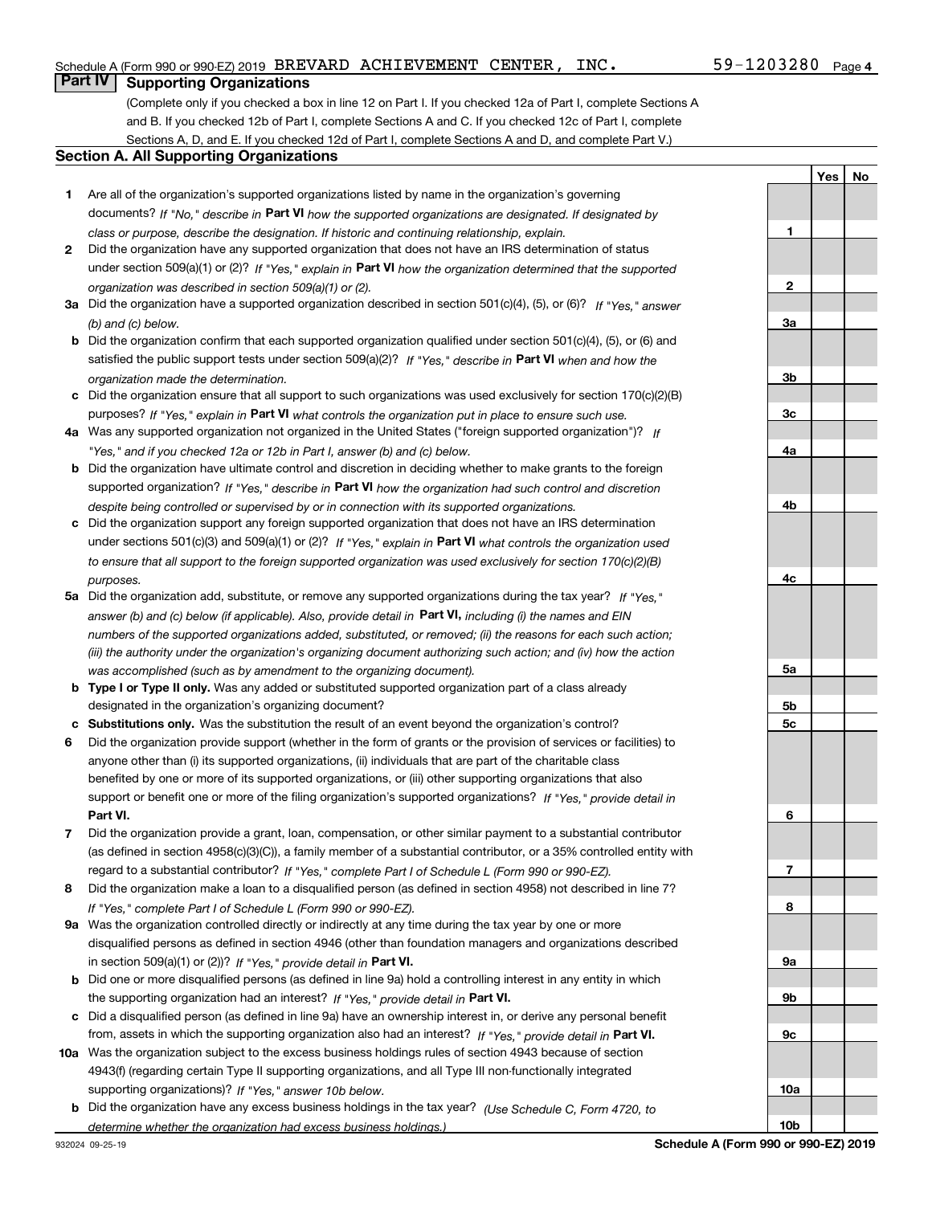Schedule A (Form 990 or 990-EZ) 2019 BREVARD ACHIEVEMENT CENTER, INC. 59-1203280 Page 4

## Part IV Supporting Organizations

(Complete only if you checked a box in line 12 on Part I. If you checked 12a of Part I, complete Sections A and B. If you checked 12b of Part I, complete Sections A and C. If you checked 12c of Part I, complete Sections A, D, and E. If you checked 12d of Part I, complete Sections A and D, and complete Part V.)

### Section A. All Supporting Organizations

| | | Line | Yes | No |
|---|---|---|---|---|
| 1 | Are all of the organization's supported organizations listed by name in the organization's governing documents? *If "No," describe in* **Part VI** *how the supported organizations are designated. If designated by class or purpose, describe the designation. If historic and continuing relationship, explain.* | 1 | | |
| 2 | Did the organization have any supported organization that does not have an IRS determination of status under section 509(a)(1) or (2)? *If "Yes," explain in* **Part VI** *how the organization determined that the supported organization was described in section 509(a)(1) or (2).* | 2 | | |
| 3a | Did the organization have a supported organization described in section 501(c)(4), (5), or (6)? *If "Yes," answer (b) and (c) below.* | 3a | | |
| b | Did the organization confirm that each supported organization qualified under section 501(c)(4), (5), or (6) and satisfied the public support tests under section 509(a)(2)? *If "Yes," describe in* **Part VI** *when and how the organization made the determination.* | 3b | | |
| c | Did the organization ensure that all support to such organizations was used exclusively for section 170(c)(2)(B) purposes? *If "Yes," explain in* **Part VI** *what controls the organization put in place to ensure such use.* | 3c | | |
| 4a | Was any supported organization not organized in the United States ("foreign supported organization")? *If "Yes," and if you checked 12a or 12b in Part I, answer (b) and (c) below.* | 4a | | |
| b | Did the organization have ultimate control and discretion in deciding whether to make grants to the foreign supported organization? *If "Yes," describe in* **Part VI** *how the organization had such control and discretion despite being controlled or supervised by or in connection with its supported organizations.* | 4b | | |
| c | Did the organization support any foreign supported organization that does not have an IRS determination under sections 501(c)(3) and 509(a)(1) or (2)? *If "Yes," explain in* **Part VI** *what controls the organization used to ensure that all support to the foreign supported organization was used exclusively for section 170(c)(2)(B) purposes.* | 4c | | |
| 5a | Did the organization add, substitute, or remove any supported organizations during the tax year? *If "Yes," answer (b) and (c) below (if applicable). Also, provide detail in* **Part VI,** *including (i) the names and EIN numbers of the supported organizations added, substituted, or removed; (ii) the reasons for each such action; (iii) the authority under the organization's organizing document authorizing such action; and (iv) how the action was accomplished (such as by amendment to the organizing document).* | 5a | | |
| b | **Type I or Type II only.** Was any added or substituted supported organization part of a class already designated in the organization's organizing document? | 5b | | |
| c | **Substitutions only.** Was the substitution the result of an event beyond the organization's control? | 5c | | |
| 6 | Did the organization provide support (whether in the form of grants or the provision of services or facilities) to anyone other than (i) its supported organizations, (ii) individuals that are part of the charitable class benefited by one or more of its supported organizations, or (iii) other supporting organizations that also support or benefit one or more of the filing organization's supported organizations? *If "Yes," provide detail in* **Part VI.** | 6 | | |
| 7 | Did the organization provide a grant, loan, compensation, or other similar payment to a substantial contributor (as defined in section 4958(c)(3)(C)), a family member of a substantial contributor, or a 35% controlled entity with regard to a substantial contributor? *If "Yes," complete Part I of Schedule L (Form 990 or 990-EZ).* | 7 | | |
| 8 | Did the organization make a loan to a disqualified person (as defined in section 4958) not described in line 7? *If "Yes," complete Part I of Schedule L (Form 990 or 990-EZ).* | 8 | | |
| 9a | Was the organization controlled directly or indirectly at any time during the tax year by one or more disqualified persons as defined in section 4946 (other than foundation managers and organizations described in section 509(a)(1) or (2))? *If "Yes," provide detail in* **Part VI.** | 9a | | |
| b | Did one or more disqualified persons (as defined in line 9a) hold a controlling interest in any entity in which the supporting organization had an interest? *If "Yes," provide detail in* **Part VI.** | 9b | | |
| c | Did a disqualified person (as defined in line 9a) have an ownership interest in, or derive any personal benefit from, assets in which the supporting organization also had an interest? *If "Yes," provide detail in* **Part VI.** | 9c | | |
| 10a | Was the organization subject to the excess business holdings rules of section 4943 because of section 4943(f) (regarding certain Type II supporting organizations, and all Type III non-functionally integrated supporting organizations)? *If "Yes," answer 10b below.* | 10a | | |
| b | Did the organization have any excess business holdings in the tax year? *(Use Schedule C, Form 4720, to determine whether the organization had excess business holdings.)* | 10b | | |

932024 09-25-19 **Schedule A (Form 990 or 990-EZ) 2019**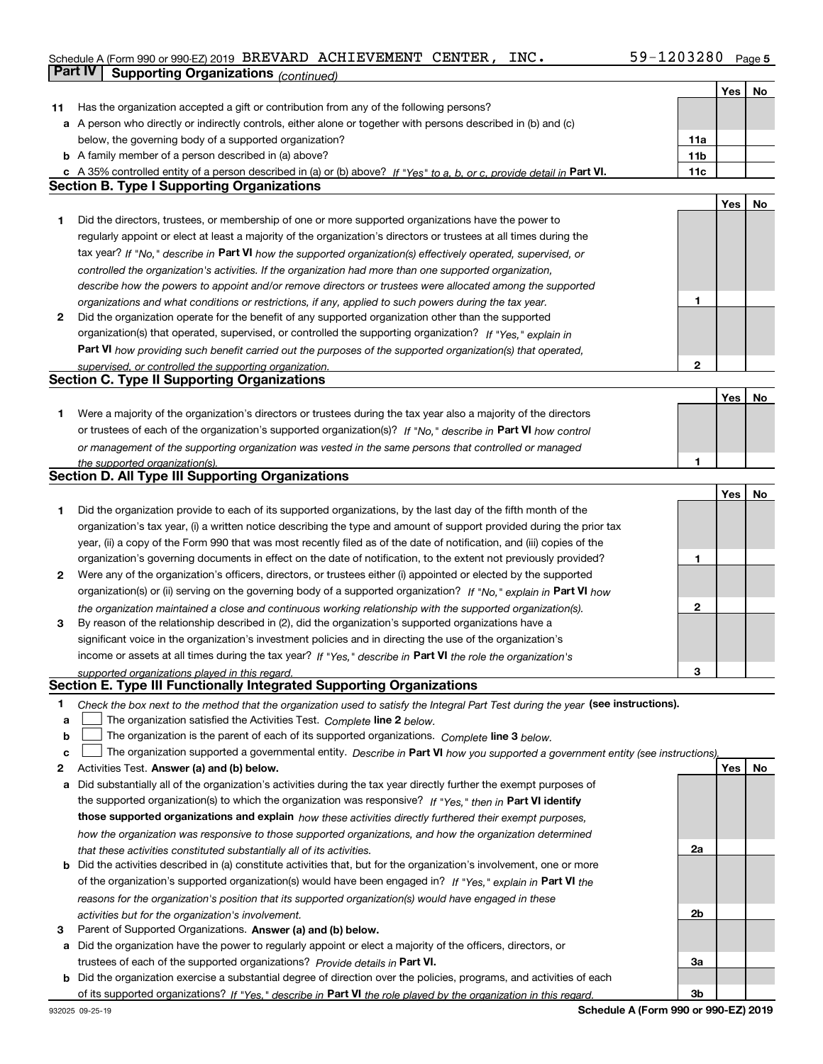Schedule A (Form 990 or 990-EZ) 2019 BREVARD ACHIEVEMENT CENTER, INC. 59-1203280 Page 5

**Part IV | Supporting Organizations** *(continued)*

| | | | Yes | No |
|---|---|---|---|---|
| **11** | Has the organization accepted a gift or contribution from any of the following persons? | | | |
| **a** | A person who directly or indirectly controls, either alone or together with persons described in (b) and (c) below, the governing body of a supported organization? | **11a** | | |
| **b** | A family member of a person described in (a) above? | **11b** | | |
| **c** | A 35% controlled entity of a person described in (a) or (b) above? *If "Yes" to a, b, or c, provide detail in* **Part VI.** | **11c** | | |

## Section B. Type I Supporting Organizations

| | | | Yes | No |
|---|---|---|---|---|
| **1** | Did the directors, trustees, or membership of one or more supported organizations have the power to regularly appoint or elect at least a majority of the organization's directors or trustees at all times during the tax year? *If "No," describe in* **Part VI** *how the supported organization(s) effectively operated, supervised, or controlled the organization's activities. If the organization had more than one supported organization, describe how the powers to appoint and/or remove directors or trustees were allocated among the supported organizations and what conditions or restrictions, if any, applied to such powers during the tax year.* | **1** | | |
| **2** | Did the organization operate for the benefit of any supported organization other than the supported organization(s) that operated, supervised, or controlled the supporting organization? *If "Yes," explain in* **Part VI** *how providing such benefit carried out the purposes of the supported organization(s) that operated, supervised, or controlled the supporting organization.* | **2** | | |

## Section C. Type II Supporting Organizations

| | | | Yes | No |
|---|---|---|---|---|
| **1** | Were a majority of the organization's directors or trustees during the tax year also a majority of the directors or trustees of each of the organization's supported organization(s)? *If "No," describe in* **Part VI** *how control or management of the supporting organization was vested in the same persons that controlled or managed the supported organization(s).* | **1** | | |

## Section D. All Type III Supporting Organizations

| | | | Yes | No |
|---|---|---|---|---|
| **1** | Did the organization provide to each of its supported organizations, by the last day of the fifth month of the organization's tax year, (i) a written notice describing the type and amount of support provided during the prior tax year, (ii) a copy of the Form 990 that was most recently filed as of the date of notification, and (iii) copies of the organization's governing documents in effect on the date of notification, to the extent not previously provided? | **1** | | |
| **2** | Were any of the organization's officers, directors, or trustees either (i) appointed or elected by the supported organization(s) or (ii) serving on the governing body of a supported organization? *If "No," explain in* **Part VI** *how the organization maintained a close and continuous working relationship with the supported organization(s).* | **2** | | |
| **3** | By reason of the relationship described in (2), did the organization's supported organizations have a significant voice in the organization's investment policies and in directing the use of the organization's income or assets at all times during the tax year? *If "Yes," describe in* **Part VI** *the role the organization's supported organizations played in this regard.* | **3** | | |

## Section E. Type III Functionally Integrated Supporting Organizations

**1** *Check the box next to the method that the organization used to satisfy the Integral Part Test during the year* **(see instructions).**

- **a** ☐ The organization satisfied the Activities Test. *Complete* **line 2** *below.*
- **b** ☐ The organization is the parent of each of its supported organizations. *Complete* **line 3** *below.*
- **c** ☐ The organization supported a governmental entity. *Describe in* **Part VI** *how you supported a government entity (see instructions).*

| | | | Yes | No |
|---|---|---|---|---|
| **2** | Activities Test. **Answer (a) and (b) below.** | | | |
| **a** | Did substantially all of the organization's activities during the tax year directly further the exempt purposes of the supported organization(s) to which the organization was responsive? *If "Yes," then in* **Part VI identify those supported organizations and explain** *how these activities directly furthered their exempt purposes, how the organization was responsive to those supported organizations, and how the organization determined that these activities constituted substantially all of its activities.* | **2a** | | |
| **b** | Did the activities described in (a) constitute activities that, but for the organization's involvement, one or more of the organization's supported organization(s) would have been engaged in? *If "Yes," explain in* **Part VI** *the reasons for the organization's position that its supported organization(s) would have engaged in these activities but for the organization's involvement.* | **2b** | | |
| **3** | Parent of Supported Organizations. **Answer (a) and (b) below.** | | | |
| **a** | Did the organization have the power to regularly appoint or elect a majority of the officers, directors, or trustees of each of the supported organizations? *Provide details in* **Part VI.** | **3a** | | |
| **b** | Did the organization exercise a substantial degree of direction over the policies, programs, and activities of each of its supported organizations? *If "Yes," describe in* **Part VI** *the role played by the organization in this regard.* | **3b** | | |

932025 09-25-19 **Schedule A (Form 990 or 990-EZ) 2019**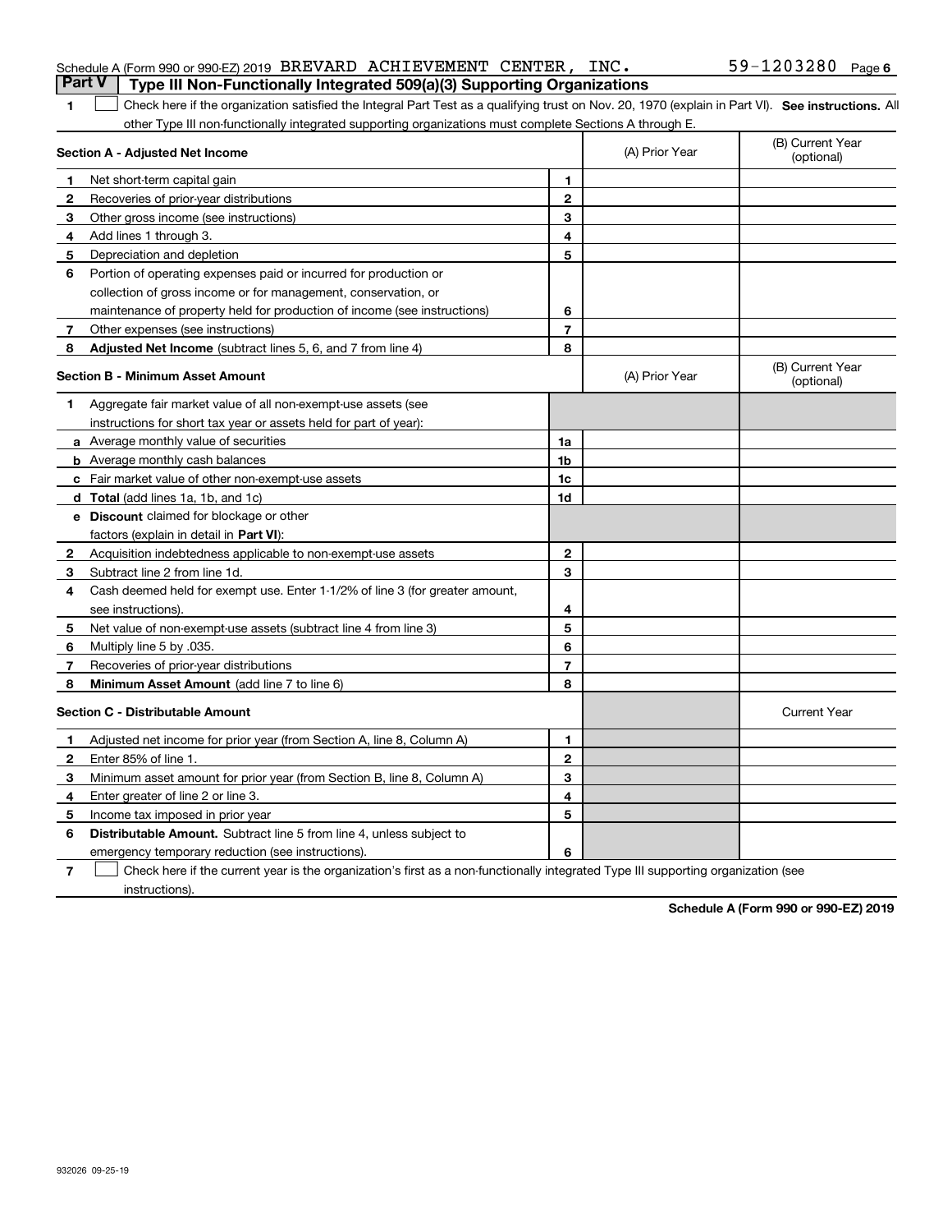Schedule A (Form 990 or 990-EZ) 2019 BREVARD ACHIEVEMENT CENTER, INC. 59-1203280 Page 6

## Part V Type III Non-Functionally Integrated 509(a)(3) Supporting Organizations

1 ☐ Check here if the organization satisfied the Integral Part Test as a qualifying trust on Nov. 20, 1970 (explain in Part VI). **See instructions.** All other Type III non-functionally integrated supporting organizations must complete Sections A through E.

| **Section A - Adjusted Net Income** | | | (A) Prior Year | (B) Current Year (optional) |
|---|---|---|---|---|
| **1** | Net short-term capital gain | 1 | | |
| **2** | Recoveries of prior-year distributions | 2 | | |
| **3** | Other gross income (see instructions) | 3 | | |
| **4** | Add lines 1 through 3. | 4 | | |
| **5** | Depreciation and depletion | 5 | | |
| **6** | Portion of operating expenses paid or incurred for production or collection of gross income or for management, conservation, or maintenance of property held for production of income (see instructions) | 6 | | |
| **7** | Other expenses (see instructions) | 7 | | |
| **8** | **Adjusted Net Income** (subtract lines 5, 6, and 7 from line 4) | 8 | | |

| **Section B - Minimum Asset Amount** | | | (A) Prior Year | (B) Current Year (optional) |
|---|---|---|---|---|
| **1** | Aggregate fair market value of all non-exempt-use assets (see instructions for short tax year or assets held for part of year): | | | |
| **a** | Average monthly value of securities | 1a | | |
| **b** | Average monthly cash balances | 1b | | |
| **c** | Fair market value of other non-exempt-use assets | 1c | | |
| **d** | **Total** (add lines 1a, 1b, and 1c) | 1d | | |
| **e** | **Discount** claimed for blockage or other factors (explain in detail in **Part VI**): | | | |
| **2** | Acquisition indebtedness applicable to non-exempt-use assets | 2 | | |
| **3** | Subtract line 2 from line 1d. | 3 | | |
| **4** | Cash deemed held for exempt use. Enter 1-1/2% of line 3 (for greater amount, see instructions). | 4 | | |
| **5** | Net value of non-exempt-use assets (subtract line 4 from line 3) | 5 | | |
| **6** | Multiply line 5 by .035. | 6 | | |
| **7** | Recoveries of prior-year distributions | 7 | | |
| **8** | **Minimum Asset Amount** (add line 7 to line 6) | 8 | | |

| **Section C - Distributable Amount** | | | | Current Year |
|---|---|---|---|---|
| **1** | Adjusted net income for prior year (from Section A, line 8, Column A) | 1 | | |
| **2** | Enter 85% of line 1. | 2 | | |
| **3** | Minimum asset amount for prior year (from Section B, line 8, Column A) | 3 | | |
| **4** | Enter greater of line 2 or line 3. | 4 | | |
| **5** | Income tax imposed in prior year | 5 | | |
| **6** | **Distributable Amount.** Subtract line 5 from line 4, unless subject to emergency temporary reduction (see instructions). | 6 | | |

7 ☐ Check here if the current year is the organization's first as a non-functionally integrated Type III supporting organization (see instructions).

**Schedule A (Form 990 or 990-EZ) 2019**

932026 09-25-19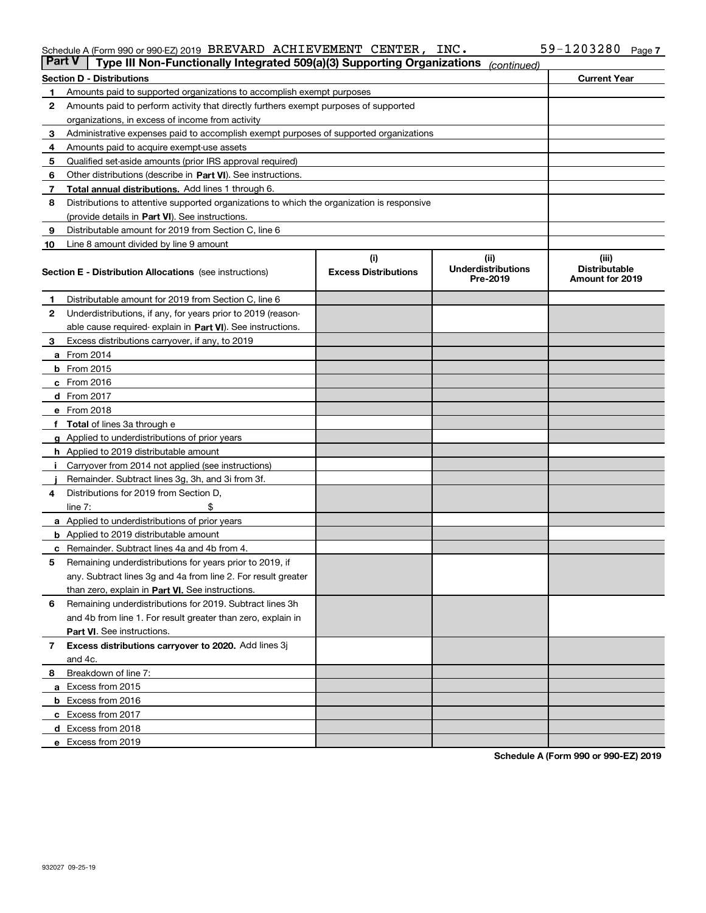Schedule A (Form 990 or 990-EZ) 2019 BREVARD ACHIEVEMENT CENTER, INC. 59-1203280 Page 7

## Part V Type III Non-Functionally Integrated 509(a)(3) Supporting Organizations *(continued)*

| Section D - Distributions | | Current Year |
|---|---|---|
| 1 | Amounts paid to supported organizations to accomplish exempt purposes | |
| 2 | Amounts paid to perform activity that directly furthers exempt purposes of supported organizations, in excess of income from activity | |
| 3 | Administrative expenses paid to accomplish exempt purposes of supported organizations | |
| 4 | Amounts paid to acquire exempt-use assets | |
| 5 | Qualified set-aside amounts (prior IRS approval required) | |
| 6 | Other distributions (describe in **Part VI**). See instructions. | |
| 7 | **Total annual distributions.** Add lines 1 through 6. | |
| 8 | Distributions to attentive supported organizations to which the organization is responsive (provide details in **Part VI**). See instructions. | |
| 9 | Distributable amount for 2019 from Section C, line 6 | |
| 10 | Line 8 amount divided by line 9 amount | |

| Section E - Distribution Allocations (see instructions) | | (i) Excess Distributions | (ii) Underdistributions Pre-2019 | (iii) Distributable Amount for 2019 |
|---|---|---|---|---|
| 1 | Distributable amount for 2019 from Section C, line 6 | | | |
| 2 | Underdistributions, if any, for years prior to 2019 (reasonable cause required- explain in **Part VI**). See instructions. | | | |
| 3 | Excess distributions carryover, if any, to 2019 | | | |
| a | From 2014 | | | |
| b | From 2015 | | | |
| c | From 2016 | | | |
| d | From 2017 | | | |
| e | From 2018 | | | |
| f | **Total** of lines 3a through e | | | |
| g | Applied to underdistributions of prior years | | | |
| h | Applied to 2019 distributable amount | | | |
| i | Carryover from 2014 not applied (see instructions) | | | |
| j | Remainder. Subtract lines 3g, 3h, and 3i from 3f. | | | |
| 4 | Distributions for 2019 from Section D, line 7: $ | | | |
| a | Applied to underdistributions of prior years | | | |
| b | Applied to 2019 distributable amount | | | |
| c | Remainder. Subtract lines 4a and 4b from 4. | | | |
| 5 | Remaining underdistributions for years prior to 2019, if any. Subtract lines 3g and 4a from line 2. For result greater than zero, explain in **Part VI**. See instructions. | | | |
| 6 | Remaining underdistributions for 2019. Subtract lines 3h and 4b from line 1. For result greater than zero, explain in **Part VI**. See instructions. | | | |
| 7 | **Excess distributions carryover to 2020.** Add lines 3j and 4c. | | | |
| 8 | Breakdown of line 7: | | | |
| a | Excess from 2015 | | | |
| b | Excess from 2016 | | | |
| c | Excess from 2017 | | | |
| d | Excess from 2018 | | | |
| e | Excess from 2019 | | | |

**Schedule A (Form 990 or 990-EZ) 2019**

932027 09-25-19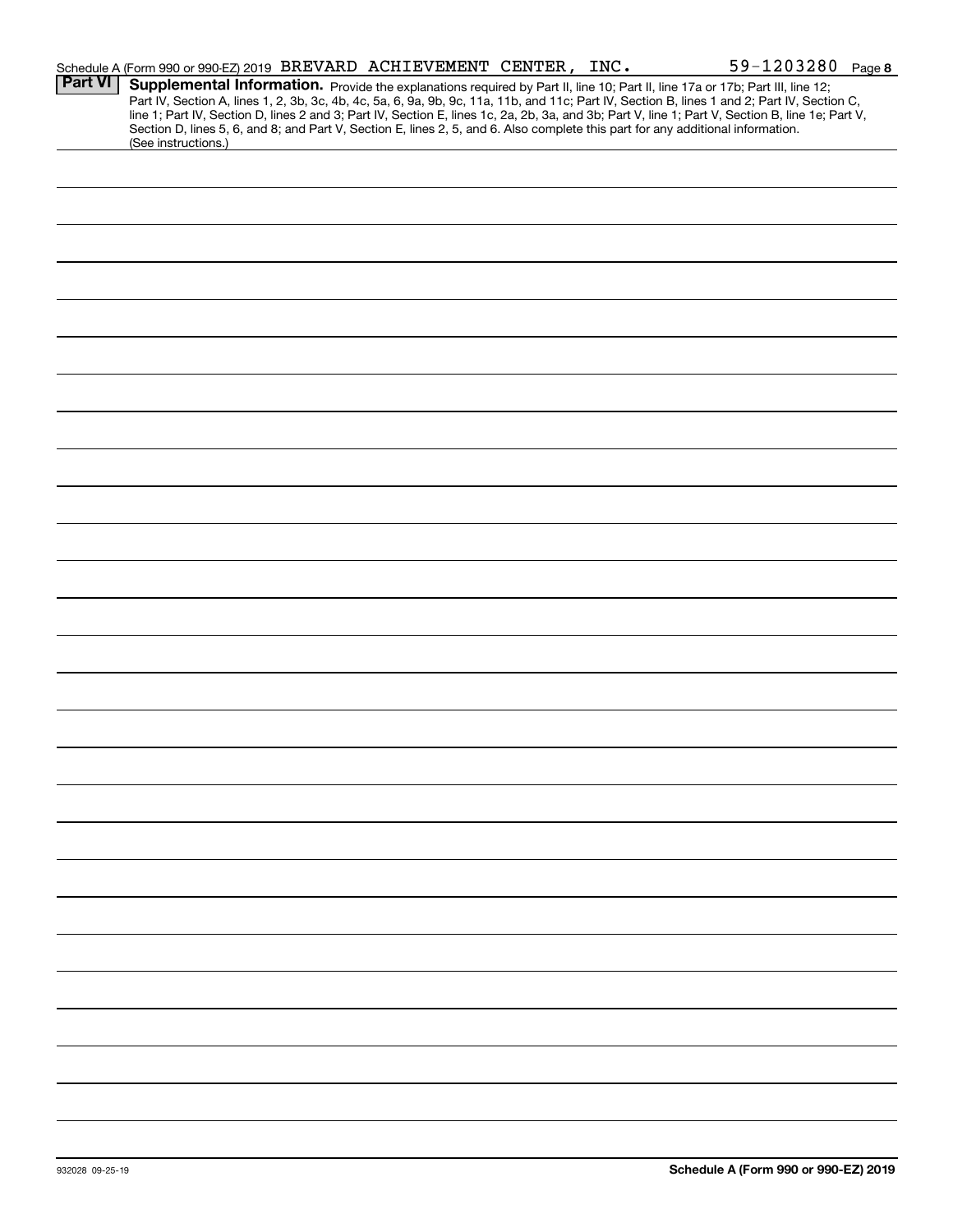Schedule A (Form 990 or 990-EZ) 2019 BREVARD ACHIEVEMENT CENTER, INC. 59-1203280 Page 8

**Part VI** **Supplemental Information.** Provide the explanations required by Part II, line 10; Part II, line 17a or 17b; Part III, line 12; Part IV, Section A, lines 1, 2, 3b, 3c, 4b, 4c, 5a, 6, 9a, 9b, 9c, 11a, 11b, and 11c; Part IV, Section B, lines 1 and 2; Part IV, Section C, line 1; Part IV, Section D, lines 2 and 3; Part IV, Section E, lines 1c, 2a, 2b, 3a, and 3b; Part V, line 1; Part V, Section B, line 1e; Part V, Section D, lines 5, 6, and 8; and Part V, Section E, lines 2, 5, and 6. Also complete this part for any additional information. (See instructions.)

932028 09-25-19

**Schedule A (Form 990 or 990-EZ) 2019**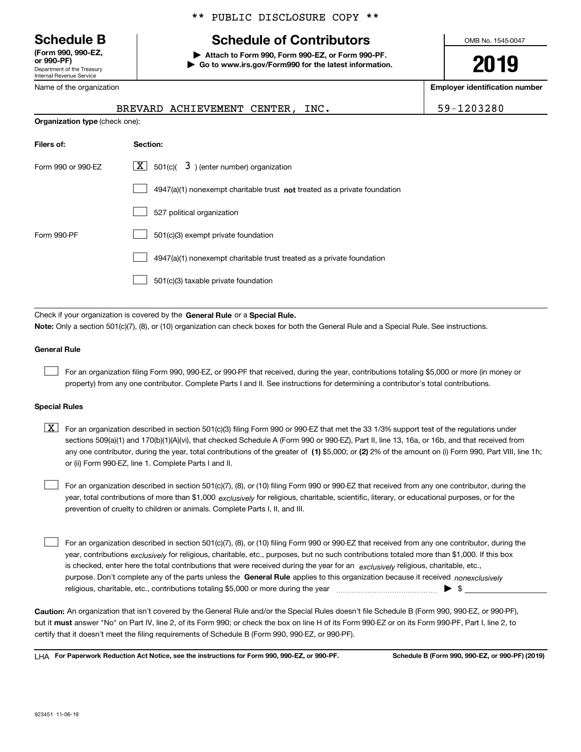\*\* PUBLIC DISCLOSURE COPY \*\*

# Schedule B

**(Form 990, 990-EZ, or 990-PF)**
Department of the Treasury
Internal Revenue Service

## Schedule of Contributors

▶ **Attach to Form 990, Form 990-EZ, or Form 990-PF.**
▶ **Go to www.irs.gov/Form990 for the latest information.**

OMB No. 1545-0047

**2019**

Name of the organization: BREVARD ACHIEVEMENT CENTER, INC.

**Employer identification number:** 59-1203280

**Organization type** (check one):

| **Filers of:** | **Section:** |
|---|---|
| Form 990 or 990-EZ | [X] 501(c)( 3 ) (enter number) organization |
| | [ ] 4947(a)(1) nonexempt charitable trust **not** treated as a private foundation |
| | [ ] 527 political organization |
| Form 990-PF | [ ] 501(c)(3) exempt private foundation |
| | [ ] 4947(a)(1) nonexempt charitable trust treated as a private foundation |
| | [ ] 501(c)(3) taxable private foundation |

Check if your organization is covered by the **General Rule** or a **Special Rule.**

**Note:** Only a section 501(c)(7), (8), or (10) organization can check boxes for both the General Rule and a Special Rule. See instructions.

**General Rule**

[ ] For an organization filing Form 990, 990-EZ, or 990-PF that received, during the year, contributions totaling $5,000 or more (in money or property) from any one contributor. Complete Parts I and II. See instructions for determining a contributor's total contributions.

**Special Rules**

[X] For an organization described in section 501(c)(3) filing Form 990 or 990-EZ that met the 33 1/3% support test of the regulations under sections 509(a)(1) and 170(b)(1)(A)(vi), that checked Schedule A (Form 990 or 990-EZ), Part II, line 13, 16a, or 16b, and that received from any one contributor, during the year, total contributions of the greater of **(1)** $5,000; or **(2)** 2% of the amount on (i) Form 990, Part VIII, line 1h; or (ii) Form 990-EZ, line 1. Complete Parts I and II.

[ ] For an organization described in section 501(c)(7), (8), or (10) filing Form 990 or 990-EZ that received from any one contributor, during the year, total contributions of more than $1,000 *exclusively* for religious, charitable, scientific, literary, or educational purposes, or for the prevention of cruelty to children or animals. Complete Parts I, II, and III.

[ ] For an organization described in section 501(c)(7), (8), or (10) filing Form 990 or 990-EZ that received from any one contributor, during the year, contributions *exclusively* for religious, charitable, etc., purposes, but no such contributions totaled more than $1,000. If this box is checked, enter here the total contributions that were received during the year for an *exclusively* religious, charitable, etc., purpose. Don't complete any of the parts unless the **General Rule** applies to this organization because it received *nonexclusively* religious, charitable, etc., contributions totaling $5,000 or more during the year ▶ $ \_\_\_\_\_\_\_\_\_\_

**Caution:** An organization that isn't covered by the General Rule and/or the Special Rules doesn't file Schedule B (Form 990, 990-EZ, or 990-PF), but it **must** answer "No" on Part IV, line 2, of its Form 990; or check the box on line H of its Form 990-EZ or on its Form 990-PF, Part I, line 2, to certify that it doesn't meet the filing requirements of Schedule B (Form 990, 990-EZ, or 990-PF).

LHA **For Paperwork Reduction Act Notice, see the instructions for Form 990, 990-EZ, or 990-PF.** **Schedule B (Form 990, 990-EZ, or 990-PF) (2019)**

923451 11-06-19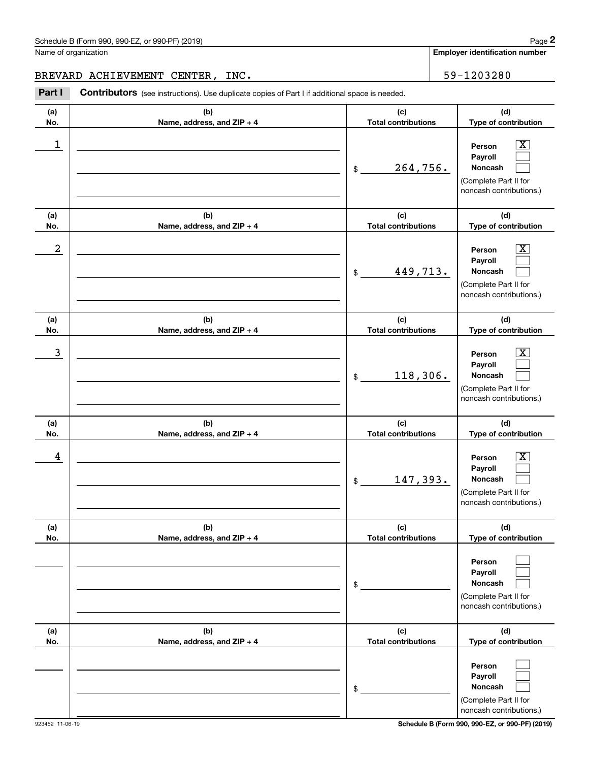Schedule B (Form 990, 990-EZ, or 990-PF) (2019)

Name of organization: BREVARD ACHIEVEMENT CENTER, INC.

Employer identification number: 59-1203280

**Part I** **Contributors** (see instructions). Use duplicate copies of Part I if additional space is needed.

| (a) No. | (b) Name, address, and ZIP + 4 | (c) Total contributions | (d) Type of contribution |
|---|---|---|---|
| 1 | | $ 264,756. | Person [X] Payroll [ ] Noncash [ ] (Complete Part II for noncash contributions.) |
| 2 | | $ 449,713. | Person [X] Payroll [ ] Noncash [ ] (Complete Part II for noncash contributions.) |
| 3 | | $ 118,306. | Person [X] Payroll [ ] Noncash [ ] (Complete Part II for noncash contributions.) |
| 4 | | $ 147,393. | Person [X] Payroll [ ] Noncash [ ] (Complete Part II for noncash contributions.) |
| | | $ | Person [ ] Payroll [ ] Noncash [ ] (Complete Part II for noncash contributions.) |
| | | $ | Person [ ] Payroll [ ] Noncash [ ] (Complete Part II for noncash contributions.) |

923452 11-06-19

Schedule B (Form 990, 990-EZ, or 990-PF) (2019)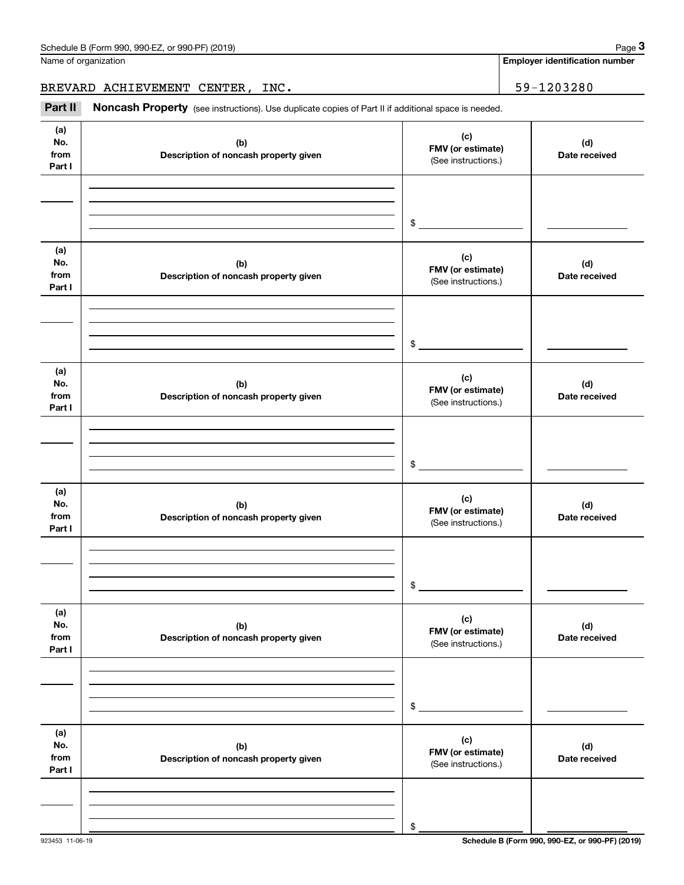Name of organization

**Employer identification number**

BREVARD ACHIEVEMENT CENTER, INC. 59-1203280

**Part II** **Noncash Property** (see instructions). Use duplicate copies of Part II if additional space is needed.

| (a) No. from Part I | (b) Description of noncash property given | (c) FMV (or estimate) (See instructions.) | (d) Date received |
|---|---|---|---|
| | | $ | |

| (a) No. from Part I | (b) Description of noncash property given | (c) FMV (or estimate) (See instructions.) | (d) Date received |
|---|---|---|---|
| | | $ | |

| (a) No. from Part I | (b) Description of noncash property given | (c) FMV (or estimate) (See instructions.) | (d) Date received |
|---|---|---|---|
| | | $ | |

| (a) No. from Part I | (b) Description of noncash property given | (c) FMV (or estimate) (See instructions.) | (d) Date received |
|---|---|---|---|
| | | $ | |

| (a) No. from Part I | (b) Description of noncash property given | (c) FMV (or estimate) (See instructions.) | (d) Date received |
|---|---|---|---|
| | | $ | |

| (a) No. from Part I | (b) Description of noncash property given | (c) FMV (or estimate) (See instructions.) | (d) Date received |
|---|---|---|---|
| | | $ | |

923453 11-06-19

**Schedule B (Form 990, 990-EZ, or 990-PF) (2019)**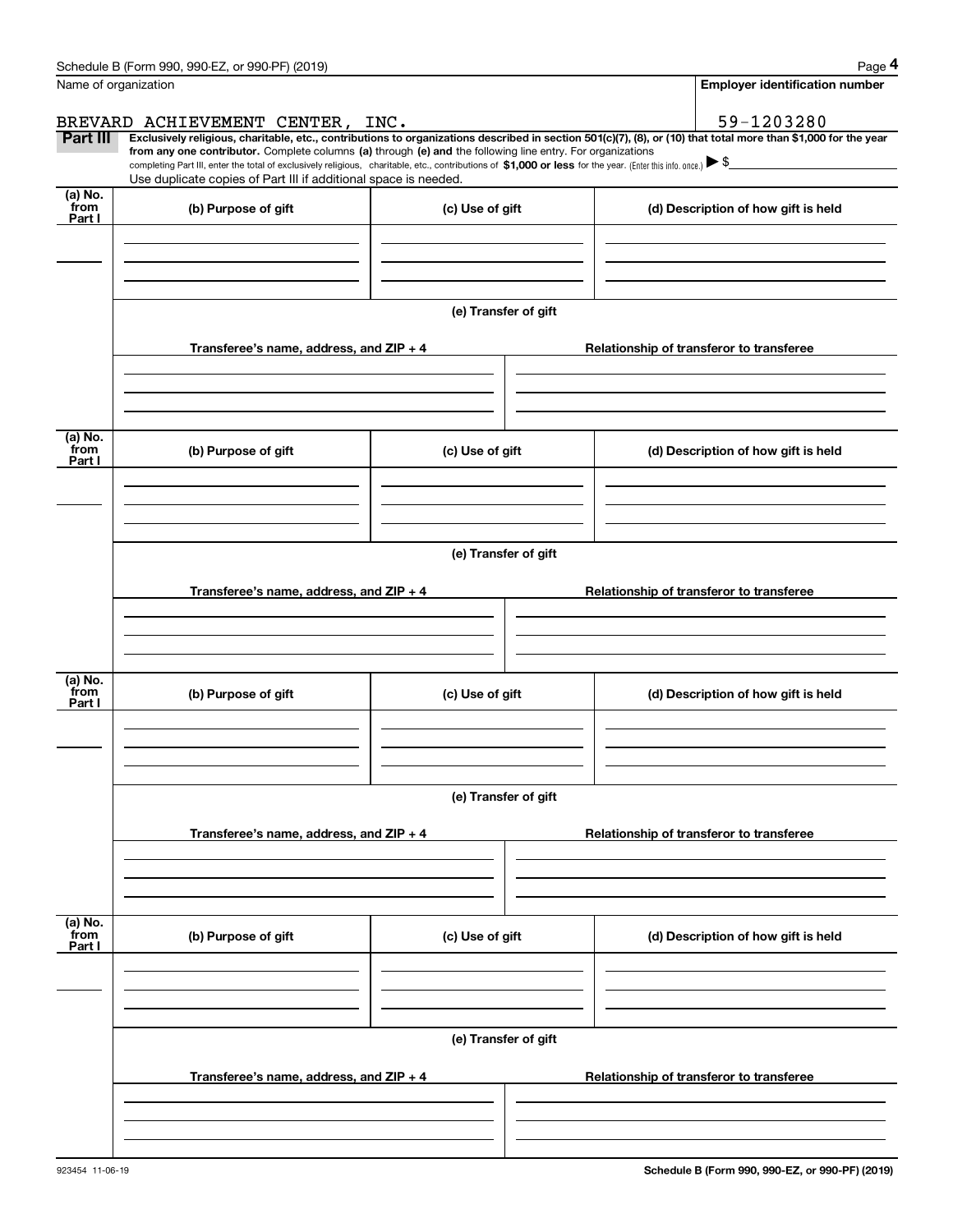Schedule B (Form 990, 990-EZ, or 990-PF) (2019)

Name of organization: BREVARD ACHIEVEMENT CENTER, INC.

Employer identification number: 59-1203280

**Part III** **Exclusively religious, charitable, etc., contributions to organizations described in section 501(c)(7), (8), or (10) that total more than $1,000 for the year from any one contributor.** Complete columns **(a)** through **(e)** and the following line entry. For organizations completing Part III, enter the total of exclusively religious, charitable, etc., contributions of **$1,000 or less** for the year. (Enter this info. once.) ▶ $

Use duplicate copies of Part III if additional space is needed.

| (a) No. from Part I | (b) Purpose of gift | (c) Use of gift | (d) Description of how gift is held |
|---|---|---|---|
| | | | |

**(e) Transfer of gift**

| Transferee's name, address, and ZIP + 4 | Relationship of transferor to transferee |
|---|---|
| | |

| (a) No. from Part I | (b) Purpose of gift | (c) Use of gift | (d) Description of how gift is held |
|---|---|---|---|
| | | | |

**(e) Transfer of gift**

| Transferee's name, address, and ZIP + 4 | Relationship of transferor to transferee |
|---|---|
| | |

| (a) No. from Part I | (b) Purpose of gift | (c) Use of gift | (d) Description of how gift is held |
|---|---|---|---|
| | | | |

**(e) Transfer of gift**

| Transferee's name, address, and ZIP + 4 | Relationship of transferor to transferee |
|---|---|
| | |

| (a) No. from Part I | (b) Purpose of gift | (c) Use of gift | (d) Description of how gift is held |
|---|---|---|---|
| | | | |

**(e) Transfer of gift**

| Transferee's name, address, and ZIP + 4 | Relationship of transferor to transferee |
|---|---|
| | |

923454 11-06-19

**Schedule B (Form 990, 990-EZ, or 990-PF) (2019)**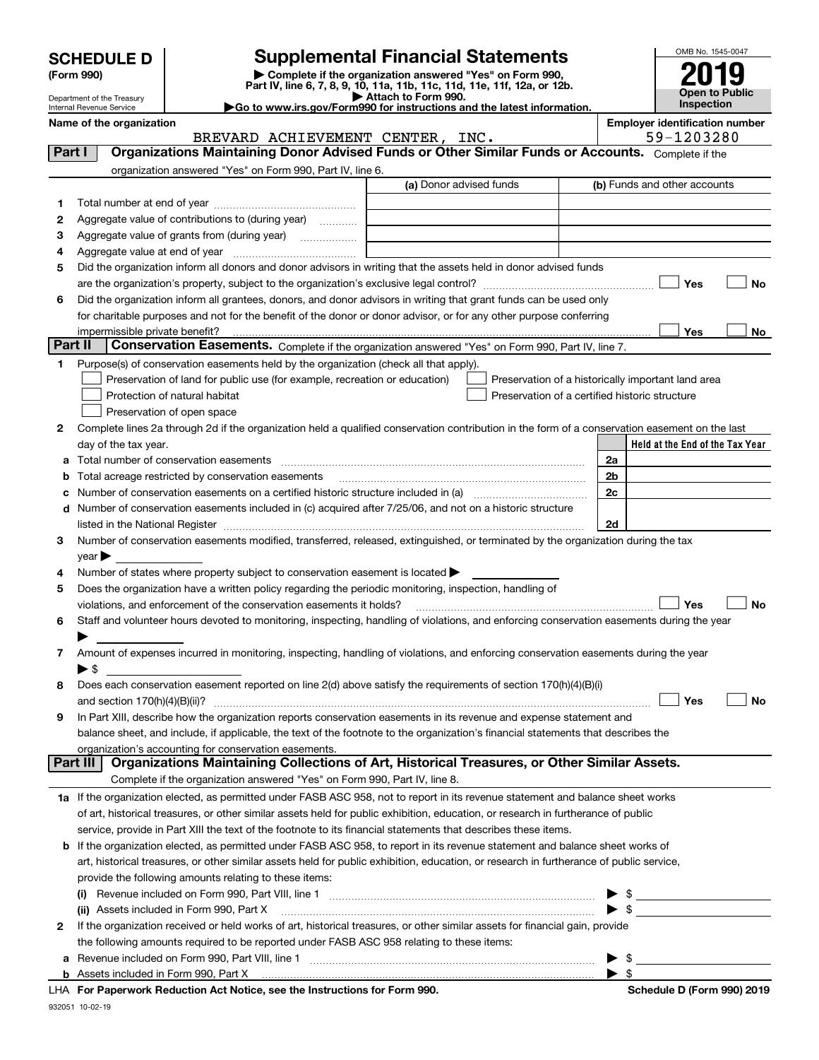# SCHEDULE D (Form 990)

Department of the Treasury
Internal Revenue Service

# Supplemental Financial Statements

▶ Complete if the organization answered "Yes" on Form 990, Part IV, line 6, 7, 8, 9, 10, 11a, 11b, 11c, 11d, 11e, 11f, 12a, or 12b.
▶ Attach to Form 990.
▶Go to www.irs.gov/Form990 for instructions and the latest information.

OMB No. 1545-0047

**2019**

**Open to Public Inspection**

**Name of the organization**
BREVARD ACHIEVEMENT CENTER, INC.

**Employer identification number**
59-1203280

## Part I Organizations Maintaining Donor Advised Funds or Other Similar Funds or Accounts. Complete if the organization answered "Yes" on Form 990, Part IV, line 6.

| | | (a) Donor advised funds | (b) Funds and other accounts |
|---|---|---|---|
| 1 | Total number at end of year | | |
| 2 | Aggregate value of contributions to (during year) | | |
| 3 | Aggregate value of grants from (during year) | | |
| 4 | Aggregate value at end of year | | |

5 Did the organization inform all donors and donor advisors in writing that the assets held in donor advised funds are the organization's property, subject to the organization's exclusive legal control? ☐ Yes ☐ No

6 Did the organization inform all grantees, donors, and donor advisors in writing that grant funds can be used only for charitable purposes and not for the benefit of the donor or donor advisor, or for any other purpose conferring impermissible private benefit? ☐ Yes ☐ No

## Part II Conservation Easements. Complete if the organization answered "Yes" on Form 990, Part IV, line 7.

1 Purpose(s) of conservation easements held by the organization (check all that apply).

☐ Preservation of land for public use (for example, recreation or education)
☐ Protection of natural habitat
☐ Preservation of open space
☐ Preservation of a historically important land area
☐ Preservation of a certified historic structure

2 Complete lines 2a through 2d if the organization held a qualified conservation contribution in the form of a conservation easement on the last day of the tax year.

| | | | Held at the End of the Tax Year |
|---|---|---|---|
| a | Total number of conservation easements | 2a | |
| b | Total acreage restricted by conservation easements | 2b | |
| c | Number of conservation easements on a certified historic structure included in (a) | 2c | |
| d | Number of conservation easements included in (c) acquired after 7/25/06, and not on a historic structure listed in the National Register | 2d | |

3 Number of conservation easements modified, transferred, released, extinguished, or terminated by the organization during the tax year ▶

4 Number of states where property subject to conservation easement is located ▶

5 Does the organization have a written policy regarding the periodic monitoring, inspection, handling of violations, and enforcement of the conservation easements it holds? ☐ Yes ☐ No

6 Staff and volunteer hours devoted to monitoring, inspecting, handling of violations, and enforcing conservation easements during the year ▶

7 Amount of expenses incurred in monitoring, inspecting, handling of violations, and enforcing conservation easements during the year ▶ $

8 Does each conservation easement reported on line 2(d) above satisfy the requirements of section 170(h)(4)(B)(i) and section 170(h)(4)(B)(ii)? ☐ Yes ☐ No

9 In Part XIII, describe how the organization reports conservation easements in its revenue and expense statement and balance sheet, and include, if applicable, the text of the footnote to the organization's financial statements that describes the organization's accounting for conservation easements.

## Part III Organizations Maintaining Collections of Art, Historical Treasures, or Other Similar Assets.

Complete if the organization answered "Yes" on Form 990, Part IV, line 8.

1a If the organization elected, as permitted under FASB ASC 958, not to report in its revenue statement and balance sheet works of art, historical treasures, or other similar assets held for public exhibition, education, or research in furtherance of public service, provide in Part XIII the text of the footnote to its financial statements that describes these items.

b If the organization elected, as permitted under FASB ASC 958, to report in its revenue statement and balance sheet works of art, historical treasures, or other similar assets held for public exhibition, education, or research in furtherance of public service, provide the following amounts relating to these items:

(i) Revenue included on Form 990, Part VIII, line 1 ▶ $

(ii) Assets included in Form 990, Part X ▶ $

2 If the organization received or held works of art, historical treasures, or other similar assets for financial gain, provide the following amounts required to be reported under FASB ASC 958 relating to these items:

a Revenue included on Form 990, Part VIII, line 1 ▶ $

b Assets included in Form 990, Part X ▶ $

LHA For Paperwork Reduction Act Notice, see the Instructions for Form 990. Schedule D (Form 990) 2019

932051 10-02-19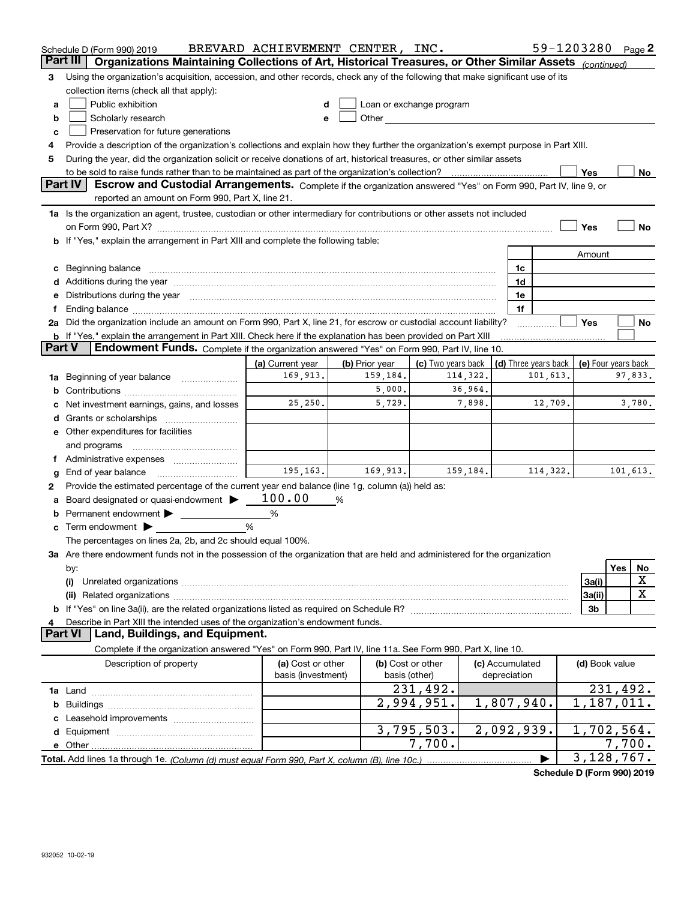Schedule D (Form 990) 2019 BREVARD ACHIEVEMENT CENTER, INC. 59-1203280 Page 2

## Part III Organizations Maintaining Collections of Art, Historical Treasures, or Other Similar Assets *(continued)*

**3** Using the organization's acquisition, accession, and other records, check any of the following that make significant use of its collection items (check all that apply):

- **a** ☐ Public exhibition
- **b** ☐ Scholarly research
- **c** ☐ Preservation for future generations
- **d** ☐ Loan or exchange program
- **e** ☐ Other

**4** Provide a description of the organization's collections and explain how they further the organization's exempt purpose in Part XIII.

**5** During the year, did the organization solicit or receive donations of art, historical treasures, or other similar assets to be sold to raise funds rather than to be maintained as part of the organization's collection? ☐ Yes ☐ No

## Part IV Escrow and Custodial Arrangements.

Complete if the organization answered "Yes" on Form 990, Part IV, line 9, or reported an amount on Form 990, Part X, line 21.

**1a** Is the organization an agent, trustee, custodian or other intermediary for contributions or other assets not included on Form 990, Part X? ☐ Yes ☐ No

**b** If "Yes," explain the arrangement in Part XIII and complete the following table:

| | | Amount |
|---|---|---|
| **c** Beginning balance | 1c | |
| **d** Additions during the year | 1d | |
| **e** Distributions during the year | 1e | |
| **f** Ending balance | 1f | |

**2a** Did the organization include an amount on Form 990, Part X, line 21, for escrow or custodial account liability? ☐ Yes ☐ No

**b** If "Yes," explain the arrangement in Part XIII. Check here if the explanation has been provided on Part XIII ☐

## Part V Endowment Funds.

Complete if the organization answered "Yes" on Form 990, Part IV, line 10.

| | (a) Current year | (b) Prior year | (c) Two years back | (d) Three years back | (e) Four years back |
|---|---|---|---|---|---|
| **1a** Beginning of year balance | 169,913. | 159,184. | 114,322. | 101,613. | 97,833. |
| **b** Contributions | | 5,000. | 36,964. | | |
| **c** Net investment earnings, gains, and losses | 25,250. | 5,729. | 7,898. | 12,709. | 3,780. |
| **d** Grants or scholarships | | | | | |
| **e** Other expenditures for facilities and programs | | | | | |
| **f** Administrative expenses | | | | | |
| **g** End of year balance | 195,163. | 169,913. | 159,184. | 114,322. | 101,613. |

**2** Provide the estimated percentage of the current year end balance (line 1g, column (a)) held as:

- **a** Board designated or quasi-endowment ▶ 100.00 %
- **b** Permanent endowment ▶ %
- **c** Term endowment ▶ %

The percentages on lines 2a, 2b, and 2c should equal 100%.

**3a** Are there endowment funds not in the possession of the organization that are held and administered for the organization by:

| | | Yes | No |
|---|---|---|---|
| (i) Unrelated organizations | 3a(i) | | X |
| (ii) Related organizations | 3a(ii) | | X |
| **b** If "Yes" on line 3a(ii), are the related organizations listed as required on Schedule R? | 3b | | |

**4** Describe in Part XIII the intended uses of the organization's endowment funds.

## Part VI Land, Buildings, and Equipment.

Complete if the organization answered "Yes" on Form 990, Part IV, line 11a. See Form 990, Part X, line 10.

| Description of property | (a) Cost or other basis (investment) | (b) Cost or other basis (other) | (c) Accumulated depreciation | (d) Book value |
|---|---|---|---|---|
| **1a** Land | | 231,492. | | 231,492. |
| **b** Buildings | | 2,994,951. | 1,807,940. | 1,187,011. |
| **c** Leasehold improvements | | | | |
| **d** Equipment | | 3,795,503. | 2,092,939. | 1,702,564. |
| **e** Other | | 7,700. | | 7,700. |
| **Total.** Add lines 1a through 1e. *(Column (d) must equal Form 990, Part X, column (B), line 10c.)* ▶ | | | | 3,128,767. |

**Schedule D (Form 990) 2019**

932052 10-02-19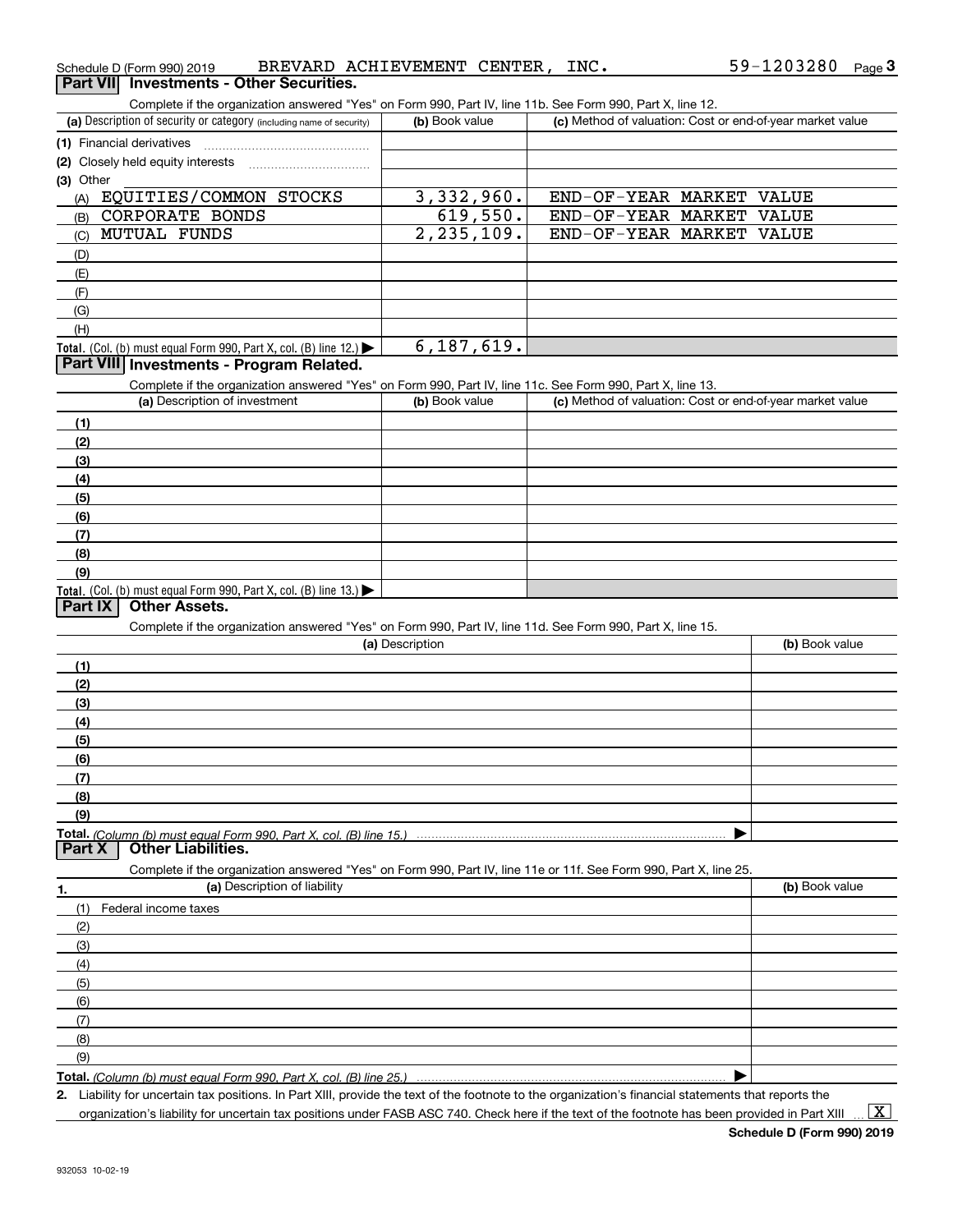Schedule D (Form 990) 2019 BREVARD ACHIEVEMENT CENTER, INC. 59-1203280

## Part VII Investments - Other Securities.

Complete if the organization answered "Yes" on Form 990, Part IV, line 11b. See Form 990, Part X, line 12.

| (a) Description of security or category (including name of security) | (b) Book value | (c) Method of valuation: Cost or end-of-year market value |
|---|---|---|
| (1) Financial derivatives | | |
| (2) Closely held equity interests | | |
| (3) Other | | |
| (A) EQUITIES/COMMON STOCKS | 3,332,960. | END-OF-YEAR MARKET VALUE |
| (B) CORPORATE BONDS | 619,550. | END-OF-YEAR MARKET VALUE |
| (C) MUTUAL FUNDS | 2,235,109. | END-OF-YEAR MARKET VALUE |
| (D) | | |
| (E) | | |
| (F) | | |
| (G) | | |
| (H) | | |
| **Total.** (Col. (b) must equal Form 990, Part X, col. (B) line 12.) | 6,187,619. | |

## Part VIII Investments - Program Related.

Complete if the organization answered "Yes" on Form 990, Part IV, line 11c. See Form 990, Part X, line 13.

| (a) Description of investment | (b) Book value | (c) Method of valuation: Cost or end-of-year market value |
|---|---|---|
| (1) | | |
| (2) | | |
| (3) | | |
| (4) | | |
| (5) | | |
| (6) | | |
| (7) | | |
| (8) | | |
| (9) | | |
| **Total.** (Col. (b) must equal Form 990, Part X, col. (B) line 13.) | | |

## Part IX Other Assets.

Complete if the organization answered "Yes" on Form 990, Part IV, line 11d. See Form 990, Part X, line 15.

| (a) Description | (b) Book value |
|---|---|
| (1) | |
| (2) | |
| (3) | |
| (4) | |
| (5) | |
| (6) | |
| (7) | |
| (8) | |
| (9) | |
| **Total.** *(Column (b) must equal Form 990, Part X, col. (B) line 15.)* | |

## Part X Other Liabilities.

Complete if the organization answered "Yes" on Form 990, Part IV, line 11e or 11f. See Form 990, Part X, line 25.

| 1. (a) Description of liability | (b) Book value |
|---|---|
| (1) Federal income taxes | |
| (2) | |
| (3) | |
| (4) | |
| (5) | |
| (6) | |
| (7) | |
| (8) | |
| (9) | |
| **Total.** *(Column (b) must equal Form 990, Part X, col. (B) line 25.)* | |

2. Liability for uncertain tax positions. In Part XIII, provide the text of the footnote to the organization's financial statements that reports the organization's liability for uncertain tax positions under FASB ASC 740. Check here if the text of the footnote has been provided in Part XIII [X]

**Schedule D (Form 990) 2019**

932053 10-02-19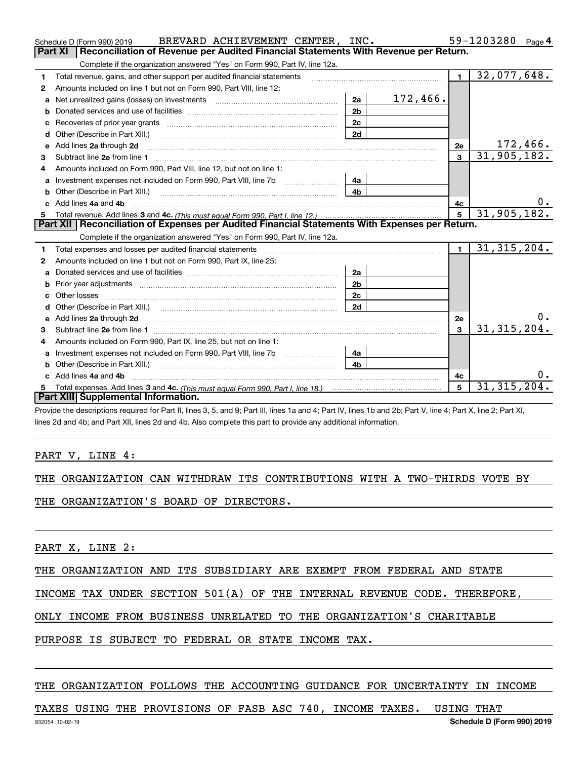Schedule D (Form 990) 2019 BREVARD ACHIEVEMENT CENTER, INC. 59-1203280 Page 4

## Part XI Reconciliation of Revenue per Audited Financial Statements With Revenue per Return.

Complete if the organization answered "Yes" on Form 990, Part IV, line 12a.

| | | | | | |
|---|---|---|---|---|---|
| 1 | Total revenue, gains, and other support per audited financial statements | | | 1 | 32,077,648. |
| 2 | Amounts included on line 1 but not on Form 990, Part VIII, line 12: | | | | |
| a | Net unrealized gains (losses) on investments | 2a | 172,466. | | |
| b | Donated services and use of facilities | 2b | | | |
| c | Recoveries of prior year grants | 2c | | | |
| d | Other (Describe in Part XIII.) | 2d | | | |
| e | Add lines 2a through 2d | | | 2e | 172,466. |
| 3 | Subtract line 2e from line 1 | | | 3 | 31,905,182. |
| 4 | Amounts included on Form 990, Part VIII, line 12, but not on line 1: | | | | |
| a | Investment expenses not included on Form 990, Part VIII, line 7b | 4a | | | |
| b | Other (Describe in Part XIII.) | 4b | | | |
| c | Add lines 4a and 4b | | | 4c | 0. |
| 5 | Total revenue. Add lines 3 and 4c. *(This must equal Form 990, Part I, line 12.)* | | | 5 | 31,905,182. |

## Part XII Reconciliation of Expenses per Audited Financial Statements With Expenses per Return.

Complete if the organization answered "Yes" on Form 990, Part IV, line 12a.

| | | | | | |
|---|---|---|---|---|---|
| 1 | Total expenses and losses per audited financial statements | | | 1 | 31,315,204. |
| 2 | Amounts included on line 1 but not on Form 990, Part IX, line 25: | | | | |
| a | Donated services and use of facilities | 2a | | | |
| b | Prior year adjustments | 2b | | | |
| c | Other losses | 2c | | | |
| d | Other (Describe in Part XIII.) | 2d | | | |
| e | Add lines 2a through 2d | | | 2e | 0. |
| 3 | Subtract line 2e from line 1 | | | 3 | 31,315,204. |
| 4 | Amounts included on Form 990, Part IX, line 25, but not on line 1: | | | | |
| a | Investment expenses not included on Form 990, Part VIII, line 7b | 4a | | | |
| b | Other (Describe in Part XIII.) | 4b | | | |
| c | Add lines 4a and 4b | | | 4c | 0. |
| 5 | Total expenses. Add lines 3 and 4c. *(This must equal Form 990, Part I, line 18.)* | | | 5 | 31,315,204. |

## Part XIII Supplemental Information.

Provide the descriptions required for Part II, lines 3, 5, and 9; Part III, lines 1a and 4; Part IV, lines 1b and 2b; Part V, line 4; Part X, line 2; Part XI, lines 2d and 4b; and Part XII, lines 2d and 4b. Also complete this part to provide any additional information.

PART V, LINE 4:

THE ORGANIZATION CAN WITHDRAW ITS CONTRIBUTIONS WITH A TWO-THIRDS VOTE BY THE ORGANIZATION'S BOARD OF DIRECTORS.

PART X, LINE 2:

THE ORGANIZATION AND ITS SUBSIDIARY ARE EXEMPT FROM FEDERAL AND STATE INCOME TAX UNDER SECTION 501(A) OF THE INTERNAL REVENUE CODE. THEREFORE, ONLY INCOME FROM BUSINESS UNRELATED TO THE ORGANIZATION'S CHARITABLE PURPOSE IS SUBJECT TO FEDERAL OR STATE INCOME TAX.

THE ORGANIZATION FOLLOWS THE ACCOUNTING GUIDANCE FOR UNCERTAINTY IN INCOME TAXES USING THE PROVISIONS OF FASB ASC 740, INCOME TAXES. USING THAT

932054 10-02-19 Schedule D (Form 990) 2019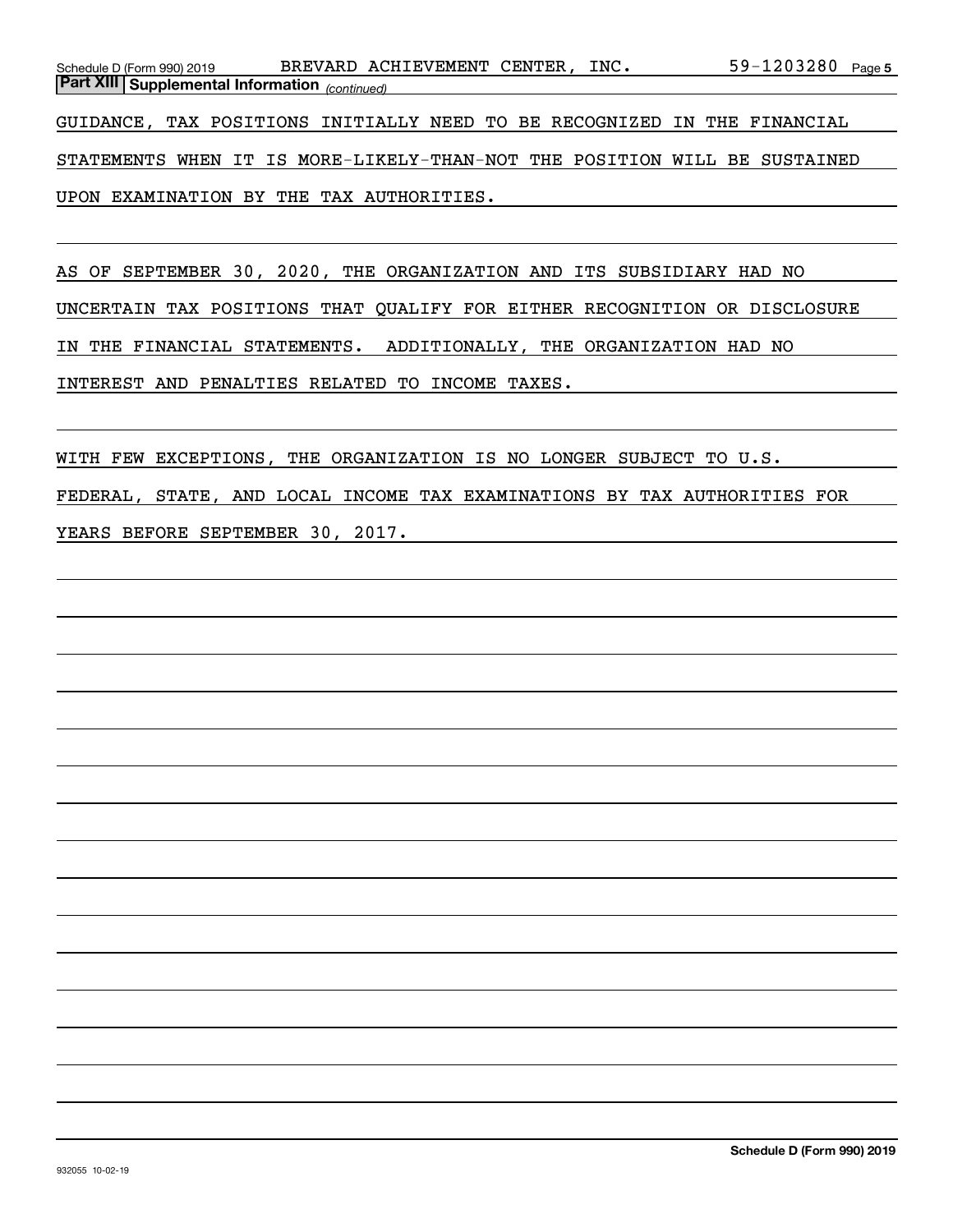**Part XIII Supplemental Information** *(continued)*

GUIDANCE, TAX POSITIONS INITIALLY NEED TO BE RECOGNIZED IN THE FINANCIAL STATEMENTS WHEN IT IS MORE-LIKELY-THAN-NOT THE POSITION WILL BE SUSTAINED UPON EXAMINATION BY THE TAX AUTHORITIES.

AS OF SEPTEMBER 30, 2020, THE ORGANIZATION AND ITS SUBSIDIARY HAD NO UNCERTAIN TAX POSITIONS THAT QUALIFY FOR EITHER RECOGNITION OR DISCLOSURE IN THE FINANCIAL STATEMENTS. ADDITIONALLY, THE ORGANIZATION HAD NO INTEREST AND PENALTIES RELATED TO INCOME TAXES.

WITH FEW EXCEPTIONS, THE ORGANIZATION IS NO LONGER SUBJECT TO U.S. FEDERAL, STATE, AND LOCAL INCOME TAX EXAMINATIONS BY TAX AUTHORITIES FOR YEARS BEFORE SEPTEMBER 30, 2017.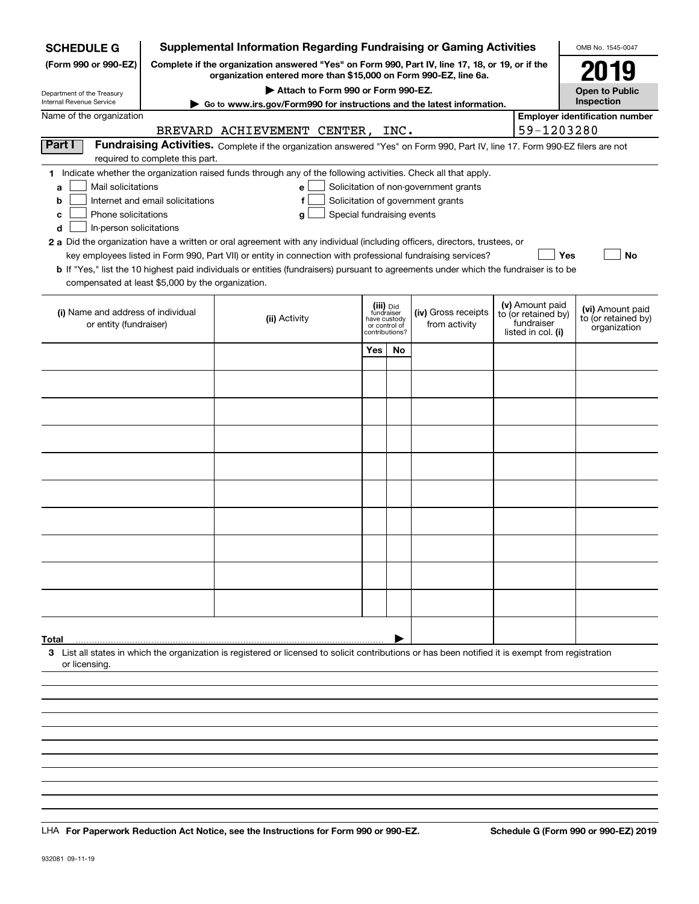**SCHEDULE G** (Form 990 or 990-EZ)

Department of the Treasury
Internal Revenue Service

# Supplemental Information Regarding Fundraising or Gaming Activities

**Complete if the organization answered "Yes" on Form 990, Part IV, line 17, 18, or 19, or if the organization entered more than $15,000 on Form 990-EZ, line 6a.**

**▶ Attach to Form 990 or Form 990-EZ.**

**▶ Go to www.irs.gov/Form990 for instructions and the latest information.**

OMB No. 1545-0047

**2019**

**Open to Public Inspection**

Name of the organization: BREVARD ACHIEVEMENT CENTER, INC.

**Employer identification number:** 59-1203280

**Part I** **Fundraising Activities.** Complete if the organization answered "Yes" on Form 990, Part IV, line 17. Form 990-EZ filers are not required to complete this part.

**1** Indicate whether the organization raised funds through any of the following activities. Check all that apply.

- **a** ☐ Mail solicitations
- **b** ☐ Internet and email solicitations
- **c** ☐ Phone solicitations
- **d** ☐ In-person solicitations
- **e** ☐ Solicitation of non-government grants
- **f** ☐ Solicitation of government grants
- **g** ☐ Special fundraising events

**2 a** Did the organization have a written or oral agreement with any individual (including officers, directors, trustees, or key employees listed in Form 990, Part VII) or entity in connection with professional fundraising services? ☐ **Yes** ☐ **No**

**b** If "Yes," list the 10 highest paid individuals or entities (fundraisers) pursuant to agreements under which the fundraiser is to be compensated at least $5,000 by the organization.

| (i) Name and address of individual or entity (fundraiser) | (ii) Activity | (iii) Did fundraiser have custody or control of contributions? | | (iv) Gross receipts from activity | (v) Amount paid to (or retained by) fundraiser listed in col. (i) | (vi) Amount paid to (or retained by) organization |
|---|---|---|---|---|---|---|
| | | Yes | No | | | |
| | | | | | | |
| | | | | | | |
| | | | | | | |
| | | | | | | |
| | | | | | | |
| | | | | | | |
| | | | | | | |
| | | | | | | |
| | | | | | | |
| | | | | | | |
| **Total** ▶ | | | | | | |

**3** List all states in which the organization is registered or licensed to solicit contributions or has been notified it is exempt from registration or licensing.

LHA **For Paperwork Reduction Act Notice, see the Instructions for Form 990 or 990-EZ.** **Schedule G (Form 990 or 990-EZ) 2019**

932081 09-11-19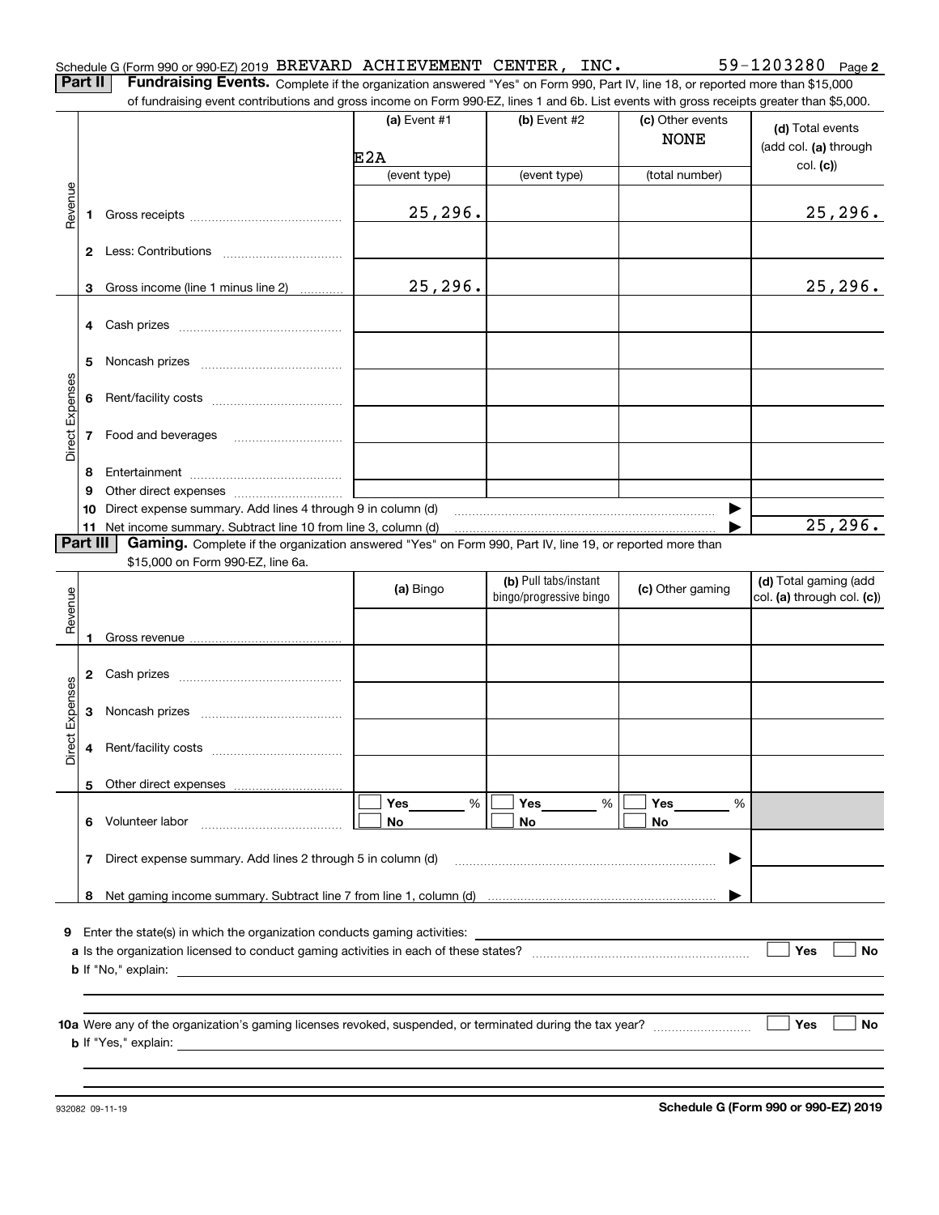Schedule G (Form 990 or 990-EZ) 2019 BREVARD ACHIEVEMENT CENTER, INC. 59-1203280 Page **2**

**Part II** **Fundraising Events.** Complete if the organization answered "Yes" on Form 990, Part IV, line 18, or reported more than $15,000 of fundraising event contributions and gross income on Form 990-EZ, lines 1 and 6b. List events with gross receipts greater than $5,000.

| | | (a) Event #1 | (b) Event #2 | (c) Other events | (d) Total events (add col. (a) through col. (c)) |
|---|---|---|---|---|---|
| | | E2A | | NONE | |
| | | (event type) | (event type) | (total number) | |
| Revenue | 1 Gross receipts | 25,296. | | | 25,296. |
| | 2 Less: Contributions | | | | |
| | 3 Gross income (line 1 minus line 2) | 25,296. | | | 25,296. |
| Direct Expenses | 4 Cash prizes | | | | |
| | 5 Noncash prizes | | | | |
| | 6 Rent/facility costs | | | | |
| | 7 Food and beverages | | | | |
| | 8 Entertainment | | | | |
| | 9 Other direct expenses | | | | |
| | 10 Direct expense summary. Add lines 4 through 9 in column (d) | | | ▶ | |
| | 11 Net income summary. Subtract line 10 from line 3, column (d) | | | ▶ | 25,296. |

**Part III** **Gaming.** Complete if the organization answered "Yes" on Form 990, Part IV, line 19, or reported more than $15,000 on Form 990-EZ, line 6a.

| | | (a) Bingo | (b) Pull tabs/instant bingo/progressive bingo | (c) Other gaming | (d) Total gaming (add col. (a) through col. (c)) |
|---|---|---|---|---|---|
| Revenue | 1 Gross revenue | | | | |
| Direct Expenses | 2 Cash prizes | | | | |
| | 3 Noncash prizes | | | | |
| | 4 Rent/facility costs | | | | |
| | 5 Other direct expenses | | | | |
| | 6 Volunteer labor | ☐ Yes ____ % ☐ No | ☐ Yes ____ % ☐ No | ☐ Yes ____ % ☐ No | |
| | 7 Direct expense summary. Add lines 2 through 5 in column (d) | | | ▶ | |
| | 8 Net gaming income summary. Subtract line 7 from line 1, column (d) | | | ▶ | |

**9** Enter the state(s) in which the organization conducts gaming activities: ____________________

**a** Is the organization licensed to conduct gaming activities in each of these states? ☐ Yes ☐ No

**b** If "No," explain: ____________________

**10a** Were any of the organization's gaming licenses revoked, suspended, or terminated during the tax year? ☐ Yes ☐ No

**b** If "Yes," explain: ____________________

932082 09-11-19 **Schedule G (Form 990 or 990-EZ) 2019**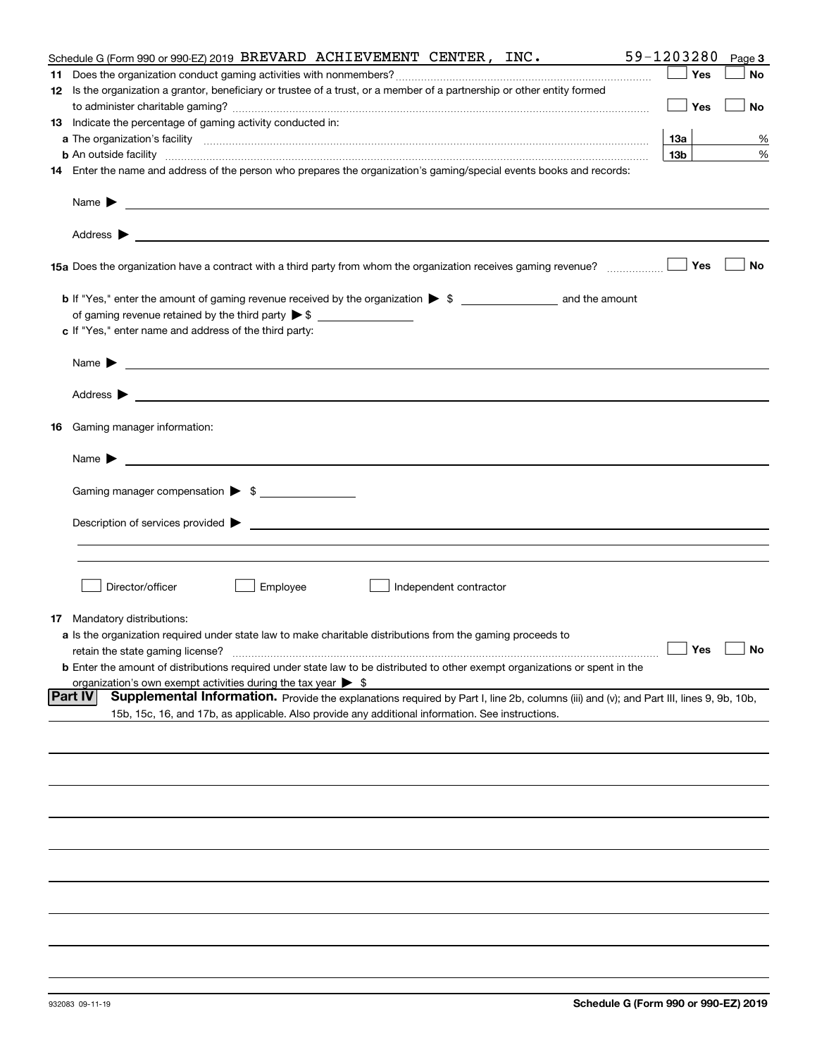Schedule G (Form 990 or 990-EZ) 2019 BREVARD ACHIEVEMENT CENTER, INC. 59-1203280 Page **3**

**11** Does the organization conduct gaming activities with nonmembers? ☐ Yes ☐ No

**12** Is the organization a grantor, beneficiary or trustee of a trust, or a member of a partnership or other entity formed to administer charitable gaming? ☐ Yes ☐ No

**13** Indicate the percentage of gaming activity conducted in:

**a** The organization's facility **13a** %

**b** An outside facility **13b** %

**14** Enter the name and address of the person who prepares the organization's gaming/special events books and records:

Name ▶

Address ▶

**15a** Does the organization have a contract with a third party from whom the organization receives gaming revenue? ☐ Yes ☐ No

**b** If "Yes," enter the amount of gaming revenue received by the organization ▶ $ \_\_\_\_\_\_\_\_ and the amount of gaming revenue retained by the third party ▶ $ \_\_\_\_\_\_\_\_

**c** If "Yes," enter name and address of the third party:

Name ▶

Address ▶

**16** Gaming manager information:

Name ▶

Gaming manager compensation ▶ $

Description of services provided ▶

☐ Director/officer ☐ Employee ☐ Independent contractor

**17** Mandatory distributions:

**a** Is the organization required under state law to make charitable distributions from the gaming proceeds to retain the state gaming license? ☐ Yes ☐ No

**b** Enter the amount of distributions required under state law to be distributed to other exempt organizations or spent in the organization's own exempt activities during the tax year ▶ $

**Part IV** **Supplemental Information.** Provide the explanations required by Part I, line 2b, columns (iii) and (v); and Part III, lines 9, 9b, 10b, 15b, 15c, 16, and 17b, as applicable. Also provide any additional information. See instructions.

932083 09-11-19 **Schedule G (Form 990 or 990-EZ) 2019**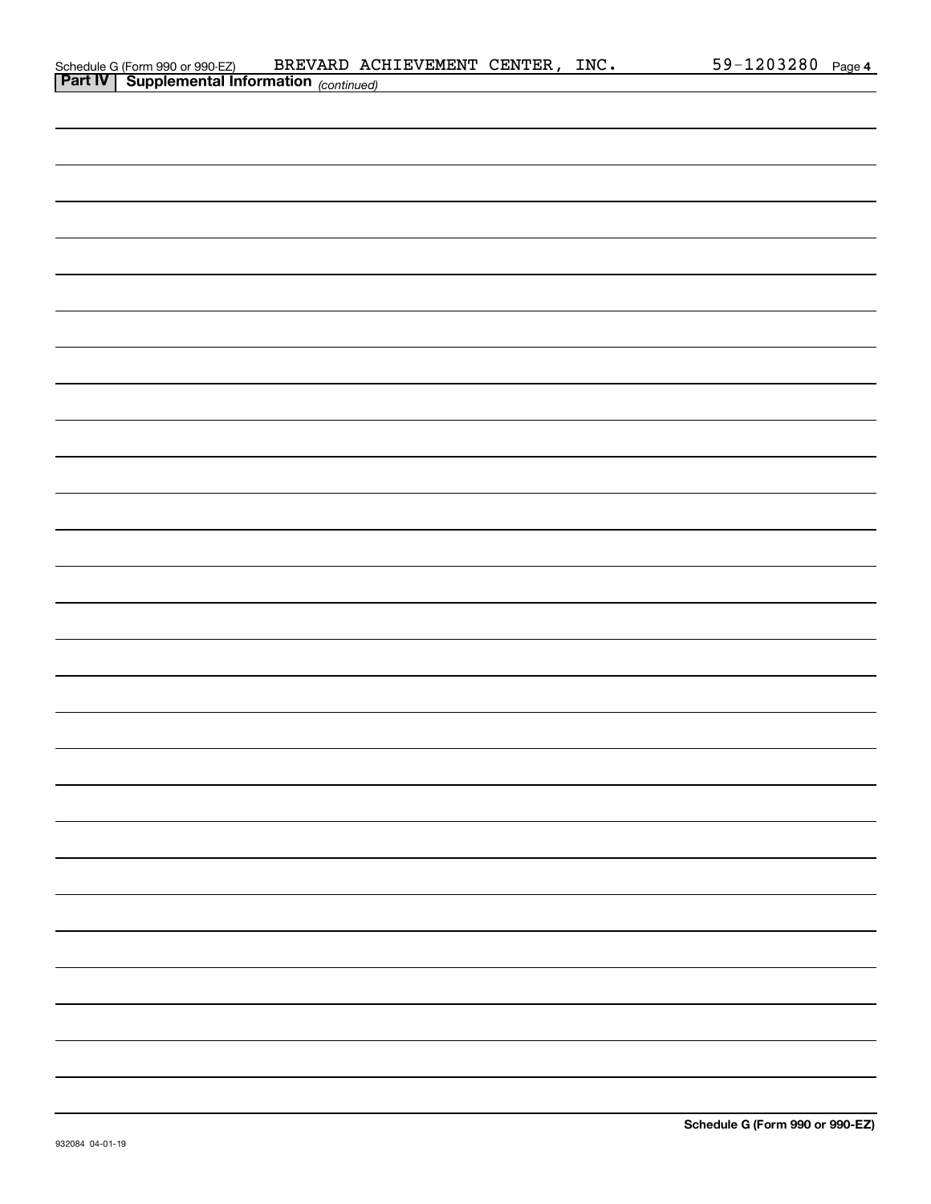Schedule G (Form 990 or 990-EZ) BREVARD ACHIEVEMENT CENTER, INC. 59-1203280 Page 4

**Part IV | Supplemental Information** *(continued)*

**Schedule G (Form 990 or 990-EZ)**

932084 04-01-19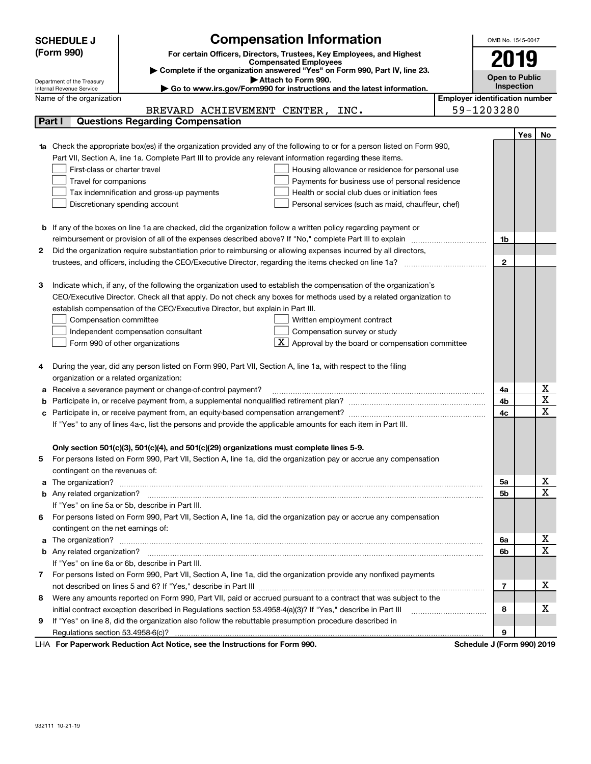**SCHEDULE J (Form 990)**

Department of the Treasury
Internal Revenue Service

# Compensation Information

**For certain Officers, Directors, Trustees, Key Employees, and Highest Compensated Employees**

▶ **Complete if the organization answered "Yes" on Form 990, Part IV, line 23.**

▶ **Attach to Form 990.**

▶ **Go to www.irs.gov/Form990 for instructions and the latest information.**

OMB No. 1545-0047

**2019**

**Open to Public Inspection**

Name of the organization: BREVARD ACHIEVEMENT CENTER, INC.

**Employer identification number:** 59-1203280

## Part I | Questions Regarding Compensation

| | | | Yes | No |
|---|---|---|---|---|
| **1a** | Check the appropriate box(es) if the organization provided any of the following to or for a person listed on Form 990, Part VII, Section A, line 1a. Complete Part III to provide any relevant information regarding these items. <br> ☐ First-class or charter travel ☐ Housing allowance or residence for personal use <br> ☐ Travel for companions ☐ Payments for business use of personal residence <br> ☐ Tax indemnification and gross-up payments ☐ Health or social club dues or initiation fees <br> ☐ Discretionary spending account ☐ Personal services (such as maid, chauffeur, chef) | | | |
| **b** | If any of the boxes on line 1a are checked, did the organization follow a written policy regarding payment or reimbursement or provision of all of the expenses described above? If "No," complete Part III to explain | 1b | | |
| **2** | Did the organization require substantiation prior to reimbursing or allowing expenses incurred by all directors, trustees, and officers, including the CEO/Executive Director, regarding the items checked on line 1a? | 2 | | |
| **3** | Indicate which, if any, of the following the organization used to establish the compensation of the organization's CEO/Executive Director. Check all that apply. Do not check any boxes for methods used by a related organization to establish compensation of the CEO/Executive Director, but explain in Part III. <br> ☐ Compensation committee ☐ Written employment contract <br> ☐ Independent compensation consultant ☐ Compensation survey or study <br> ☐ Form 990 of other organizations ☒ Approval by the board or compensation committee | | | |
| **4** | During the year, did any person listed on Form 990, Part VII, Section A, line 1a, with respect to the filing organization or a related organization: | | | |
| **a** | Receive a severance payment or change-of-control payment? | 4a | | X |
| **b** | Participate in, or receive payment from, a supplemental nonqualified retirement plan? | 4b | | X |
| **c** | Participate in, or receive payment from, an equity-based compensation arrangement? | 4c | | X |
| | If "Yes" to any of lines 4a-c, list the persons and provide the applicable amounts for each item in Part III. | | | |
| | **Only section 501(c)(3), 501(c)(4), and 501(c)(29) organizations must complete lines 5-9.** | | | |
| **5** | For persons listed on Form 990, Part VII, Section A, line 1a, did the organization pay or accrue any compensation contingent on the revenues of: | | | |
| **a** | The organization? | 5a | | X |
| **b** | Any related organization? | 5b | | X |
| | If "Yes" on line 5a or 5b, describe in Part III. | | | |
| **6** | For persons listed on Form 990, Part VII, Section A, line 1a, did the organization pay or accrue any compensation contingent on the net earnings of: | | | |
| **a** | The organization? | 6a | | X |
| **b** | Any related organization? | 6b | | X |
| | If "Yes" on line 6a or 6b, describe in Part III. | | | |
| **7** | For persons listed on Form 990, Part VII, Section A, line 1a, did the organization provide any nonfixed payments not described on lines 5 and 6? If "Yes," describe in Part III | 7 | | X |
| **8** | Were any amounts reported on Form 990, Part VII, paid or accrued pursuant to a contract that was subject to the initial contract exception described in Regulations section 53.4958-4(a)(3)? If "Yes," describe in Part III | 8 | | X |
| **9** | If "Yes" on line 8, did the organization also follow the rebuttable presumption procedure described in Regulations section 53.4958-6(c)? | 9 | | |

LHA **For Paperwork Reduction Act Notice, see the Instructions for Form 990.** **Schedule J (Form 990) 2019**

932111 10-21-19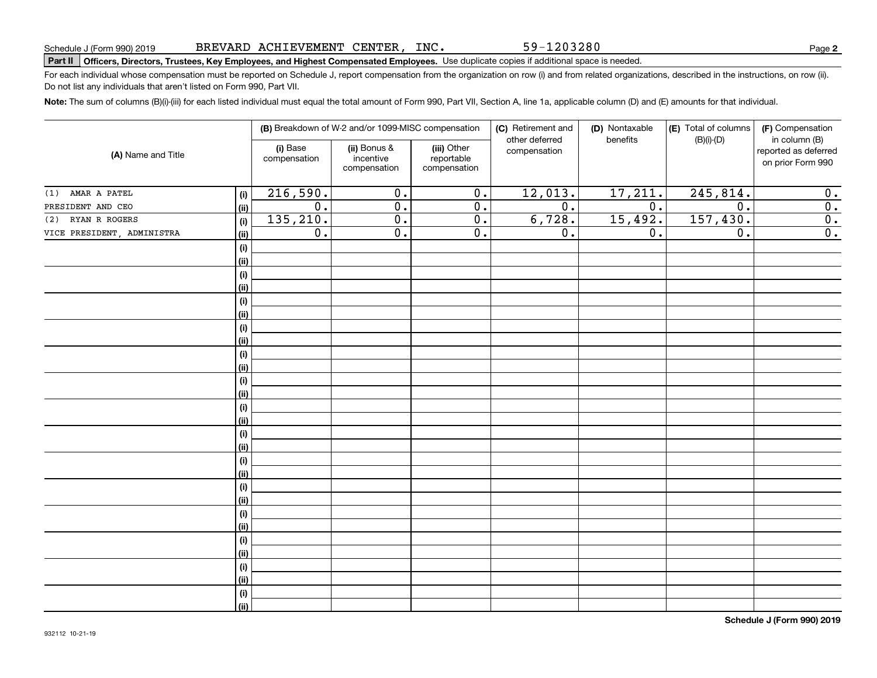Schedule J (Form 990) 2019 BREVARD ACHIEVEMENT CENTER, INC. 59-1203280

**Part II Officers, Directors, Trustees, Key Employees, and Highest Compensated Employees.** Use duplicate copies if additional space is needed.

For each individual whose compensation must be reported on Schedule J, report compensation from the organization on row (i) and from related organizations, described in the instructions, on row (ii). Do not list any individuals that aren't listed on Form 990, Part VII.

**Note:** The sum of columns (B)(i)-(iii) for each listed individual must equal the total amount of Form 990, Part VII, Section A, line 1a, applicable column (D) and (E) amounts for that individual.

| (A) Name and Title | | (B) Breakdown of W-2 and/or 1099-MISC compensation | | | (C) Retirement and other deferred compensation | (D) Nontaxable benefits | (E) Total of columns (B)(i)-(D) | (F) Compensation in column (B) reported as deferred on prior Form 990 |
|---|---|---|---|---|---|---|---|---|
| | | (i) Base compensation | (ii) Bonus & incentive compensation | (iii) Other reportable compensation | | | | |
| (1) AMAR A PATEL | (i) | 216,590. | 0. | 0. | 12,013. | 17,211. | 245,814. | 0. |
| PRESIDENT AND CEO | (ii) | 0. | 0. | 0. | 0. | 0. | 0. | 0. |
| (2) RYAN R ROGERS | (i) | 135,210. | 0. | 0. | 6,728. | 15,492. | 157,430. | 0. |
| VICE PRESIDENT, ADMINISTRA | (ii) | 0. | 0. | 0. | 0. | 0. | 0. | 0. |

**Schedule J (Form 990) 2019**

932112 10-21-19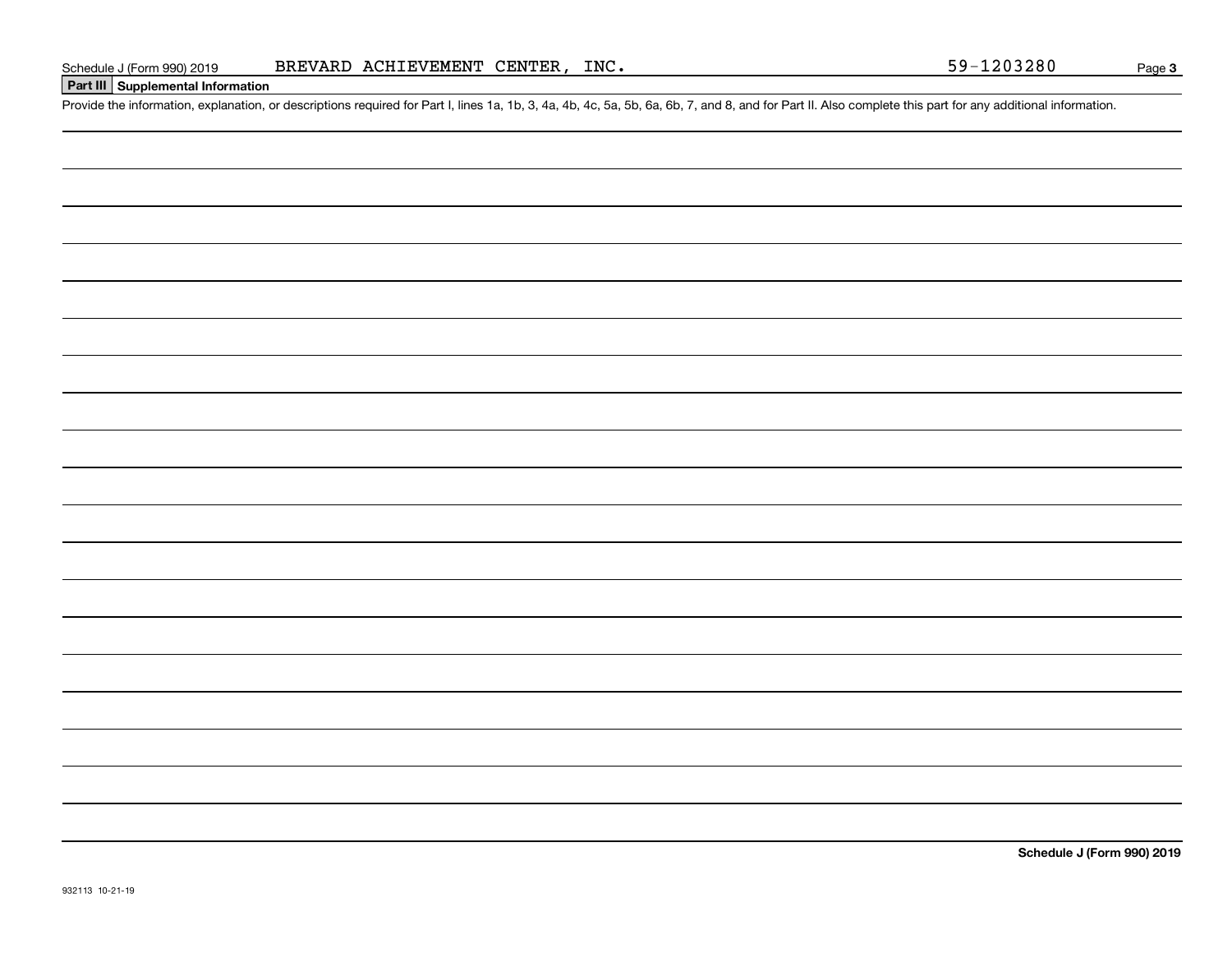## Part III Supplemental Information

Provide the information, explanation, or descriptions required for Part I, lines 1a, 1b, 3, 4a, 4b, 4c, 5a, 5b, 6a, 6b, 7, and 8, and for Part II. Also complete this part for any additional information.

932113 10-21-19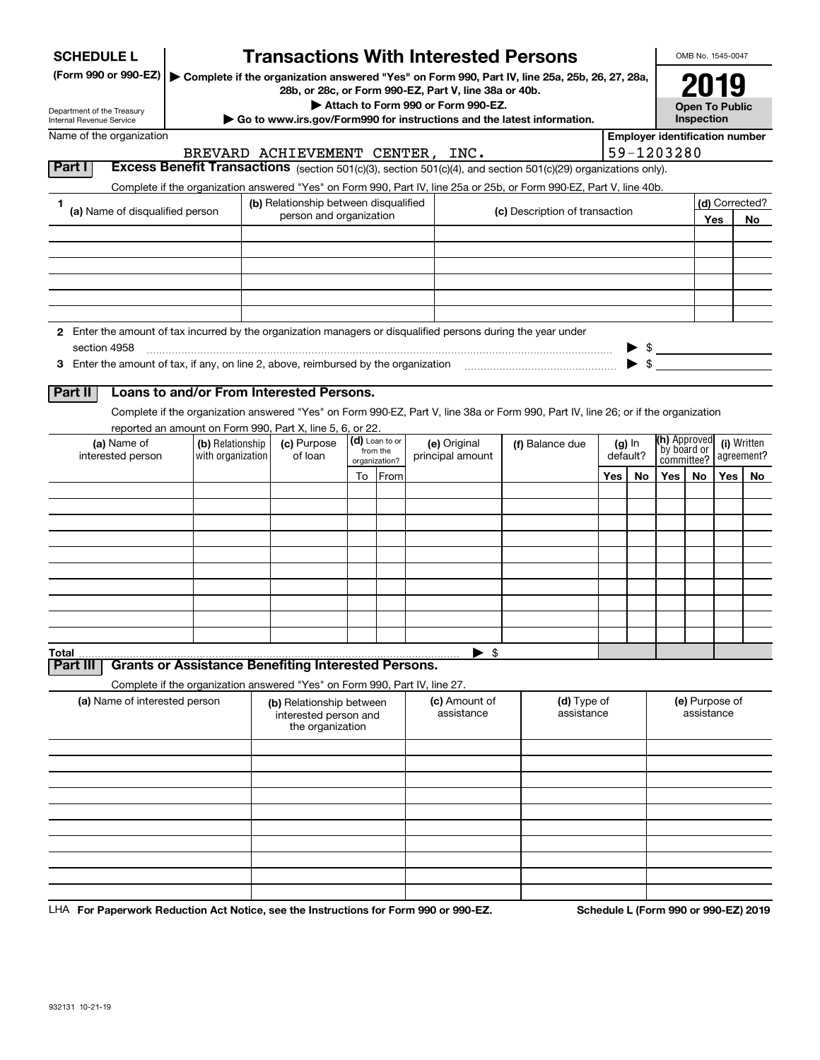**SCHEDULE L** (Form 990 or 990-EZ)

Department of the Treasury
Internal Revenue Service

# Transactions With Interested Persons

▶ Complete if the organization answered "Yes" on Form 990, Part IV, line 25a, 25b, 26, 27, 28a, 28b, or 28c, or Form 990-EZ, Part V, line 38a or 40b.

▶ Attach to Form 990 or Form 990-EZ.

▶ Go to www.irs.gov/Form990 for instructions and the latest information.

OMB No. 1545-0047

**2019**

**Open To Public Inspection**

Name of the organization: BREVARD ACHIEVEMENT CENTER, INC.

Employer identification number: 59-1203280

## Part I Excess Benefit Transactions (section 501(c)(3), section 501(c)(4), and section 501(c)(29) organizations only).

Complete if the organization answered "Yes" on Form 990, Part IV, line 25a or 25b, or Form 990-EZ, Part V, line 40b.

| 1 (a) Name of disqualified person | (b) Relationship between disqualified person and organization | (c) Description of transaction | (d) Corrected? Yes | No |
|---|---|---|---|---|
| | | | | |
| | | | | |
| | | | | |
| | | | | |
| | | | | |
| | | | | |

2 Enter the amount of tax incurred by the organization managers or disqualified persons during the year under section 4958 ▶ $

3 Enter the amount of tax, if any, on line 2, above, reimbursed by the organization ▶ $

## Part II Loans to and/or From Interested Persons.

Complete if the organization answered "Yes" on Form 990-EZ, Part V, line 38a or Form 990, Part IV, line 26; or if the organization reported an amount on Form 990, Part X, line 5, 6, or 22.

| (a) Name of interested person | (b) Relationship with organization | (c) Purpose of loan | (d) Loan to or from the organization? To | From | (e) Original principal amount | (f) Balance due | (g) In default? Yes | No | (h) Approved by board or committee? Yes | No | (i) Written agreement? Yes | No |
|---|---|---|---|---|---|---|---|---|---|---|---|---|
| | | | | | | | | | | | | |
| | | | | | | | | | | | | |
| | | | | | | | | | | | | |
| | | | | | | | | | | | | |
| | | | | | | | | | | | | |
| | | | | | | | | | | | | |
| | | | | | | | | | | | | |
| | | | | | | | | | | | | |
| | | | | | | | | | | | | |
| | | | | | | | | | | | | |
| **Total** | | | | | ▶ $ | | | | | | | |

## Part III Grants or Assistance Benefiting Interested Persons.

Complete if the organization answered "Yes" on Form 990, Part IV, line 27.

| (a) Name of interested person | (b) Relationship between interested person and the organization | (c) Amount of assistance | (d) Type of assistance | (e) Purpose of assistance |
|---|---|---|---|---|
| | | | | |
| | | | | |
| | | | | |
| | | | | |
| | | | | |
| | | | | |
| | | | | |
| | | | | |
| | | | | |
| | | | | |

LHA **For Paperwork Reduction Act Notice, see the Instructions for Form 990 or 990-EZ.** **Schedule L (Form 990 or 990-EZ) 2019**

932131 10-21-19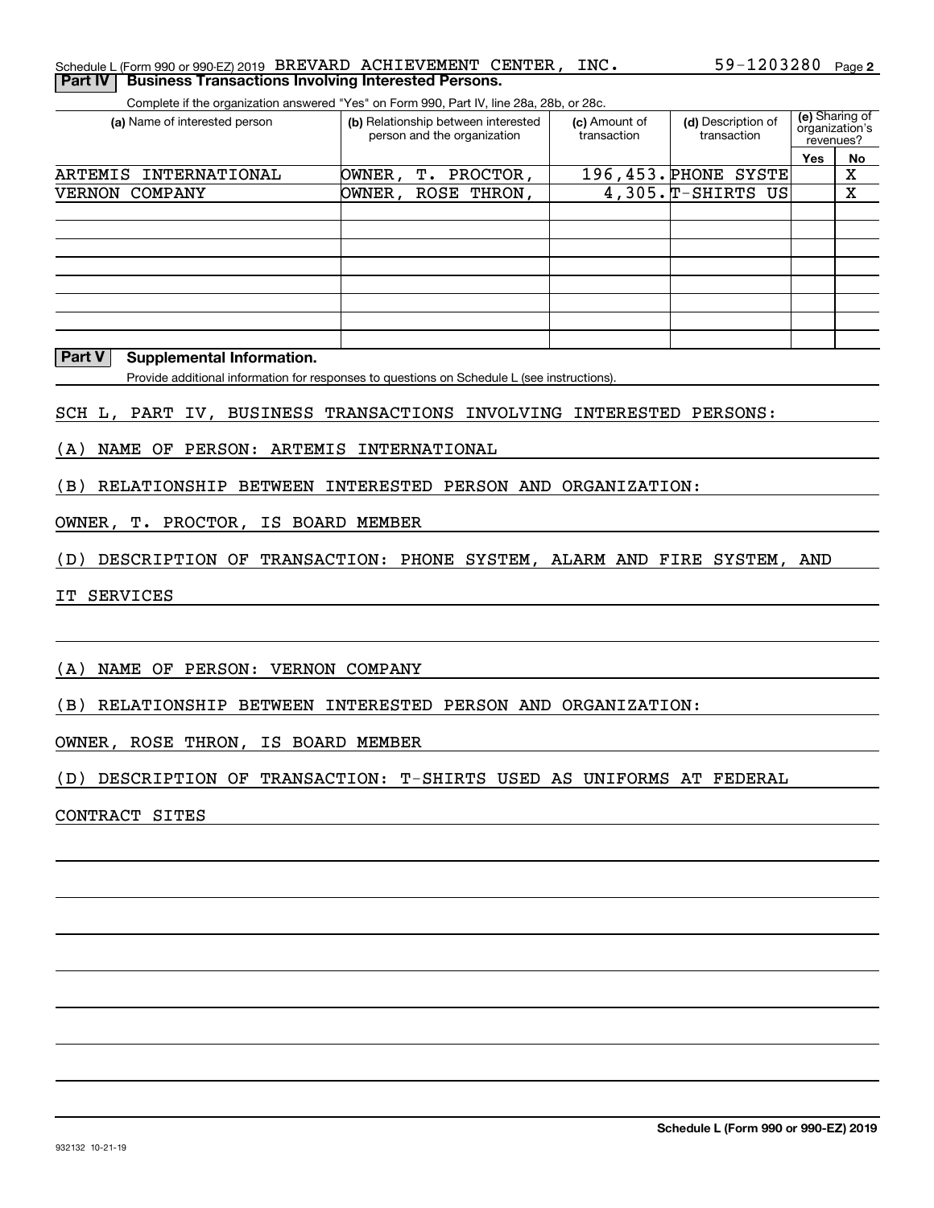Schedule L (Form 990 or 990-EZ) 2019 BREVARD ACHIEVEMENT CENTER, INC. 59-1203280 Page 2

## Part IV Business Transactions Involving Interested Persons.

Complete if the organization answered "Yes" on Form 990, Part IV, line 28a, 28b, or 28c.

| (a) Name of interested person | (b) Relationship between interested person and the organization | (c) Amount of transaction | (d) Description of transaction | (e) Sharing of organization's revenues? Yes | No |
|---|---|---|---|---|---|
| ARTEMIS INTERNATIONAL | OWNER, T. PROCTOR, | 196,453. | PHONE SYSTE | | X |
| VERNON COMPANY | OWNER, ROSE THRON, | 4,305. | T-SHIRTS US | | X |
| | | | | | |
| | | | | | |
| | | | | | |
| | | | | | |
| | | | | | |
| | | | | | |
| | | | | | |
| | | | | | |

## Part V Supplemental Information.

Provide additional information for responses to questions on Schedule L (see instructions).

SCH L, PART IV, BUSINESS TRANSACTIONS INVOLVING INTERESTED PERSONS:

(A) NAME OF PERSON: ARTEMIS INTERNATIONAL

(B) RELATIONSHIP BETWEEN INTERESTED PERSON AND ORGANIZATION:

OWNER, T. PROCTOR, IS BOARD MEMBER

(D) DESCRIPTION OF TRANSACTION: PHONE SYSTEM, ALARM AND FIRE SYSTEM, AND

IT SERVICES

(A) NAME OF PERSON: VERNON COMPANY

(B) RELATIONSHIP BETWEEN INTERESTED PERSON AND ORGANIZATION:

OWNER, ROSE THRON, IS BOARD MEMBER

(D) DESCRIPTION OF TRANSACTION: T-SHIRTS USED AS UNIFORMS AT FEDERAL

CONTRACT SITES

932132 10-21-19

**Schedule L (Form 990 or 990-EZ) 2019**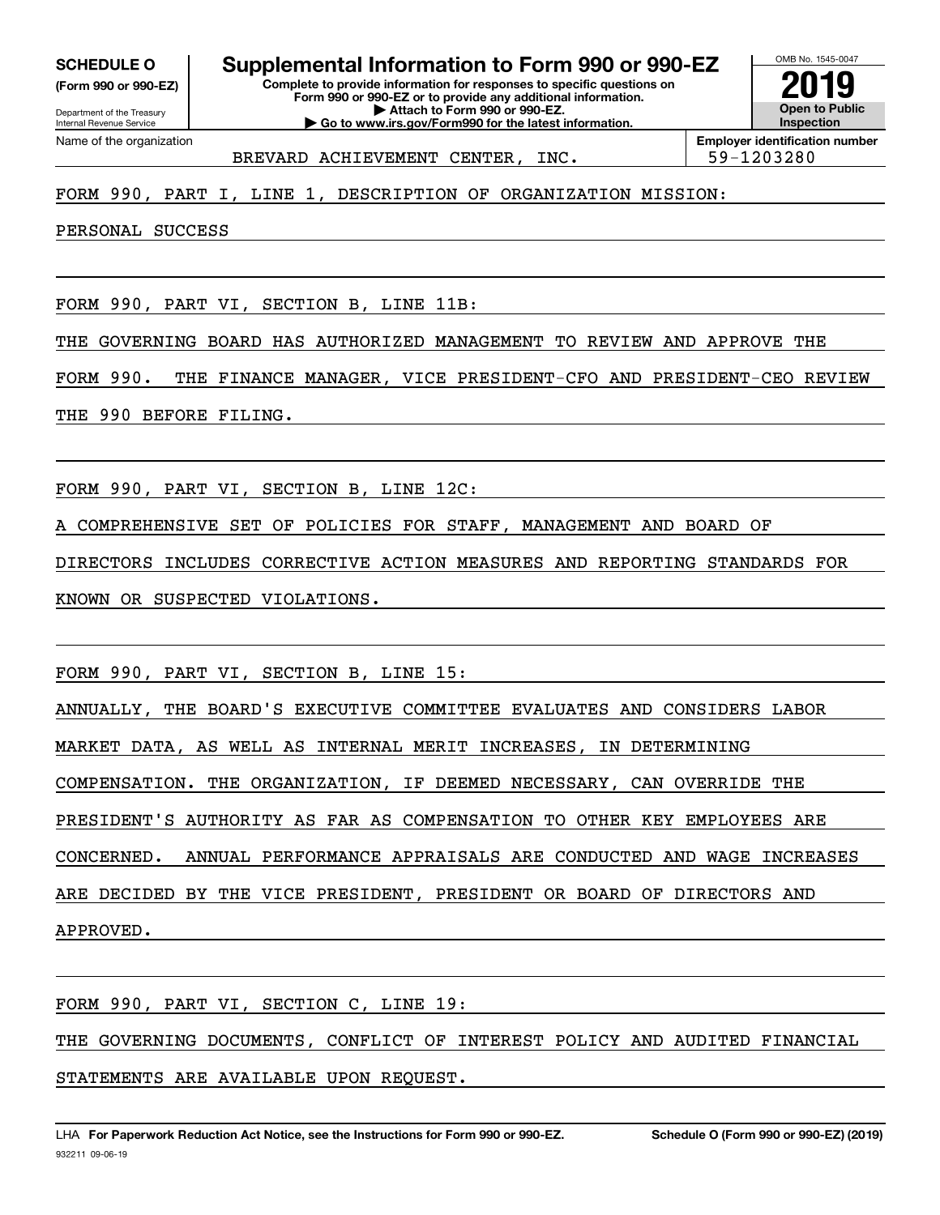**SCHEDULE O**
**(Form 990 or 990-EZ)**

Department of the Treasury
Internal Revenue Service

# Supplemental Information to Form 990 or 990-EZ

**Complete to provide information for responses to specific questions on Form 990 or 990-EZ or to provide any additional information.**
**▶ Attach to Form 990 or 990-EZ.**
**▶ Go to www.irs.gov/Form990 for the latest information.**

OMB No. 1545-0047
**2019**
**Open to Public Inspection**

Name of the organization: BREVARD ACHIEVEMENT CENTER, INC.
**Employer identification number:** 59-1203280

FORM 990, PART I, LINE 1, DESCRIPTION OF ORGANIZATION MISSION:

PERSONAL SUCCESS

FORM 990, PART VI, SECTION B, LINE 11B:

THE GOVERNING BOARD HAS AUTHORIZED MANAGEMENT TO REVIEW AND APPROVE THE FORM 990. THE FINANCE MANAGER, VICE PRESIDENT-CFO AND PRESIDENT-CEO REVIEW THE 990 BEFORE FILING.

FORM 990, PART VI, SECTION B, LINE 12C:

A COMPREHENSIVE SET OF POLICIES FOR STAFF, MANAGEMENT AND BOARD OF DIRECTORS INCLUDES CORRECTIVE ACTION MEASURES AND REPORTING STANDARDS FOR KNOWN OR SUSPECTED VIOLATIONS.

FORM 990, PART VI, SECTION B, LINE 15:

ANNUALLY, THE BOARD'S EXECUTIVE COMMITTEE EVALUATES AND CONSIDERS LABOR MARKET DATA, AS WELL AS INTERNAL MERIT INCREASES, IN DETERMINING COMPENSATION. THE ORGANIZATION, IF DEEMED NECESSARY, CAN OVERRIDE THE PRESIDENT'S AUTHORITY AS FAR AS COMPENSATION TO OTHER KEY EMPLOYEES ARE CONCERNED. ANNUAL PERFORMANCE APPRAISALS ARE CONDUCTED AND WAGE INCREASES ARE DECIDED BY THE VICE PRESIDENT, PRESIDENT OR BOARD OF DIRECTORS AND APPROVED.

FORM 990, PART VI, SECTION C, LINE 19:

THE GOVERNING DOCUMENTS, CONFLICT OF INTEREST POLICY AND AUDITED FINANCIAL STATEMENTS ARE AVAILABLE UPON REQUEST.

LHA **For Paperwork Reduction Act Notice, see the Instructions for Form 990 or 990-EZ.** **Schedule O (Form 990 or 990-EZ) (2019)**
932211 09-06-19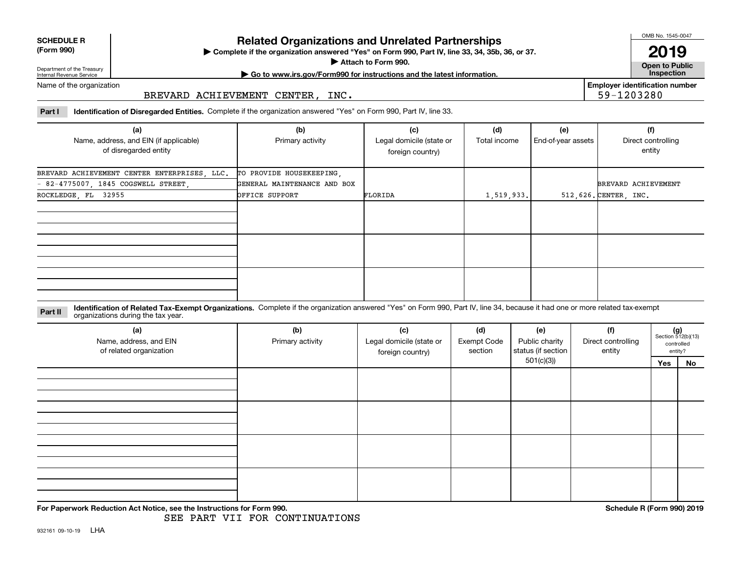**SCHEDULE R**
**(Form 990)**

Department of the Treasury
Internal Revenue Service

# Related Organizations and Unrelated Partnerships

▶ Complete if the organization answered "Yes" on Form 990, Part IV, line 33, 34, 35b, 36, or 37.
▶ Attach to Form 990.
▶ Go to www.irs.gov/Form990 for instructions and the latest information.

OMB No. 1545-0047

**2019**

**Open to Public Inspection**

Name of the organization: BREVARD ACHIEVEMENT CENTER, INC.

Employer identification number: 59-1203280

**Part I — Identification of Disregarded Entities.** Complete if the organization answered "Yes" on Form 990, Part IV, line 33.

| (a) Name, address, and EIN (if applicable) of disregarded entity | (b) Primary activity | (c) Legal domicile (state or foreign country) | (d) Total income | (e) End-of-year assets | (f) Direct controlling entity |
|---|---|---|---|---|---|
| BREVARD ACHIEVEMENT CENTER ENTERPRISES, LLC. - 82-4775007, 1845 COGSWELL STREET, ROCKLEDGE, FL 32955 | TO PROVIDE HOUSEKEEPING, GENERAL MAINTENANCE AND BOX OFFICE SUPPORT | FLORIDA | 1,519,933. | 512,626. | BREVARD ACHIEVEMENT CENTER, INC. |
| | | | | | |
| | | | | | |
| | | | | | |

**Part II — Identification of Related Tax-Exempt Organizations.** Complete if the organization answered "Yes" on Form 990, Part IV, line 34, because it had one or more related tax-exempt organizations during the tax year.

| (a) Name, address, and EIN of related organization | (b) Primary activity | (c) Legal domicile (state or foreign country) | (d) Exempt Code section | (e) Public charity status (if section 501(c)(3)) | (f) Direct controlling entity | (g) Section 512(b)(13) controlled entity? Yes | No |
|---|---|---|---|---|---|---|---|
| | | | | | | | |
| | | | | | | | |
| | | | | | | | |
| | | | | | | | |

**For Paperwork Reduction Act Notice, see the Instructions for Form 990.**

SEE PART VII FOR CONTINUATIONS

**Schedule R (Form 990) 2019**

932161 09-10-19 LHA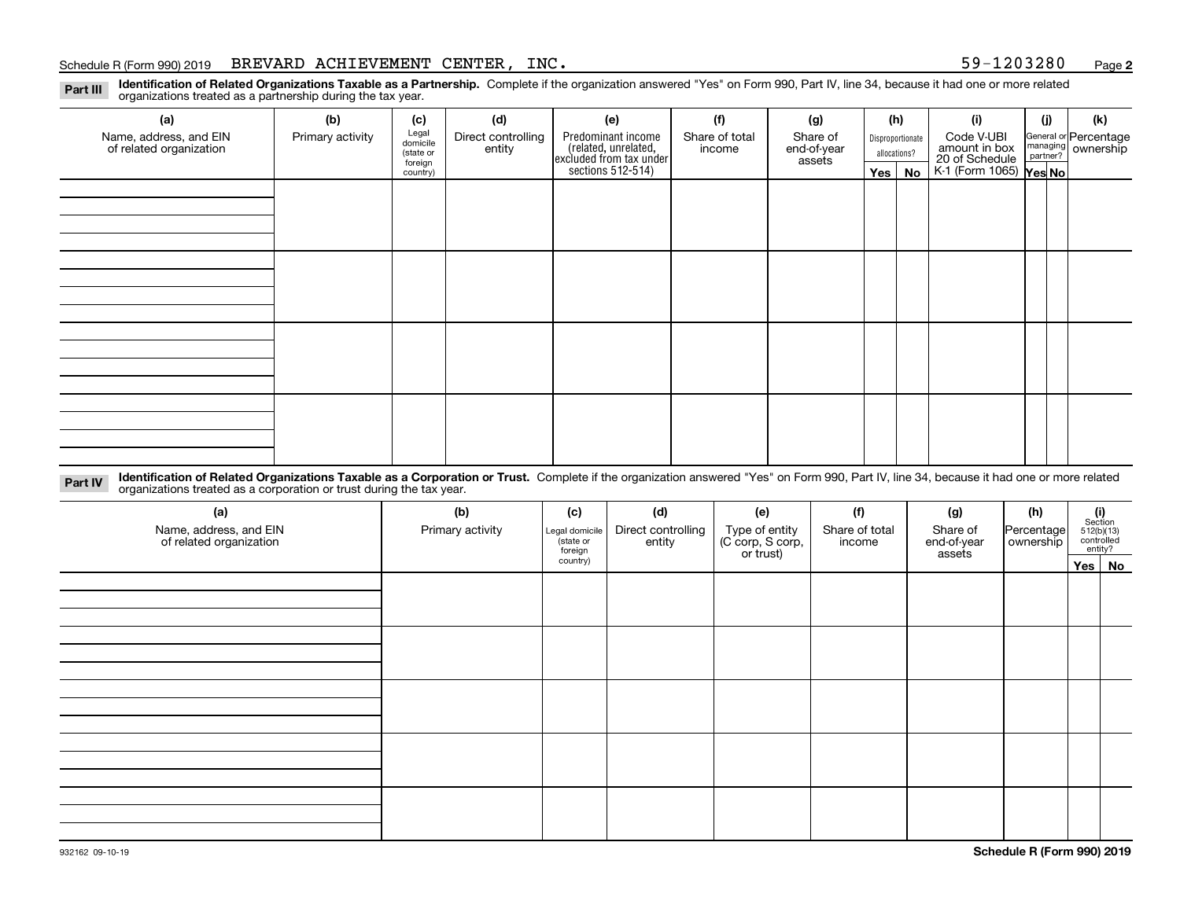Schedule R (Form 990) 2019 BREVARD ACHIEVEMENT CENTER, INC. 59-1203280 Page **2**

**Part III** **Identification of Related Organizations Taxable as a Partnership.** Complete if the organization answered "Yes" on Form 990, Part IV, line 34, because it had one or more related organizations treated as a partnership during the tax year.

| (a) Name, address, and EIN of related organization | (b) Primary activity | (c) Legal domicile (state or foreign country) | (d) Direct controlling entity | (e) Predominant income (related, unrelated, excluded from tax under sections 512-514) | (f) Share of total income | (g) Share of end-of-year assets | (h) Disproportionate allocations? Yes | (h) No | (i) Code V-UBI amount in box 20 of Schedule K-1 (Form 1065) | (j) General or managing partner? Yes | (j) No | (k) Percentage ownership |
|---|---|---|---|---|---|---|---|---|---|---|---|---|
| | | | | | | | | | | | | |
| | | | | | | | | | | | | |
| | | | | | | | | | | | | |
| | | | | | | | | | | | | |

**Part IV** **Identification of Related Organizations Taxable as a Corporation or Trust.** Complete if the organization answered "Yes" on Form 990, Part IV, line 34, because it had one or more related organizations treated as a corporation or trust during the tax year.

| (a) Name, address, and EIN of related organization | (b) Primary activity | (c) Legal domicile (state or foreign country) | (d) Direct controlling entity | (e) Type of entity (C corp, S corp, or trust) | (f) Share of total income | (g) Share of end-of-year assets | (h) Percentage ownership | (i) Section 512(b)(13) controlled entity? Yes | (i) No |
|---|---|---|---|---|---|---|---|---|---|
| | | | | | | | | | |
| | | | | | | | | | |
| | | | | | | | | | |
| | | | | | | | | | |
| | | | | | | | | | |

932162 09-10-19 **Schedule R (Form 990) 2019**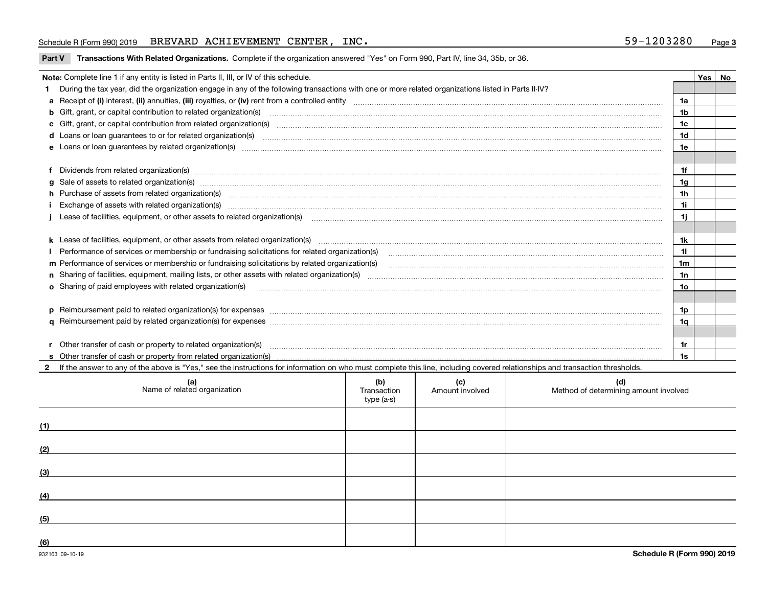Schedule R (Form 990) 2019 BREVARD ACHIEVEMENT CENTER, INC. 59-1203280 Page **3**

**Part V Transactions With Related Organizations.** Complete if the organization answered "Yes" on Form 990, Part IV, line 34, 35b, or 36.

| Note: Complete line 1 if any entity is listed in Parts II, III, or IV of this schedule. | | Yes | No |
|---|---|---|---|
| **1** During the tax year, did the organization engage in any of the following transactions with one or more related organizations listed in Parts II-IV? | | | |
| **a** Receipt of **(i)** interest, **(ii)** annuities, **(iii)** royalties, or **(iv)** rent from a controlled entity | **1a** | | |
| **b** Gift, grant, or capital contribution to related organization(s) | **1b** | | |
| **c** Gift, grant, or capital contribution from related organization(s) | **1c** | | |
| **d** Loans or loan guarantees to or for related organization(s) | **1d** | | |
| **e** Loans or loan guarantees by related organization(s) | **1e** | | |
| **f** Dividends from related organization(s) | **1f** | | |
| **g** Sale of assets to related organization(s) | **1g** | | |
| **h** Purchase of assets from related organization(s) | **1h** | | |
| **i** Exchange of assets with related organization(s) | **1i** | | |
| **j** Lease of facilities, equipment, or other assets to related organization(s) | **1j** | | |
| **k** Lease of facilities, equipment, or other assets from related organization(s) | **1k** | | |
| **l** Performance of services or membership or fundraising solicitations for related organization(s) | **1l** | | |
| **m** Performance of services or membership or fundraising solicitations by related organization(s) | **1m** | | |
| **n** Sharing of facilities, equipment, mailing lists, or other assets with related organization(s) | **1n** | | |
| **o** Sharing of paid employees with related organization(s) | **1o** | | |
| **p** Reimbursement paid to related organization(s) for expenses | **1p** | | |
| **q** Reimbursement paid by related organization(s) for expenses | **1q** | | |
| **r** Other transfer of cash or property to related organization(s) | **1r** | | |
| **s** Other transfer of cash or property from related organization(s) | **1s** | | |

**2** If the answer to any of the above is "Yes," see the instructions for information on who must complete this line, including covered relationships and transaction thresholds.

| (a) Name of related organization | (b) Transaction type (a-s) | (c) Amount involved | (d) Method of determining amount involved |
|---|---|---|---|
| (1) | | | |
| (2) | | | |
| (3) | | | |
| (4) | | | |
| (5) | | | |
| (6) | | | |

932163 09-10-19 **Schedule R (Form 990) 2019**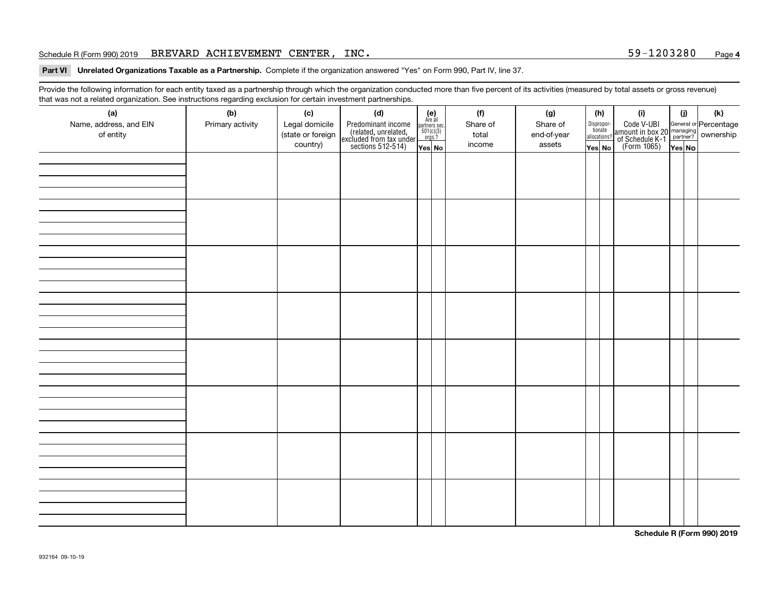Schedule R (Form 990) 2019 BREVARD ACHIEVEMENT CENTER, INC. 59-1203280

## Part VI Unrelated Organizations Taxable as a Partnership.

Complete if the organization answered "Yes" on Form 990, Part IV, line 37.

Provide the following information for each entity taxed as a partnership through which the organization conducted more than five percent of its activities (measured by total assets or gross revenue) that was not a related organization. See instructions regarding exclusion for certain investment partnerships.

| (a) Name, address, and EIN of entity | (b) Primary activity | (c) Legal domicile (state or foreign country) | (d) Predominant income (related, unrelated, excluded from tax under sections 512-514) | (e) Are all partners sec. 501(c)(3) orgs.? | | (f) Share of total income | (g) Share of end-of-year assets | (h) Disproportionate allocations? | | (i) Code V-UBI amount in box 20 of Schedule K-1 (Form 1065) | (j) General or managing partner? | | (k) Percentage ownership |
|---|---|---|---|---|---|---|---|---|---|---|---|---|---|
| | | | | Yes | No | | | Yes | No | | Yes | No | |
| | | | | | | | | | | | | | |
| | | | | | | | | | | | | | |
| | | | | | | | | | | | | | |
| | | | | | | | | | | | | | |
| | | | | | | | | | | | | | |
| | | | | | | | | | | | | | |
| | | | | | | | | | | | | | |
| | | | | | | | | | | | | | |

Schedule R (Form 990) 2019

932164 09-10-19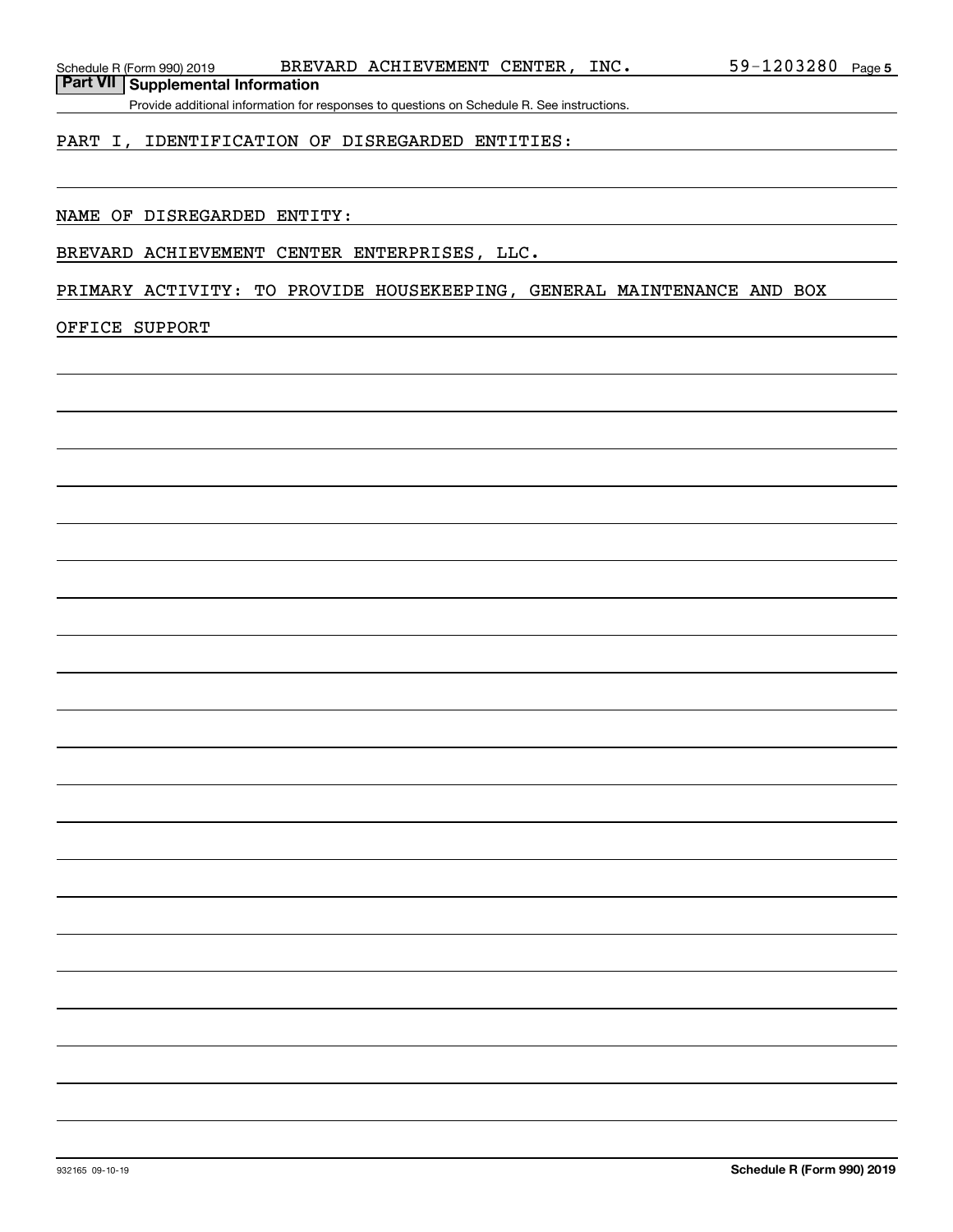Schedule R (Form 990) 2019 BREVARD ACHIEVEMENT CENTER, INC. 59-1203280 Page 5

**Part VII Supplemental Information**

Provide additional information for responses to questions on Schedule R. See instructions.

PART I, IDENTIFICATION OF DISREGARDED ENTITIES:

NAME OF DISREGARDED ENTITY:

BREVARD ACHIEVEMENT CENTER ENTERPRISES, LLC.

PRIMARY ACTIVITY: TO PROVIDE HOUSEKEEPING, GENERAL MAINTENANCE AND BOX OFFICE SUPPORT

932165 09-10-19 **Schedule R (Form 990) 2019**